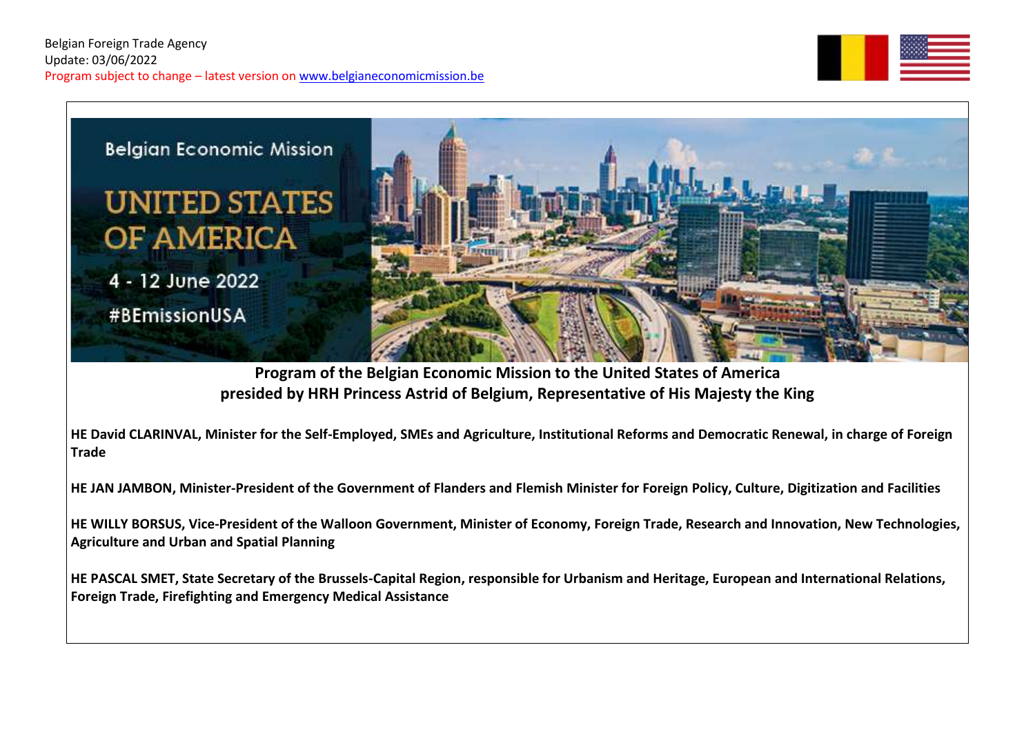Belgian Foreign Trade Agency
Update: 03/06/2022
Program subject to change – latest version on [www.belgianeconomicmission.be](http://www.belgianeconomicmission.be)

Belgian Economic Mission

# UNITED STATES OF AMERICA

4 - 12 June 2022

#BEmissionUSA

## Program of the Belgian Economic Mission to the United States of America presided by HRH Princess Astrid of Belgium, Representative of His Majesty the King

**HE David CLARINVAL, Minister for the Self-Employed, SMEs and Agriculture, Institutional Reforms and Democratic Renewal, in charge of Foreign Trade**

**HE JAN JAMBON, Minister-President of the Government of Flanders and Flemish Minister for Foreign Policy, Culture, Digitization and Facilities**

**HE WILLY BORSUS, Vice-President of the Walloon Government, Minister of Economy, Foreign Trade, Research and Innovation, New Technologies, Agriculture and Urban and Spatial Planning**

**HE PASCAL SMET, State Secretary of the Brussels-Capital Region, responsible for Urbanism and Heritage, European and International Relations, Foreign Trade, Firefighting and Emergency Medical Assistance**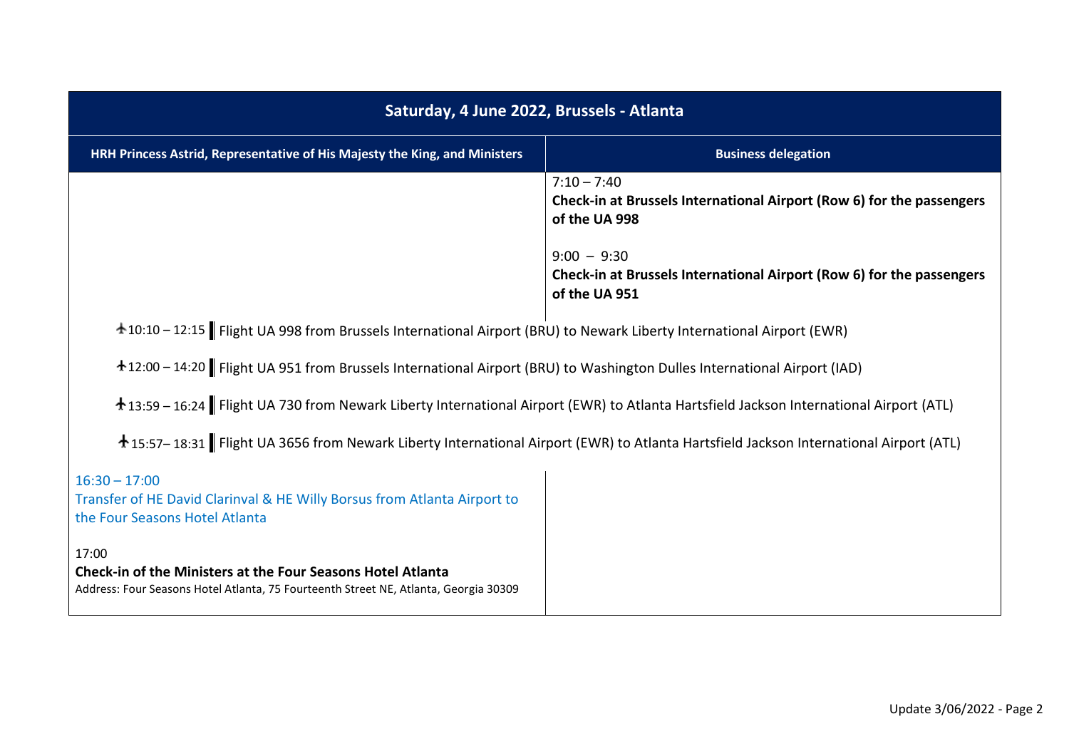| Saturday, 4 June 2022, Brussels - Atlanta | |
|---|---|
| **HRH Princess Astrid, Representative of His Majesty the King, and Ministers** | **Business delegation** |
| | 7:10 – 7:40<br>**Check-in at Brussels International Airport (Row 6) for the passengers of the UA 998**<br><br>9:00 – 9:30<br>**Check-in at Brussels International Airport (Row 6) for the passengers of the UA 951** |
| ✈10:10 – 12:15 Flight UA 998 from Brussels International Airport (BRU) to Newark Liberty International Airport (EWR) | |
| ✈12:00 – 14:20 Flight UA 951 from Brussels International Airport (BRU) to Washington Dulles International Airport (IAD) | |
| ✈13:59 – 16:24 Flight UA 730 from Newark Liberty International Airport (EWR) to Atlanta Hartsfield Jackson International Airport (ATL) | |
| ✈15:57– 18:31 Flight UA 3656 from Newark Liberty International Airport (EWR) to Atlanta Hartsfield Jackson International Airport (ATL) | |
| 16:30 – 17:00<br>Transfer of HE David Clarinval & HE Willy Borsus from Atlanta Airport to the Four Seasons Hotel Atlanta<br><br>17:00<br>**Check-in of the Ministers at the Four Seasons Hotel Atlanta**<br>Address: Four Seasons Hotel Atlanta, 75 Fourteenth Street NE, Atlanta, Georgia 30309 | |

Update 3/06/2022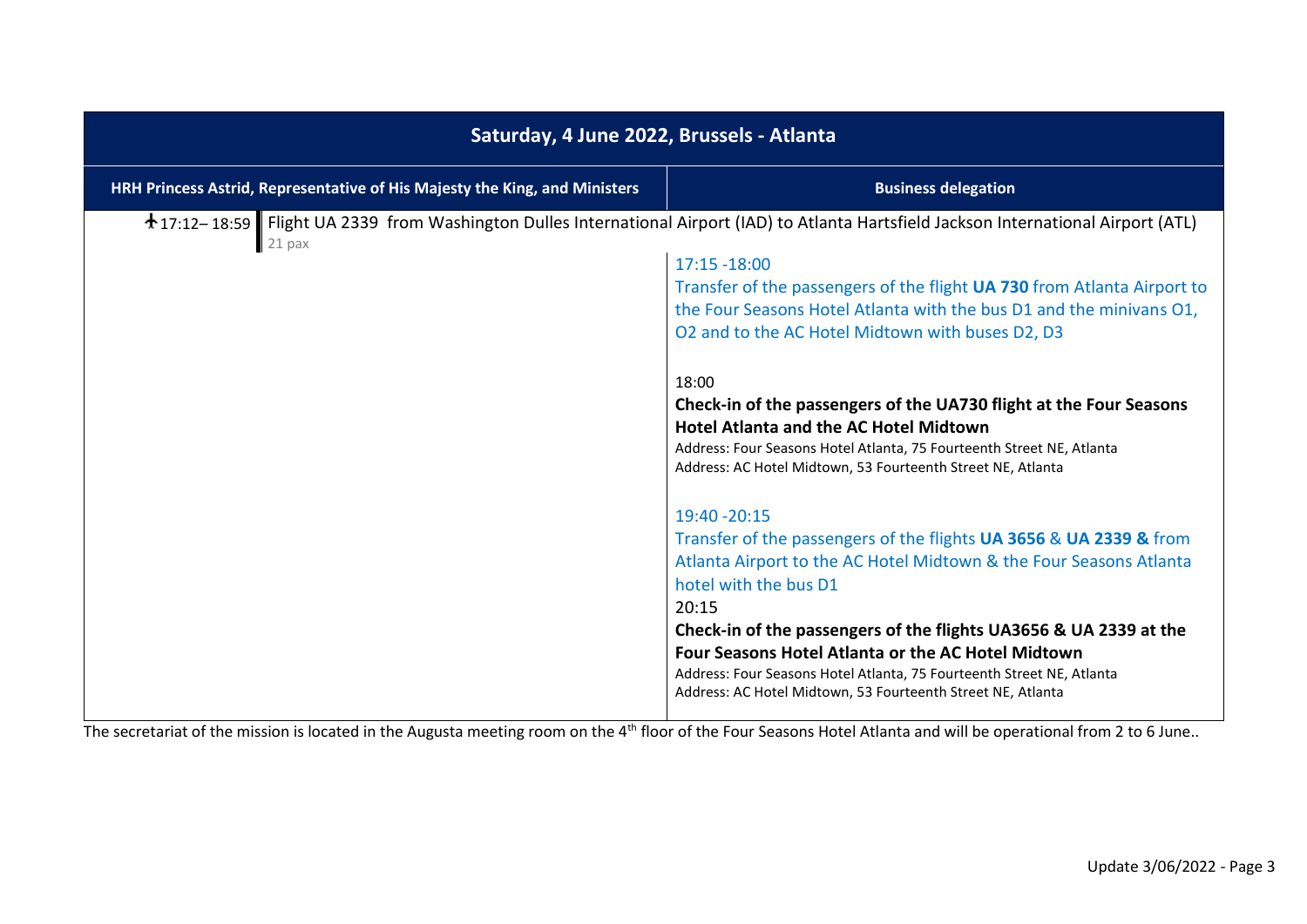| Saturday, 4 June 2022, Brussels - Atlanta | |
|---|---|
| **HRH Princess Astrid, Representative of His Majesty the King, and Ministers** | **Business delegation** |
| 17:12– 18:59 Flight UA 2339 from Washington Dulles International Airport (IAD) to Atlanta Hartsfield Jackson International Airport (ATL)<br>21 pax | |
| | 17:15 -18:00<br>Transfer of the passengers of the flight **UA 730** from Atlanta Airport to the Four Seasons Hotel Atlanta with the bus D1 and the minivans O1, O2 and to the AC Hotel Midtown with buses D2, D3 |
| | 18:00<br>**Check-in of the passengers of the UA730 flight at the Four Seasons Hotel Atlanta and the AC Hotel Midtown**<br>Address: Four Seasons Hotel Atlanta, 75 Fourteenth Street NE, Atlanta<br>Address: AC Hotel Midtown, 53 Fourteenth Street NE, Atlanta |
| | 19:40 -20:15<br>Transfer of the passengers of the flights **UA 3656** & **UA 2339 &** from Atlanta Airport to the AC Hotel Midtown & the Four Seasons Atlanta hotel with the bus D1<br>20:15<br>**Check-in of the passengers of the flights UA3656 & UA 2339 at the Four Seasons Hotel Atlanta or the AC Hotel Midtown**<br>Address: Four Seasons Hotel Atlanta, 75 Fourteenth Street NE, Atlanta<br>Address: AC Hotel Midtown, 53 Fourteenth Street NE, Atlanta |

The secretariat of the mission is located in the Augusta meeting room on the 4th floor of the Four Seasons Hotel Atlanta and will be operational from 2 to 6 June..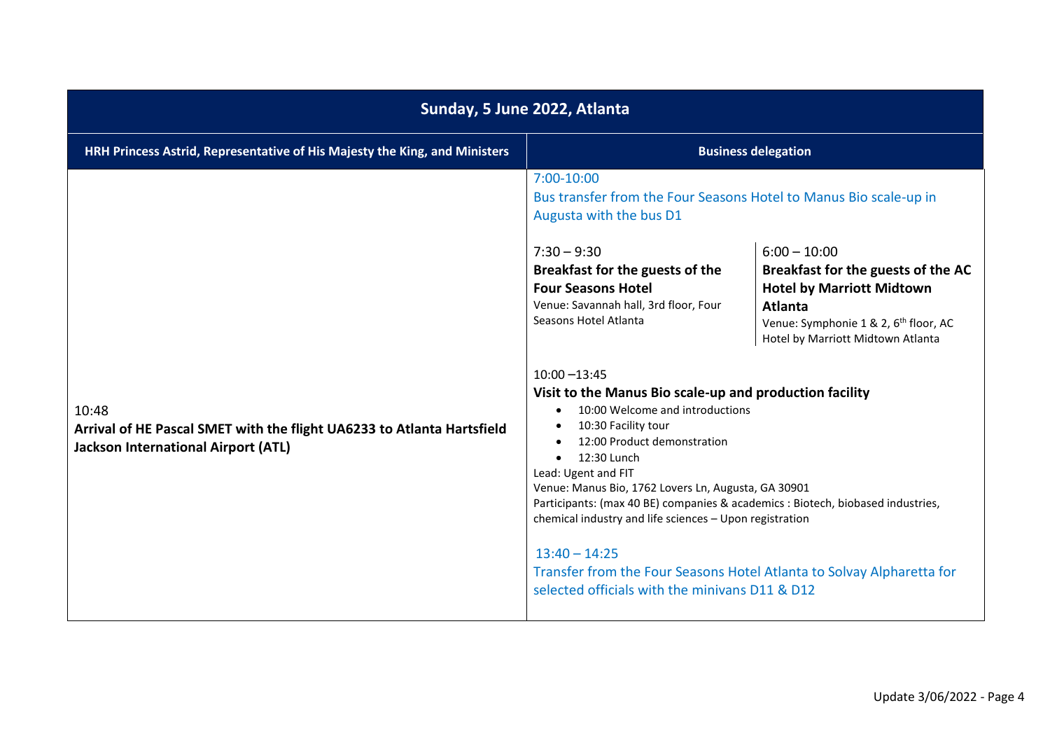| Sunday, 5 June 2022, Atlanta | |
|---|---|
| **HRH Princess Astrid, Representative of His Majesty the King, and Ministers** | **Business delegation** |
| 10:48<br>**Arrival of HE Pascal SMET with the flight UA6233 to Atlanta Hartsfield Jackson International Airport (ATL)** | 7:00-10:00<br>Bus transfer from the Four Seasons Hotel to Manus Bio scale-up in Augusta with the bus D1<br><br>7:30 – 9:30<br>**Breakfast for the guests of the Four Seasons Hotel**<br>Venue: Savannah hall, 3rd floor, Four Seasons Hotel Atlanta<br><br>6:00 – 10:00<br>**Breakfast for the guests of the AC Hotel by Marriott Midtown Atlanta**<br>Venue: Symphonie 1 & 2, 6th floor, AC Hotel by Marriott Midtown Atlanta<br><br>10:00 –13:45<br>**Visit to the Manus Bio scale-up and production facility**<br>• 10:00 Welcome and introductions<br>• 10:30 Facility tour<br>• 12:00 Product demonstration<br>• 12:30 Lunch<br>Lead: Ugent and FIT<br>Venue: Manus Bio, 1762 Lovers Ln, Augusta, GA 30901<br>Participants: (max 40 BE) companies & academics : Biotech, biobased industries, chemical industry and life sciences – Upon registration<br><br>13:40 – 14:25<br>Transfer from the Four Seasons Hotel Atlanta to Solvay Alpharetta for selected officials with the minivans D11 & D12 |

Update 3/06/2022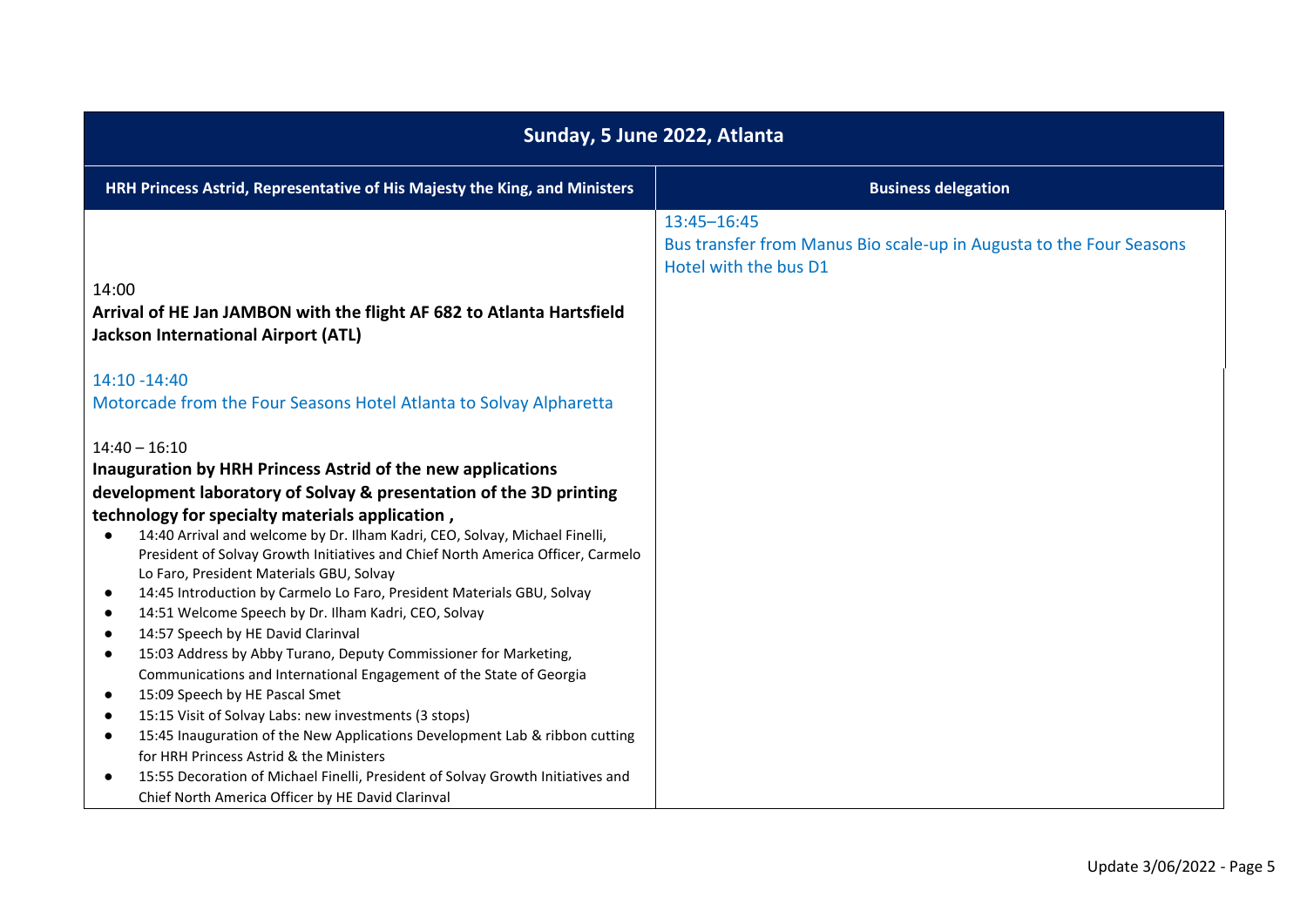| Sunday, 5 June 2022, Atlanta | |
|---|---|
| **HRH Princess Astrid, Representative of His Majesty the King, and Ministers** | **Business delegation** |
| 14:00<br>**Arrival of HE Jan JAMBON with the flight AF 682 to Atlanta Hartsfield Jackson International Airport (ATL)**<br><br>14:10 -14:40<br>Motorcade from the Four Seasons Hotel Atlanta to Solvay Alpharetta<br><br>14:40 – 16:10<br>**Inauguration by HRH Princess Astrid of the new applications development laboratory of Solvay & presentation of the 3D printing technology for specialty materials application ,**<br>• 14:40 Arrival and welcome by Dr. Ilham Kadri, CEO, Solvay, Michael Finelli, President of Solvay Growth Initiatives and Chief North America Officer, Carmelo Lo Faro, President Materials GBU, Solvay<br>• 14:45 Introduction by Carmelo Lo Faro, President Materials GBU, Solvay<br>• 14:51 Welcome Speech by Dr. Ilham Kadri, CEO, Solvay<br>• 14:57 Speech by HE David Clarinval<br>• 15:03 Address by Abby Turano, Deputy Commissioner for Marketing, Communications and International Engagement of the State of Georgia<br>• 15:09 Speech by HE Pascal Smet<br>• 15:15 Visit of Solvay Labs: new investments (3 stops)<br>• 15:45 Inauguration of the New Applications Development Lab & ribbon cutting for HRH Princess Astrid & the Ministers<br>• 15:55 Decoration of Michael Finelli, President of Solvay Growth Initiatives and Chief North America Officer by HE David Clarinval | 13:45–16:45<br>Bus transfer from Manus Bio scale-up in Augusta to the Four Seasons Hotel with the bus D1 |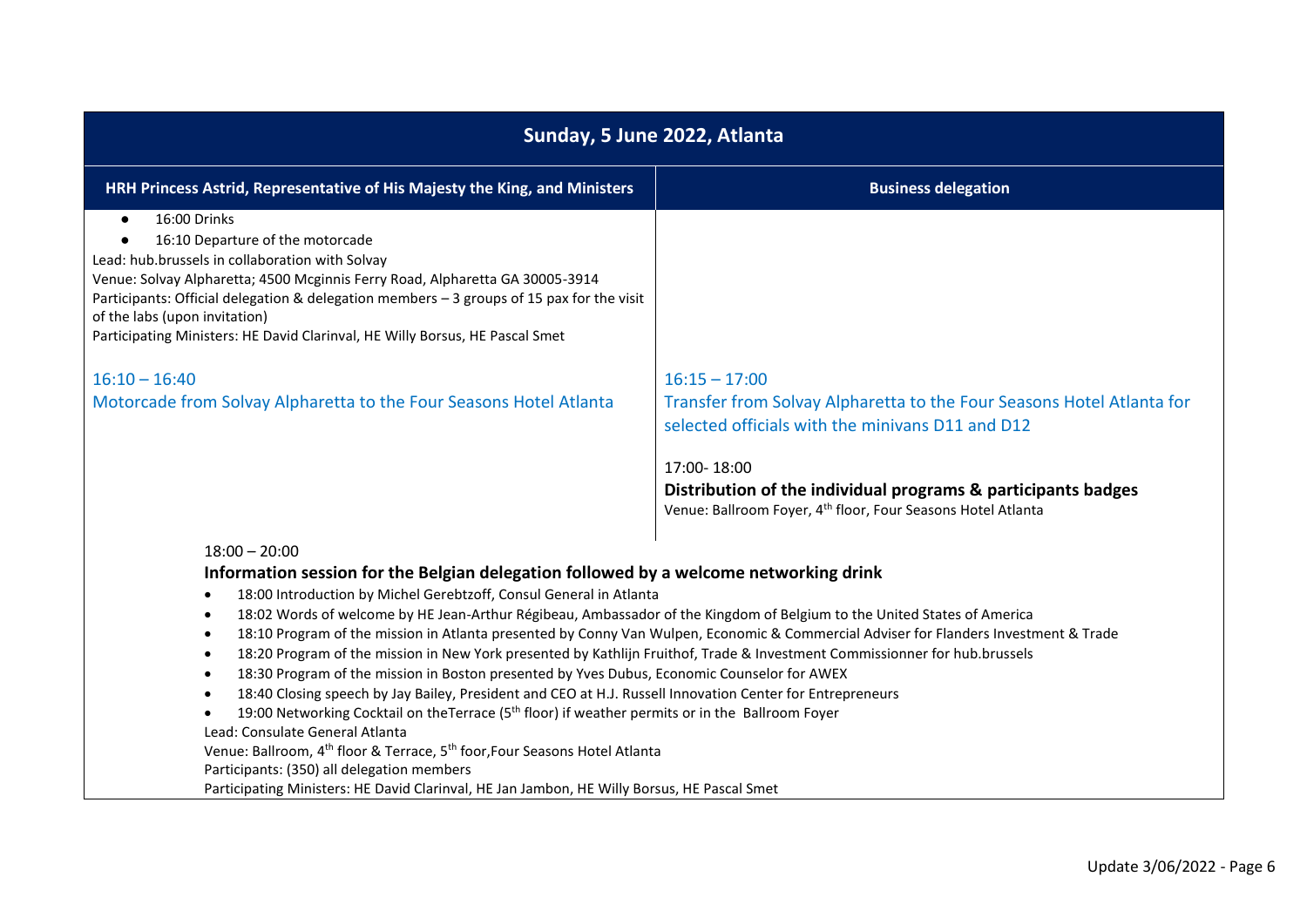## Sunday, 5 June 2022, Atlanta

| HRH Princess Astrid, Representative of His Majesty the King, and Ministers | Business delegation |
| --- | --- |
| • 16:00 Drinks<br>• 16:10 Departure of the motorcade<br>Lead: hub.brussels in collaboration with Solvay<br>Venue: Solvay Alpharetta; 4500 Mcginnis Ferry Road, Alpharetta GA 30005-3914<br>Participants: Official delegation & delegation members – 3 groups of 15 pax for the visit of the labs (upon invitation)<br>Participating Ministers: HE David Clarinval, HE Willy Borsus, HE Pascal Smet | |
| 16:10 – 16:40<br>Motorcade from Solvay Alpharetta to the Four Seasons Hotel Atlanta | 16:15 – 17:00<br>Transfer from Solvay Alpharetta to the Four Seasons Hotel Atlanta for selected officials with the minivans D11 and D12<br><br>17:00- 18:00<br>**Distribution of the individual programs & participants badges**<br>Venue: Ballroom Foyer, 4th floor, Four Seasons Hotel Atlanta |

18:00 – 20:00

**Information session for the Belgian delegation followed by a welcome networking drink**

- 18:00 Introduction by Michel Gerebtzoff, Consul General in Atlanta
- 18:02 Words of welcome by HE Jean-Arthur Régibeau, Ambassador of the Kingdom of Belgium to the United States of America
- 18:10 Program of the mission in Atlanta presented by Conny Van Wulpen, Economic & Commercial Adviser for Flanders Investment & Trade
- 18:20 Program of the mission in New York presented by Kathlijn Fruithof, Trade & Investment Commissionner for hub.brussels
- 18:30 Program of the mission in Boston presented by Yves Dubus, Economic Counselor for AWEX
- 18:40 Closing speech by Jay Bailey, President and CEO at H.J. Russell Innovation Center for Entrepreneurs
- 19:00 Networking Cocktail on theTerrace (5th floor) if weather permits or in the Ballroom Foyer

Lead: Consulate General Atlanta
Venue: Ballroom, 4th floor & Terrace, 5th foor,Four Seasons Hotel Atlanta
Participants: (350) all delegation members
Participating Ministers: HE David Clarinval, HE Jan Jambon, HE Willy Borsus, HE Pascal Smet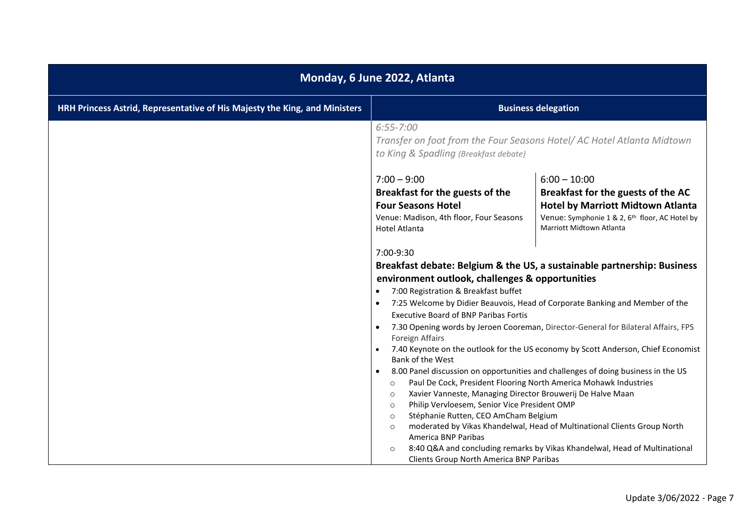| Monday, 6 June 2022, Atlanta | |
|---|---|
| **HRH Princess Astrid, Representative of His Majesty the King, and Ministers** | **Business delegation** |

*6:55-7:00*
*Transfer on foot from the Four Seasons Hotel/ AC Hotel Atlanta Midtown to King & Spadling (Breakfast debate)*

| | |
|---|---|
| 7:00 – 9:00<br>**Breakfast for the guests of the Four Seasons Hotel**<br>Venue: Madison, 4th floor, Four Seasons Hotel Atlanta | 6:00 – 10:00<br>**Breakfast for the guests of the AC Hotel by Marriott Midtown Atlanta**<br>Venue: Symphonie 1 & 2, 6th floor, AC Hotel by Marriott Midtown Atlanta |

7:00-9:30

**Breakfast debate: Belgium & the US, a sustainable partnership: Business environment outlook, challenges & opportunities**

- 7:00 Registration & Breakfast buffet
- 7:25 Welcome by Didier Beauvois, Head of Corporate Banking and Member of the Executive Board of BNP Paribas Fortis
- 7.30 Opening words by Jeroen Cooreman, Director-General for Bilateral Affairs, FPS Foreign Affairs
- 7.40 Keynote on the outlook for the US economy by Scott Anderson, Chief Economist Bank of the West
- 8.00 Panel discussion on opportunities and challenges of doing business in the US
  - Paul De Cock, President Flooring North America Mohawk Industries
  - Xavier Vanneste, Managing Director Brouwerij De Halve Maan
  - Philip Vervloesem, Senior Vice President OMP
  - Stéphanie Rutten, CEO AmCham Belgium
  - moderated by Vikas Khandelwal, Head of Multinational Clients Group North America BNP Paribas
  - 8:40 Q&A and concluding remarks by Vikas Khandelwal, Head of Multinational Clients Group North America BNP Paribas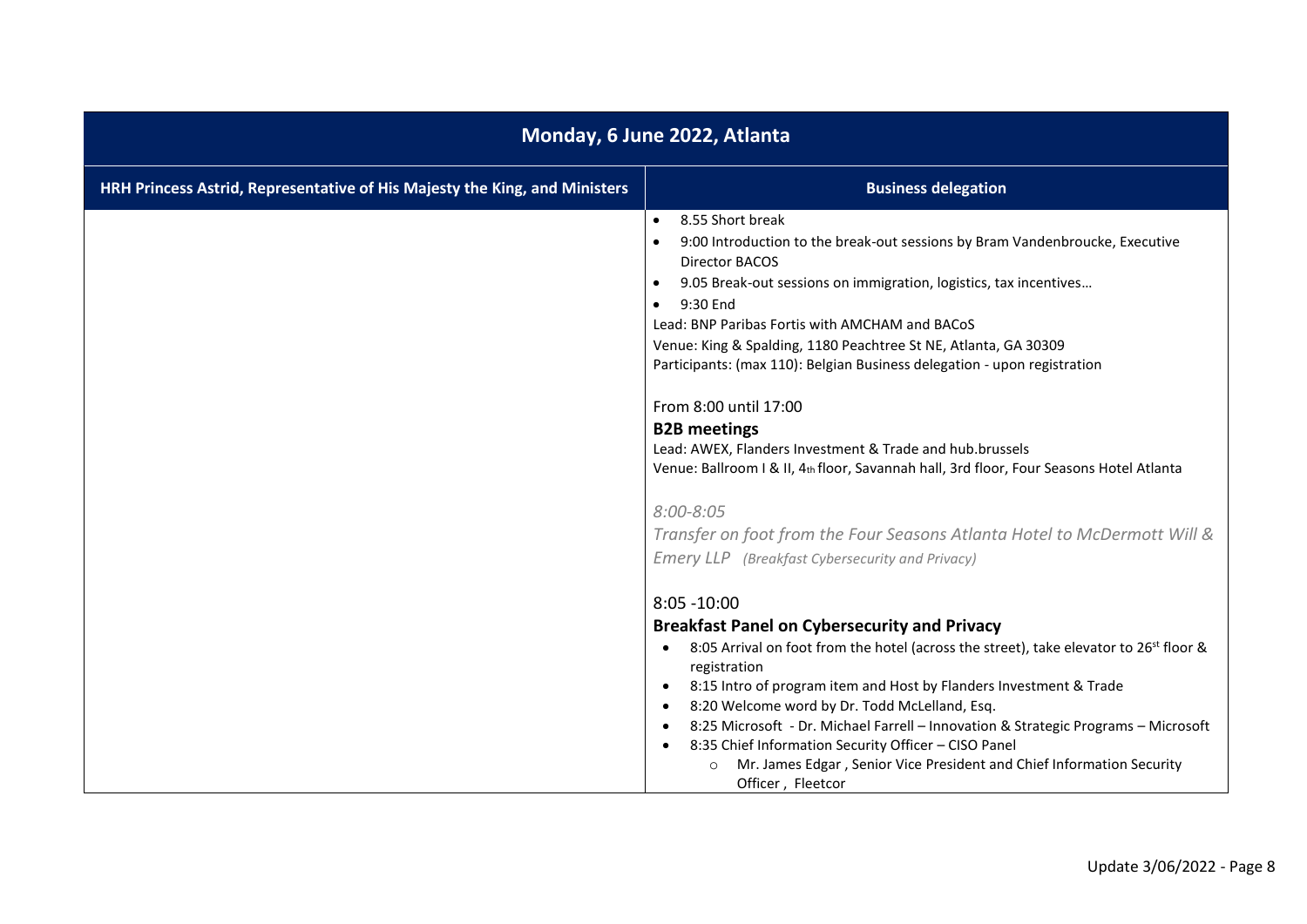| Monday, 6 June 2022, Atlanta | |
|---|---|
| **HRH Princess Astrid, Representative of His Majesty the King, and Ministers** | **Business delegation** |
| | • 8.55 Short break<br>• 9:00 Introduction to the break-out sessions by Bram Vandenbroucke, Executive Director BACOS<br>• 9.05 Break-out sessions on immigration, logistics, tax incentives…<br>• 9:30 End<br>Lead: BNP Paribas Fortis with AMCHAM and BACoS<br>Venue: King & Spalding, 1180 Peachtree St NE, Atlanta, GA 30309<br>Participants: (max 110): Belgian Business delegation - upon registration<br><br>From 8:00 until 17:00<br>**B2B meetings**<br>Lead: AWEX, Flanders Investment & Trade and hub.brussels<br>Venue: Ballroom I & II, 4th floor, Savannah hall, 3rd floor, Four Seasons Hotel Atlanta<br><br>*8:00-8:05*<br>*Transfer on foot from the Four Seasons Atlanta Hotel to McDermott Will & Emery LLP (Breakfast Cybersecurity and Privacy)*<br><br>8:05 -10:00<br>**Breakfast Panel on Cybersecurity and Privacy**<br>• 8:05 Arrival on foot from the hotel (across the street), take elevator to 26st floor & registration<br>• 8:15 Intro of program item and Host by Flanders Investment & Trade<br>• 8:20 Welcome word by Dr. Todd McLelland, Esq.<br>• 8:25 Microsoft - Dr. Michael Farrell – Innovation & Strategic Programs – Microsoft<br>• 8:35 Chief Information Security Officer – CISO Panel<br>&nbsp;&nbsp;&nbsp;&nbsp;○ Mr. James Edgar , Senior Vice President and Chief Information Security Officer , Fleetcor |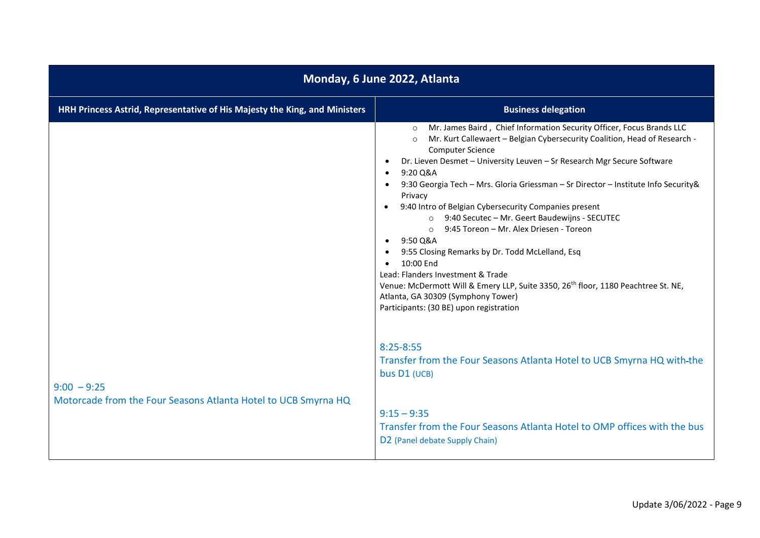| Monday, 6 June 2022, Atlanta | |
|---|---|
| **HRH Princess Astrid, Representative of His Majesty the King, and Ministers** | **Business delegation** |
| | ◦ Mr. James Baird , Chief Information Security Officer, Focus Brands LLC<br>◦ Mr. Kurt Callewaert – Belgian Cybersecurity Coalition, Head of Research - Computer Science<br>• Dr. Lieven Desmet – University Leuven – Sr Research Mgr Secure Software<br>• 9:20 Q&A<br>• 9:30 Georgia Tech – Mrs. Gloria Griessman – Sr Director – Institute Info Security& Privacy<br>• 9:40 Intro of Belgian Cybersecurity Companies present<br>◦ 9:40 Secutec – Mr. Geert Baudewijns - SECUTEC<br>◦ 9:45 Toreon – Mr. Alex Driesen - Toreon<br>• 9:50 Q&A<br>• 9:55 Closing Remarks by Dr. Todd McLelland, Esq<br>• 10:00 End<br>Lead: Flanders Investment & Trade<br>Venue: McDermott Will & Emery LLP, Suite 3350, 26th floor, 1180 Peachtree St. NE, Atlanta, GA 30309 (Symphony Tower)<br>Participants: (30 BE) upon registration |
| 9:00 – 9:25<br>Motorcade from the Four Seasons Atlanta Hotel to UCB Smyrna HQ | 8:25-8:55<br>Transfer from the Four Seasons Atlanta Hotel to UCB Smyrna HQ with the bus D1 (UCB)<br><br>9:15 – 9:35<br>Transfer from the Four Seasons Atlanta Hotel to OMP offices with the bus D2 (Panel debate Supply Chain) |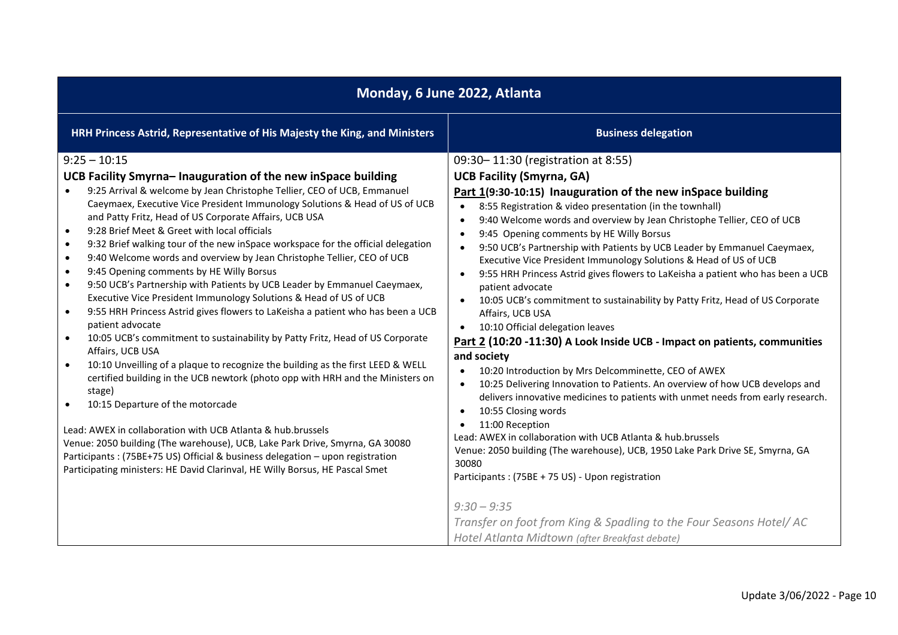## Monday, 6 June 2022, Atlanta

| HRH Princess Astrid, Representative of His Majesty the King, and Ministers | Business delegation |
|---|---|
| 9:25 – 10:15<br>**UCB Facility Smyrna– Inauguration of the new inSpace building**<br>• 9:25 Arrival & welcome by Jean Christophe Tellier, CEO of UCB, Emmanuel Caeymaex, Executive Vice President Immunology Solutions & Head of US of UCB and Patty Fritz, Head of US Corporate Affairs, UCB USA<br>• 9:28 Brief Meet & Greet with local officials<br>• 9:32 Brief walking tour of the new inSpace workspace for the official delegation<br>• 9:40 Welcome words and overview by Jean Christophe Tellier, CEO of UCB<br>• 9:45 Opening comments by HE Willy Borsus<br>• 9:50 UCB's Partnership with Patients by UCB Leader by Emmanuel Caeymaex, Executive Vice President Immunology Solutions & Head of US of UCB<br>• 9:55 HRH Princess Astrid gives flowers to LaKeisha a patient who has been a UCB patient advocate<br>• 10:05 UCB's commitment to sustainability by Patty Fritz, Head of US Corporate Affairs, UCB USA<br>• 10:10 Unveilling of a plaque to recognize the building as the first LEED & WELL certified building in the UCB newtork (photo opp with HRH and the Ministers on stage)<br>• 10:15 Departure of the motorcade<br><br>Lead: AWEX in collaboration with UCB Atlanta & hub.brussels<br>Venue: 2050 building (The warehouse), UCB, Lake Park Drive, Smyrna, GA 30080<br>Participants : (75BE+75 US) Official & business delegation – upon registration<br>Participating ministers: HE David Clarinval, HE Willy Borsus, HE Pascal Smet | 09:30– 11:30 (registration at 8:55)<br>**UCB Facility (Smyrna, GA)**<br>**<u>Part 1</u>(9:30-10:15) Inauguration of the new inSpace building**<br>• 8:55 Registration & video presentation (in the townhall)<br>• 9:40 Welcome words and overview by Jean Christophe Tellier, CEO of UCB<br>• 9:45 Opening comments by HE Willy Borsus<br>• 9:50 UCB's Partnership with Patients by UCB Leader by Emmanuel Caeymaex, Executive Vice President Immunology Solutions & Head of US of UCB<br>• 9:55 HRH Princess Astrid gives flowers to LaKeisha a patient who has been a UCB patient advocate<br>• 10:05 UCB's commitment to sustainability by Patty Fritz, Head of US Corporate Affairs, UCB USA<br>• 10:10 Official delegation leaves<br>**<u>Part 2</u> (10:20 -11:30) A Look Inside UCB - Impact on patients, communities and society**<br>• 10:20 Introduction by Mrs Delcomminette, CEO of AWEX<br>• 10:25 Delivering Innovation to Patients. An overview of how UCB develops and delivers innovative medicines to patients with unmet needs from early research.<br>• 10:55 Closing words<br>• 11:00 Reception<br>Lead: AWEX in collaboration with UCB Atlanta & hub.brussels<br>Venue: 2050 building (The warehouse), UCB, 1950 Lake Park Drive SE, Smyrna, GA 30080<br>Participants : (75BE + 75 US) - Upon registration<br><br>*9:30 – 9:35*<br>*Transfer on foot from King & Spadling to the Four Seasons Hotel/ AC Hotel Atlanta Midtown (after Breakfast debate)* |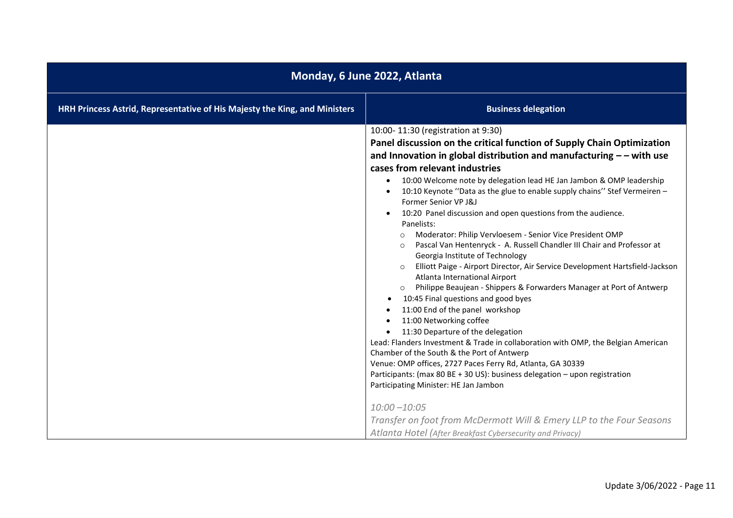| Monday, 6 June 2022, Atlanta | |
|---|---|
| **HRH Princess Astrid, Representative of His Majesty the King, and Ministers** | **Business delegation** |
| | 10:00- 11:30 (registration at 9:30)<br>**Panel discussion on the critical function of Supply Chain Optimization and Innovation in global distribution and manufacturing – – with use cases from relevant industries**<br>• 10:00 Welcome note by delegation lead HE Jan Jambon & OMP leadership<br>• 10:10 Keynote ''Data as the glue to enable supply chains'' Stef Vermeiren – Former Senior VP J&J<br>• 10:20 Panel discussion and open questions from the audience.<br>Panelists:<br>o Moderator: Philip Vervloesem - Senior Vice President OMP<br>o Pascal Van Hentenryck - A. Russell Chandler III Chair and Professor at Georgia Institute of Technology<br>o Elliott Paige - Airport Director, Air Service Development Hartsfield-Jackson Atlanta International Airport<br>o Philippe Beaujean - Shippers & Forwarders Manager at Port of Antwerp<br>• 10:45 Final questions and good byes<br>• 11:00 End of the panel workshop<br>• 11:00 Networking coffee<br>• 11:30 Departure of the delegation<br>Lead: Flanders Investment & Trade in collaboration with OMP, the Belgian American Chamber of the South & the Port of Antwerp<br>Venue: OMP offices, 2727 Paces Ferry Rd, Atlanta, GA 30339<br>Participants: (max 80 BE + 30 US): business delegation – upon registration<br>Participating Minister: HE Jan Jambon<br><br>*10:00 –10:05*<br>*Transfer on foot from McDermott Will & Emery LLP to the Four Seasons Atlanta Hotel (After Breakfast Cybersecurity and Privacy)* |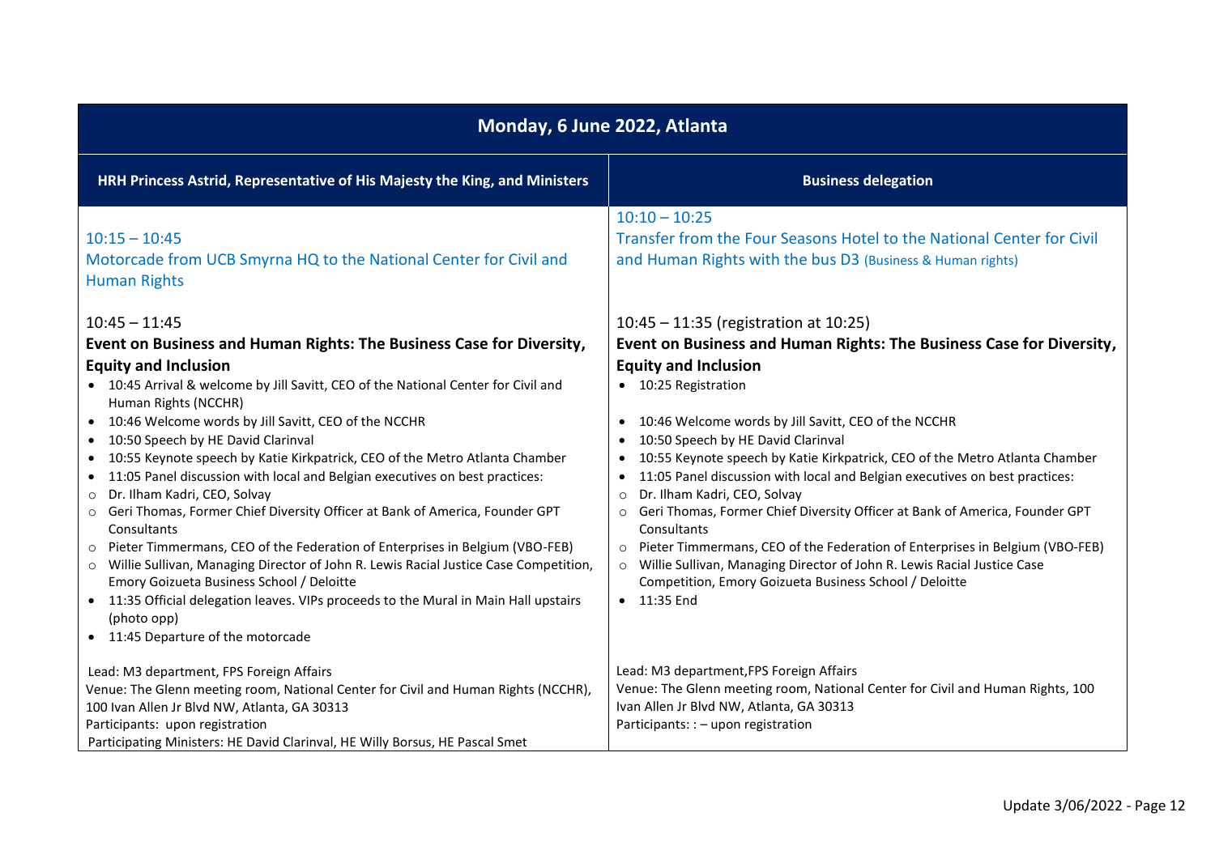| Monday, 6 June 2022, Atlanta | |
|---|---|
| **HRH Princess Astrid, Representative of His Majesty the King, and Ministers** | **Business delegation** |
| 10:15 – 10:45<br>Motorcade from UCB Smyrna HQ to the National Center for Civil and Human Rights | 10:10 – 10:25<br>Transfer from the Four Seasons Hotel to the National Center for Civil and Human Rights with the bus D3 (Business & Human rights) |
| 10:45 – 11:45<br>**Event on Business and Human Rights: The Business Case for Diversity, Equity and Inclusion**<br>• 10:45 Arrival & welcome by Jill Savitt, CEO of the National Center for Civil and Human Rights (NCCHR)<br>• 10:46 Welcome words by Jill Savitt, CEO of the NCCHR<br>• 10:50 Speech by HE David Clarinval<br>• 10:55 Keynote speech by Katie Kirkpatrick, CEO of the Metro Atlanta Chamber<br>• 11:05 Panel discussion with local and Belgian executives on best practices:<br>○ Dr. Ilham Kadri, CEO, Solvay<br>○ Geri Thomas, Former Chief Diversity Officer at Bank of America, Founder GPT Consultants<br>○ Pieter Timmermans, CEO of the Federation of Enterprises in Belgium (VBO-FEB)<br>○ Willie Sullivan, Managing Director of John R. Lewis Racial Justice Case Competition, Emory Goizueta Business School / Deloitte<br>• 11:35 Official delegation leaves. VIPs proceeds to the Mural in Main Hall upstairs (photo opp)<br>• 11:45 Departure of the motorcade<br><br>Lead: M3 department, FPS Foreign Affairs<br>Venue: The Glenn meeting room, National Center for Civil and Human Rights (NCCHR), 100 Ivan Allen Jr Blvd NW, Atlanta, GA 30313<br>Participants: upon registration<br>Participating Ministers: HE David Clarinval, HE Willy Borsus, HE Pascal Smet | 10:45 – 11:35 (registration at 10:25)<br>**Event on Business and Human Rights: The Business Case for Diversity, Equity and Inclusion**<br>• 10:25 Registration<br>• 10:46 Welcome words by Jill Savitt, CEO of the NCCHR<br>• 10:50 Speech by HE David Clarinval<br>• 10:55 Keynote speech by Katie Kirkpatrick, CEO of the Metro Atlanta Chamber<br>• 11:05 Panel discussion with local and Belgian executives on best practices:<br>○ Dr. Ilham Kadri, CEO, Solvay<br>○ Geri Thomas, Former Chief Diversity Officer at Bank of America, Founder GPT Consultants<br>○ Pieter Timmermans, CEO of the Federation of Enterprises in Belgium (VBO-FEB)<br>○ Willie Sullivan, Managing Director of John R. Lewis Racial Justice Case Competition, Emory Goizueta Business School / Deloitte<br>• 11:35 End<br><br>Lead: M3 department,FPS Foreign Affairs<br>Venue: The Glenn meeting room, National Center for Civil and Human Rights, 100 Ivan Allen Jr Blvd NW, Atlanta, GA 30313<br>Participants: : – upon registration |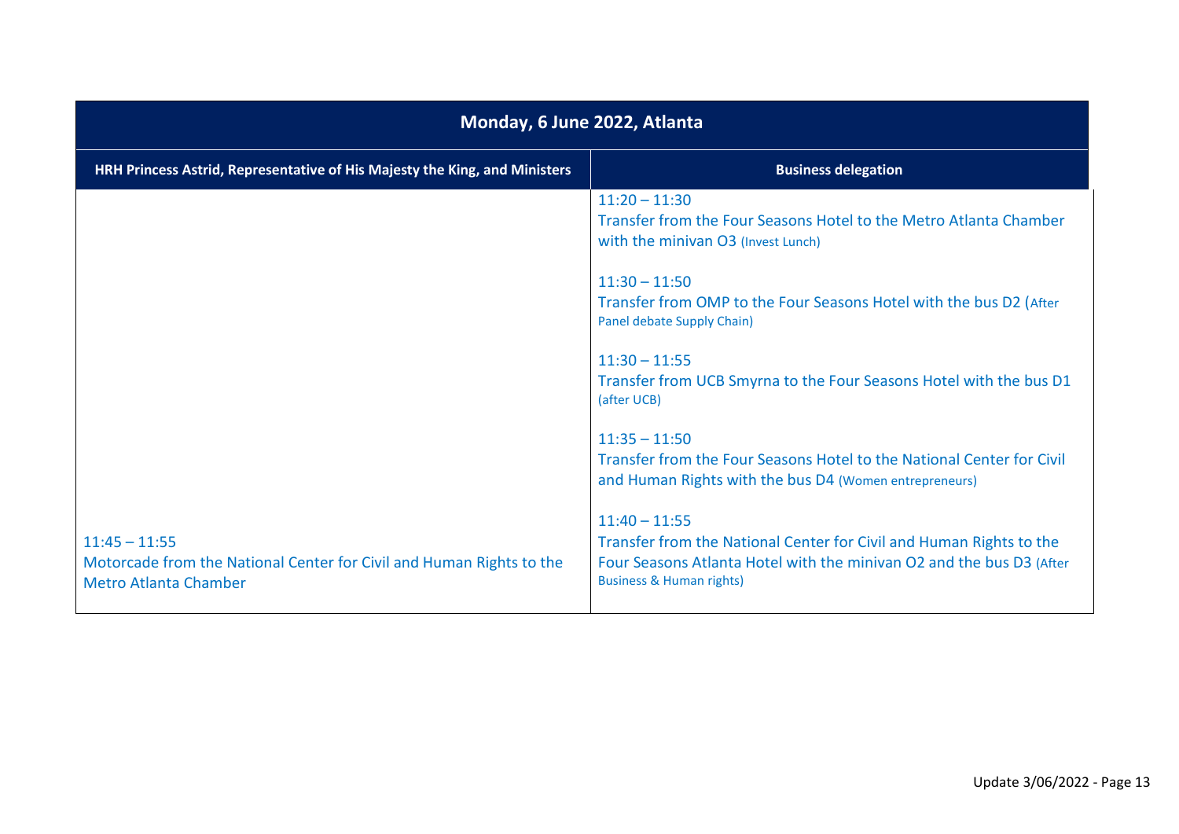| Monday, 6 June 2022, Atlanta | |
|---|---|
| **HRH Princess Astrid, Representative of His Majesty the King, and Ministers** | **Business delegation** |
| | 11:20 – 11:30<br>Transfer from the Four Seasons Hotel to the Metro Atlanta Chamber with the minivan O3 (Invest Lunch)<br><br>11:30 – 11:50<br>Transfer from OMP to the Four Seasons Hotel with the bus D2 (After Panel debate Supply Chain)<br><br>11:30 – 11:55<br>Transfer from UCB Smyrna to the Four Seasons Hotel with the bus D1 (after UCB)<br><br>11:35 – 11:50<br>Transfer from the Four Seasons Hotel to the National Center for Civil and Human Rights with the bus D4 (Women entrepreneurs) |
| 11:45 – 11:55<br>Motorcade from the National Center for Civil and Human Rights to the Metro Atlanta Chamber | 11:40 – 11:55<br>Transfer from the National Center for Civil and Human Rights to the Four Seasons Atlanta Hotel with the minivan O2 and the bus D3 (After Business & Human rights) |

Update 3/06/2022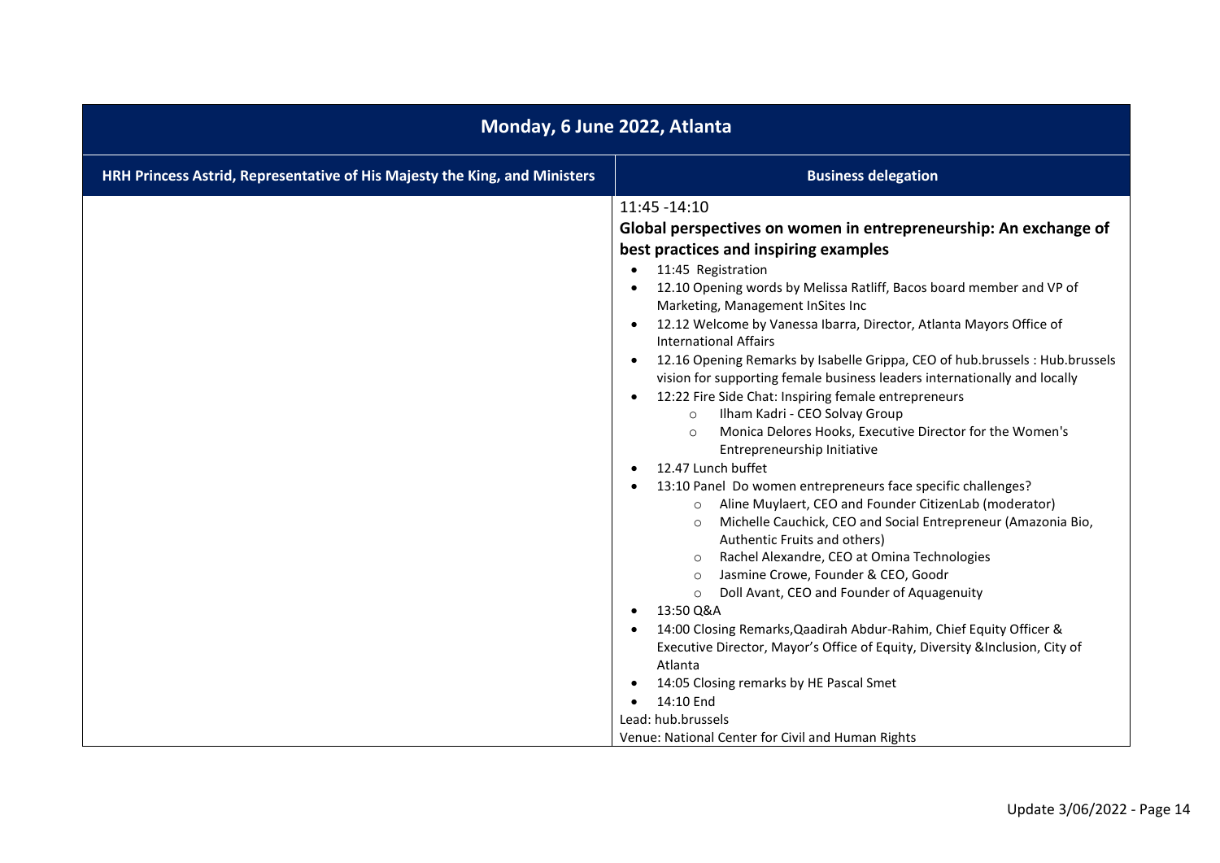## Monday, 6 June 2022, Atlanta

| HRH Princess Astrid, Representative of His Majesty the King, and Ministers | Business delegation |
|---|---|
| | 11:45 -14:10<br>**Global perspectives on women in entrepreneurship: An exchange of best practices and inspiring examples**<br>• 11:45 Registration<br>• 12.10 Opening words by Melissa Ratliff, Bacos board member and VP of Marketing, Management InSites Inc<br>• 12.12 Welcome by Vanessa Ibarra, Director, Atlanta Mayors Office of International Affairs<br>• 12.16 Opening Remarks by Isabelle Grippa, CEO of hub.brussels : Hub.brussels vision for supporting female business leaders internationally and locally<br>• 12:22 Fire Side Chat: Inspiring female entrepreneurs<br>  ○ Ilham Kadri - CEO Solvay Group<br>  ○ Monica Delores Hooks, Executive Director for the Women's Entrepreneurship Initiative<br>• 12.47 Lunch buffet<br>• 13:10 Panel Do women entrepreneurs face specific challenges?<br>  ○ Aline Muylaert, CEO and Founder CitizenLab (moderator)<br>  ○ Michelle Cauchick, CEO and Social Entrepreneur (Amazonia Bio, Authentic Fruits and others)<br>  ○ Rachel Alexandre, CEO at Omina Technologies<br>  ○ Jasmine Crowe, Founder & CEO, Goodr<br>  ○ Doll Avant, CEO and Founder of Aquagenuity<br>• 13:50 Q&A<br>• 14:00 Closing Remarks,Qaadirah Abdur-Rahim, Chief Equity Officer & Executive Director, Mayor's Office of Equity, Diversity &Inclusion, City of Atlanta<br>• 14:05 Closing remarks by HE Pascal Smet<br>• 14:10 End<br>Lead: hub.brussels<br>Venue: National Center for Civil and Human Rights |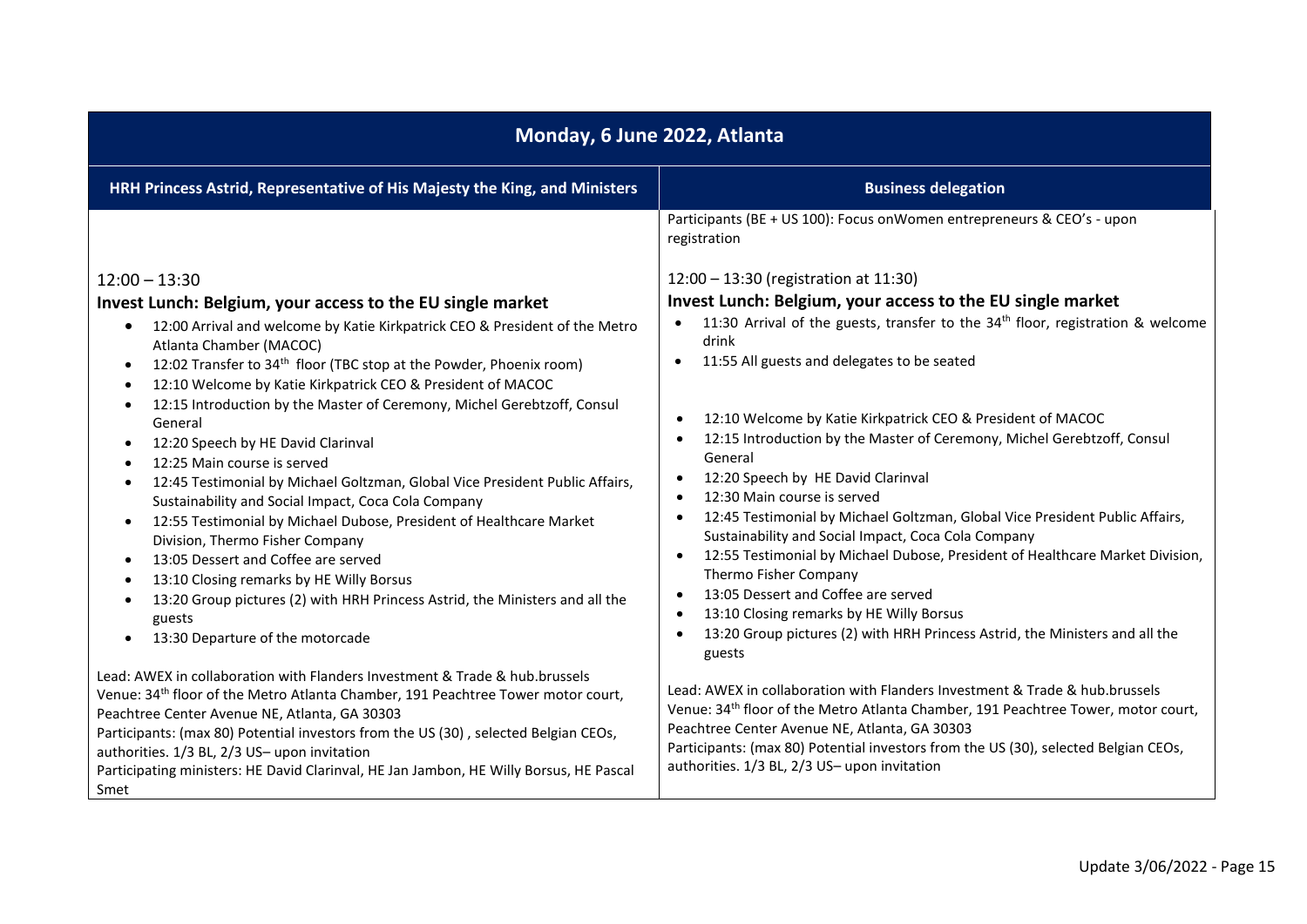| Monday, 6 June 2022, Atlanta | |
|---|---|
| **HRH Princess Astrid, Representative of His Majesty the King, and Ministers** | **Business delegation** |
| | Participants (BE + US 100): Focus onWomen entrepreneurs & CEO's - upon registration |
| 12:00 – 13:30<br>**Invest Lunch: Belgium, your access to the EU single market**<br>• 12:00 Arrival and welcome by Katie Kirkpatrick CEO & President of the Metro Atlanta Chamber (MACOC)<br>• 12:02 Transfer to 34th floor (TBC stop at the Powder, Phoenix room)<br>• 12:10 Welcome by Katie Kirkpatrick CEO & President of MACOC<br>• 12:15 Introduction by the Master of Ceremony, Michel Gerebtzoff, Consul General<br>• 12:20 Speech by HE David Clarinval<br>• 12:25 Main course is served<br>• 12:45 Testimonial by Michael Goltzman, Global Vice President Public Affairs, Sustainability and Social Impact, Coca Cola Company<br>• 12:55 Testimonial by Michael Dubose, President of Healthcare Market Division, Thermo Fisher Company<br>• 13:05 Dessert and Coffee are served<br>• 13:10 Closing remarks by HE Willy Borsus<br>• 13:20 Group pictures (2) with HRH Princess Astrid, the Ministers and all the guests<br>• 13:30 Departure of the motorcade<br><br>Lead: AWEX in collaboration with Flanders Investment & Trade & hub.brussels<br>Venue: 34th floor of the Metro Atlanta Chamber, 191 Peachtree Tower motor court, Peachtree Center Avenue NE, Atlanta, GA 30303<br>Participants: (max 80) Potential investors from the US (30) , selected Belgian CEOs, authorities. 1/3 BL, 2/3 US– upon invitation<br>Participating ministers: HE David Clarinval, HE Jan Jambon, HE Willy Borsus, HE Pascal Smet | 12:00 – 13:30 (registration at 11:30)<br>**Invest Lunch: Belgium, your access to the EU single market**<br>• 11:30 Arrival of the guests, transfer to the 34th floor, registration & welcome drink<br>• 11:55 All guests and delegates to be seated<br><br>• 12:10 Welcome by Katie Kirkpatrick CEO & President of MACOC<br>• 12:15 Introduction by the Master of Ceremony, Michel Gerebtzoff, Consul General<br>• 12:20 Speech by HE David Clarinval<br>• 12:30 Main course is served<br>• 12:45 Testimonial by Michael Goltzman, Global Vice President Public Affairs, Sustainability and Social Impact, Coca Cola Company<br>• 12:55 Testimonial by Michael Dubose, President of Healthcare Market Division, Thermo Fisher Company<br>• 13:05 Dessert and Coffee are served<br>• 13:10 Closing remarks by HE Willy Borsus<br>• 13:20 Group pictures (2) with HRH Princess Astrid, the Ministers and all the guests<br><br>Lead: AWEX in collaboration with Flanders Investment & Trade & hub.brussels<br>Venue: 34th floor of the Metro Atlanta Chamber, 191 Peachtree Tower, motor court, Peachtree Center Avenue NE, Atlanta, GA 30303<br>Participants: (max 80) Potential investors from the US (30), selected Belgian CEOs, authorities. 1/3 BL, 2/3 US– upon invitation |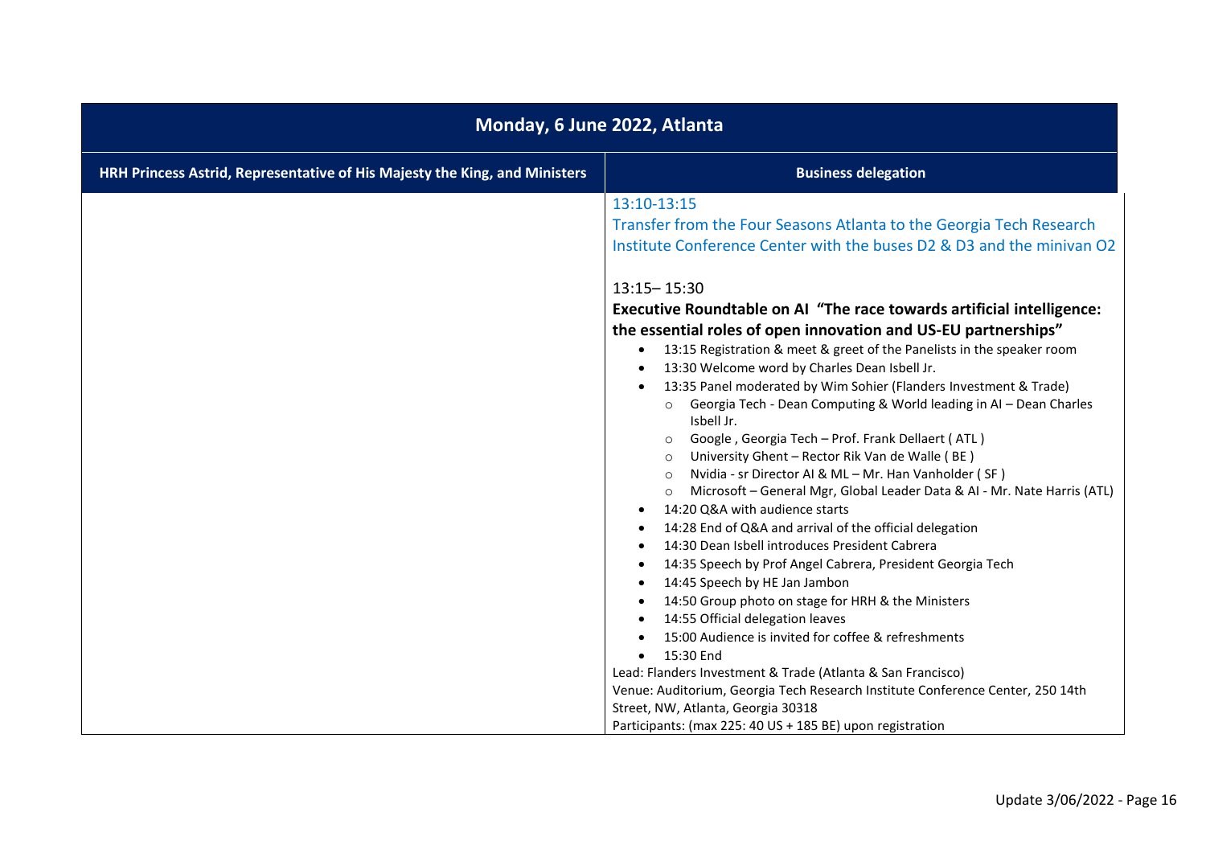| Monday, 6 June 2022, Atlanta | |
|---|---|
| **HRH Princess Astrid, Representative of His Majesty the King, and Ministers** | **Business delegation** |
| | 13:10-13:15<br>Transfer from the Four Seasons Atlanta to the Georgia Tech Research Institute Conference Center with the buses D2 & D3 and the minivan O2<br><br>13:15– 15:30<br>**Executive Roundtable on AI "The race towards artificial intelligence: the essential roles of open innovation and US-EU partnerships"**<br>• 13:15 Registration & meet & greet of the Panelists in the speaker room<br>• 13:30 Welcome word by Charles Dean Isbell Jr.<br>• 13:35 Panel moderated by Wim Sohier (Flanders Investment & Trade)<br>&nbsp;&nbsp;&nbsp;&nbsp;o Georgia Tech - Dean Computing & World leading in AI – Dean Charles Isbell Jr.<br>&nbsp;&nbsp;&nbsp;&nbsp;o Google , Georgia Tech – Prof. Frank Dellaert ( ATL )<br>&nbsp;&nbsp;&nbsp;&nbsp;o University Ghent – Rector Rik Van de Walle ( BE )<br>&nbsp;&nbsp;&nbsp;&nbsp;o Nvidia - sr Director AI & ML – Mr. Han Vanholder ( SF )<br>&nbsp;&nbsp;&nbsp;&nbsp;o Microsoft – General Mgr, Global Leader Data & AI - Mr. Nate Harris (ATL)<br>• 14:20 Q&A with audience starts<br>• 14:28 End of Q&A and arrival of the official delegation<br>• 14:30 Dean Isbell introduces President Cabrera<br>• 14:35 Speech by Prof Angel Cabrera, President Georgia Tech<br>• 14:45 Speech by HE Jan Jambon<br>• 14:50 Group photo on stage for HRH & the Ministers<br>• 14:55 Official delegation leaves<br>• 15:00 Audience is invited for coffee & refreshments<br>• 15:30 End<br>Lead: Flanders Investment & Trade (Atlanta & San Francisco)<br>Venue: Auditorium, Georgia Tech Research Institute Conference Center, 250 14th Street, NW, Atlanta, Georgia 30318<br>Participants: (max 225: 40 US + 185 BE) upon registration |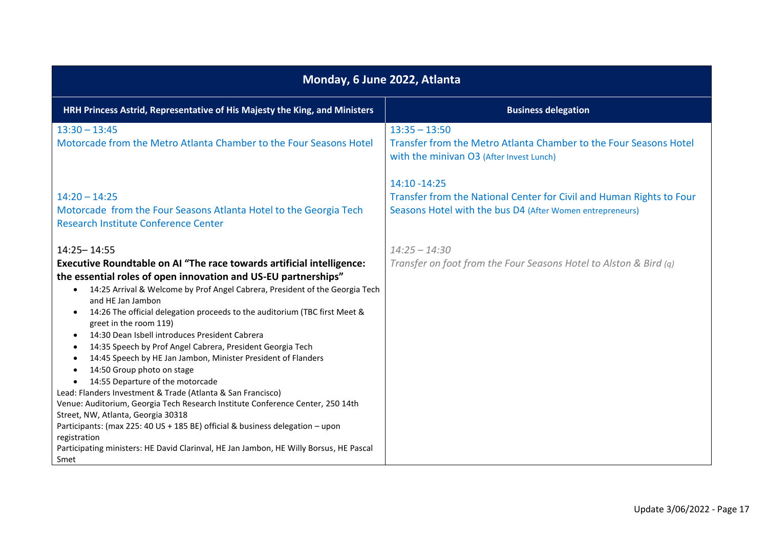| Monday, 6 June 2022, Atlanta | |
|---|---|
| **HRH Princess Astrid, Representative of His Majesty the King, and Ministers** | **Business delegation** |
| 13:30 – 13:45<br>Motorcade from the Metro Atlanta Chamber to the Four Seasons Hotel | 13:35 – 13:50<br>Transfer from the Metro Atlanta Chamber to the Four Seasons Hotel with the minivan O3 (After Invest Lunch) |
| 14:20 – 14:25<br>Motorcade from the Four Seasons Atlanta Hotel to the Georgia Tech Research Institute Conference Center | 14:10 -14:25<br>Transfer from the National Center for Civil and Human Rights to Four Seasons Hotel with the bus D4 (After Women entrepreneurs) |
| 14:25– 14:55<br>**Executive Roundtable on AI “The race towards artificial intelligence: the essential roles of open innovation and US-EU partnerships”**<br>• 14:25 Arrival & Welcome by Prof Angel Cabrera, President of the Georgia Tech and HE Jan Jambon<br>• 14:26 The official delegation proceeds to the auditorium (TBC first Meet & greet in the room 119)<br>• 14:30 Dean Isbell introduces President Cabrera<br>• 14:35 Speech by Prof Angel Cabrera, President Georgia Tech<br>• 14:45 Speech by HE Jan Jambon, Minister President of Flanders<br>• 14:50 Group photo on stage<br>• 14:55 Departure of the motorcade<br>Lead: Flanders Investment & Trade (Atlanta & San Francisco)<br>Venue: Auditorium, Georgia Tech Research Institute Conference Center, 250 14th Street, NW, Atlanta, Georgia 30318<br>Participants: (max 225: 40 US + 185 BE) official & business delegation – upon registration<br>Participating ministers: HE David Clarinval, HE Jan Jambon, HE Willy Borsus, HE Pascal Smet | *14:25 – 14:30*<br>*Transfer on foot from the Four Seasons Hotel to Alston & Bird (q)* |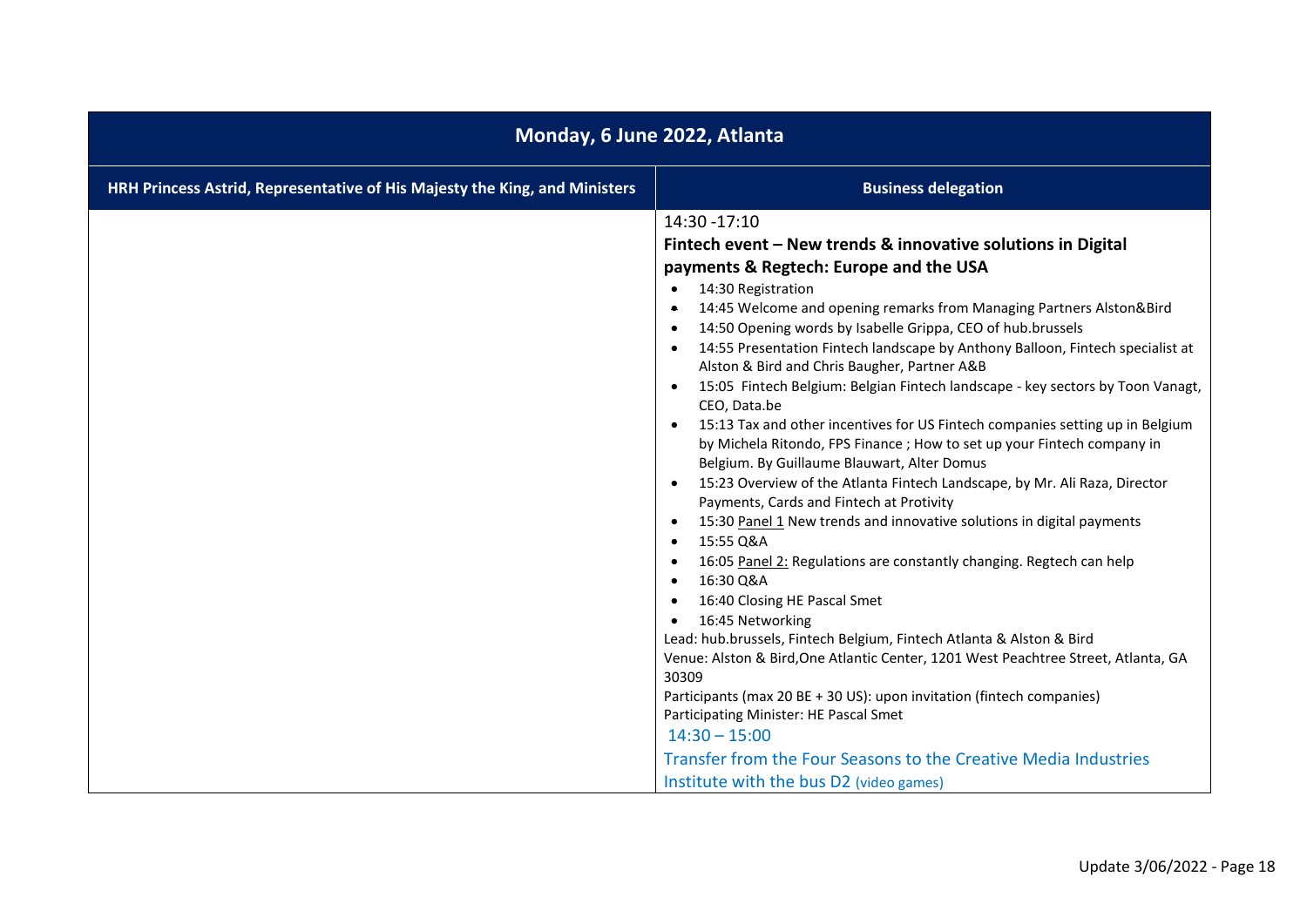| Monday, 6 June 2022, Atlanta | |
|---|---|
| **HRH Princess Astrid, Representative of His Majesty the King, and Ministers** | **Business delegation** |
| | 14:30 -17:10<br>**Fintech event – New trends & innovative solutions in Digital payments & Regtech: Europe and the USA**<br>• 14:30 Registration<br>• 14:45 Welcome and opening remarks from Managing Partners Alston&Bird<br>• 14:50 Opening words by Isabelle Grippa, CEO of hub.brussels<br>• 14:55 Presentation Fintech landscape by Anthony Balloon, Fintech specialist at Alston & Bird and Chris Baugher, Partner A&B<br>• 15:05 Fintech Belgium: Belgian Fintech landscape - key sectors by Toon Vanagt, CEO, Data.be<br>• 15:13 Tax and other incentives for US Fintech companies setting up in Belgium by Michela Ritondo, FPS Finance ; How to set up your Fintech company in Belgium. By Guillaume Blauwart, Alter Domus<br>• 15:23 Overview of the Atlanta Fintech Landscape, by Mr. Ali Raza, Director Payments, Cards and Fintech at Protivity<br>• 15:30 Panel 1 New trends and innovative solutions in digital payments<br>• 15:55 Q&A<br>• 16:05 Panel 2: Regulations are constantly changing. Regtech can help<br>• 16:30 Q&A<br>• 16:40 Closing HE Pascal Smet<br>• 16:45 Networking<br>Lead: hub.brussels, Fintech Belgium, Fintech Atlanta & Alston & Bird<br>Venue: Alston & Bird,One Atlantic Center, 1201 West Peachtree Street, Atlanta, GA 30309<br>Participants (max 20 BE + 30 US): upon invitation (fintech companies)<br>Participating Minister: HE Pascal Smet<br>14:30 – 15:00<br>Transfer from the Four Seasons to the Creative Media Industries Institute with the bus D2 (video games) |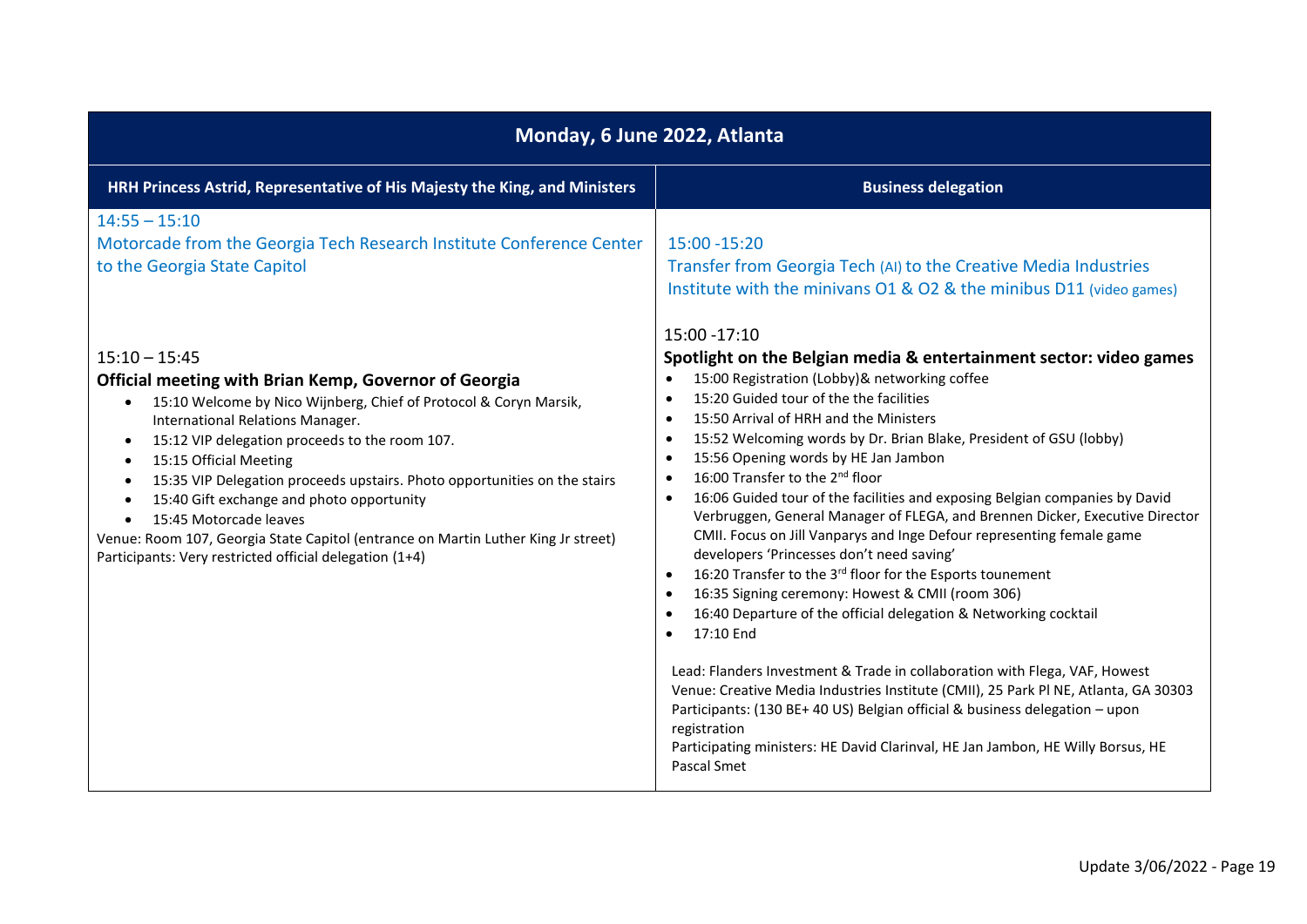## Monday, 6 June 2022, Atlanta

| HRH Princess Astrid, Representative of His Majesty the King, and Ministers | Business delegation |
|---|---|
| 14:55 – 15:10<br>Motorcade from the Georgia Tech Research Institute Conference Center to the Georgia State Capitol | 15:00 -15:20<br>Transfer from Georgia Tech (AI) to the Creative Media Industries Institute with the minivans O1 & O2 & the minibus D11 (video games) |
| 15:10 – 15:45<br>**Official meeting with Brian Kemp, Governor of Georgia**<br>• 15:10 Welcome by Nico Wijnberg, Chief of Protocol & Coryn Marsik, International Relations Manager.<br>• 15:12 VIP delegation proceeds to the room 107.<br>• 15:15 Official Meeting<br>• 15:35 VIP Delegation proceeds upstairs. Photo opportunities on the stairs<br>• 15:40 Gift exchange and photo opportunity<br>• 15:45 Motorcade leaves<br>Venue: Room 107, Georgia State Capitol (entrance on Martin Luther King Jr street)<br>Participants: Very restricted official delegation (1+4) | 15:00 -17:10<br>**Spotlight on the Belgian media & entertainment sector: video games**<br>• 15:00 Registration (Lobby)& networking coffee<br>• 15:20 Guided tour of the the facilities<br>• 15:50 Arrival of HRH and the Ministers<br>• 15:52 Welcoming words by Dr. Brian Blake, President of GSU (lobby)<br>• 15:56 Opening words by HE Jan Jambon<br>• 16:00 Transfer to the 2nd floor<br>• 16:06 Guided tour of the facilities and exposing Belgian companies by David Verbruggen, General Manager of FLEGA, and Brennen Dicker, Executive Director CMII. Focus on Jill Vanparys and Inge Defour representing female game developers 'Princesses don't need saving'<br>• 16:20 Transfer to the 3rd floor for the Esports tounement<br>• 16:35 Signing ceremony: Howest & CMII (room 306)<br>• 16:40 Departure of the official delegation & Networking cocktail<br>• 17:10 End<br><br>Lead: Flanders Investment & Trade in collaboration with Flega, VAF, Howest<br>Venue: Creative Media Industries Institute (CMII), 25 Park Pl NE, Atlanta, GA 30303<br>Participants: (130 BE+ 40 US) Belgian official & business delegation – upon registration<br>Participating ministers: HE David Clarinval, HE Jan Jambon, HE Willy Borsus, HE Pascal Smet |

Update 3/06/2022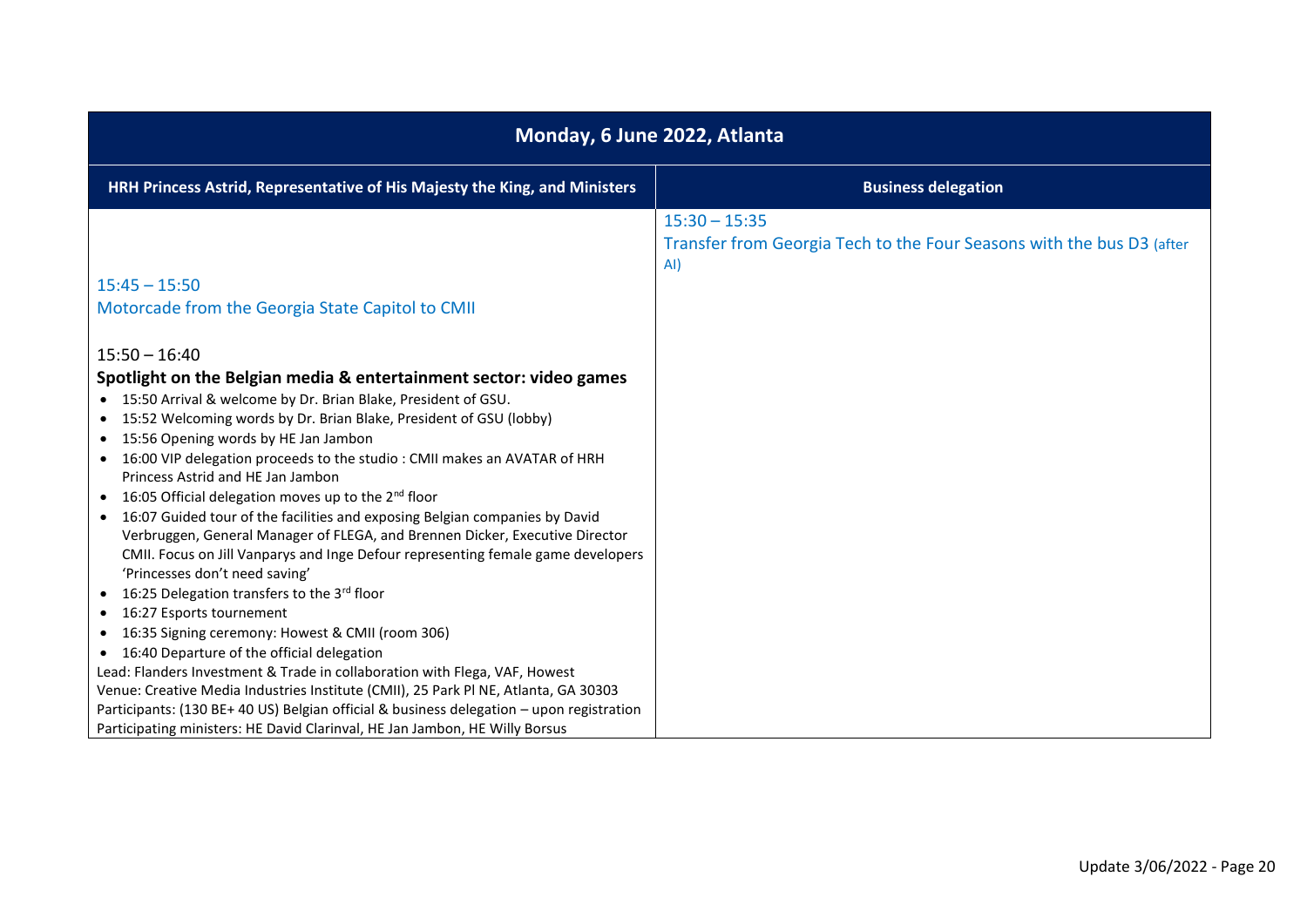| Monday, 6 June 2022, Atlanta | |
|---|---|
| **HRH Princess Astrid, Representative of His Majesty the King, and Ministers** | **Business delegation** |
| | 15:30 – 15:35<br>Transfer from Georgia Tech to the Four Seasons with the bus D3 (after AI) |
| 15:45 – 15:50<br>Motorcade from the Georgia State Capitol to CMII<br><br>15:50 – 16:40<br>**Spotlight on the Belgian media & entertainment sector: video games**<br>• 15:50 Arrival & welcome by Dr. Brian Blake, President of GSU.<br>• 15:52 Welcoming words by Dr. Brian Blake, President of GSU (lobby)<br>• 15:56 Opening words by HE Jan Jambon<br>• 16:00 VIP delegation proceeds to the studio : CMII makes an AVATAR of HRH Princess Astrid and HE Jan Jambon<br>• 16:05 Official delegation moves up to the 2nd floor<br>• 16:07 Guided tour of the facilities and exposing Belgian companies by David Verbruggen, General Manager of FLEGA, and Brennen Dicker, Executive Director CMII. Focus on Jill Vanparys and Inge Defour representing female game developers 'Princesses don't need saving'<br>• 16:25 Delegation transfers to the 3rd floor<br>• 16:27 Esports tournement<br>• 16:35 Signing ceremony: Howest & CMII (room 306)<br>• 16:40 Departure of the official delegation<br>Lead: Flanders Investment & Trade in collaboration with Flega, VAF, Howest<br>Venue: Creative Media Industries Institute (CMII), 25 Park Pl NE, Atlanta, GA 30303<br>Participants: (130 BE+ 40 US) Belgian official & business delegation – upon registration<br>Participating ministers: HE David Clarinval, HE Jan Jambon, HE Willy Borsus | |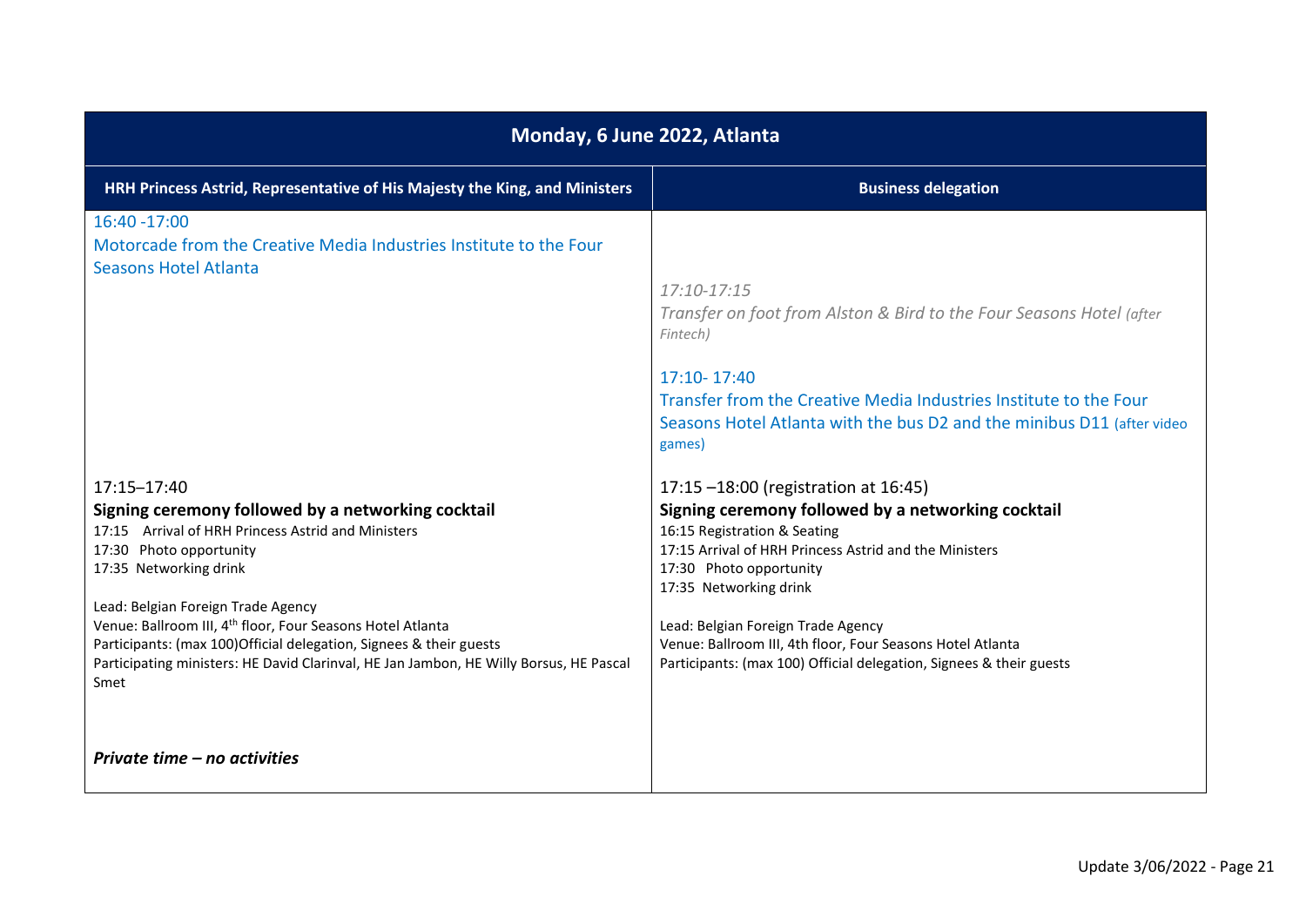| Monday, 6 June 2022, Atlanta | |
|---|---|
| **HRH Princess Astrid, Representative of His Majesty the King, and Ministers** | **Business delegation** |
| 16:40 -17:00<br>Motorcade from the Creative Media Industries Institute to the Four Seasons Hotel Atlanta | *17:10-17:15*<br>*Transfer on foot from Alston & Bird to the Four Seasons Hotel (after Fintech)*<br><br>17:10- 17:40<br>Transfer from the Creative Media Industries Institute to the Four Seasons Hotel Atlanta with the bus D2 and the minibus D11 (after video games) |
| 17:15–17:40<br>**Signing ceremony followed by a networking cocktail**<br>17:15 Arrival of HRH Princess Astrid and Ministers<br>17:30 Photo opportunity<br>17:35 Networking drink<br><br>Lead: Belgian Foreign Trade Agency<br>Venue: Ballroom III, 4th floor, Four Seasons Hotel Atlanta<br>Participants: (max 100)Official delegation, Signees & their guests<br>Participating ministers: HE David Clarinval, HE Jan Jambon, HE Willy Borsus, HE Pascal Smet | 17:15 –18:00 (registration at 16:45)<br>**Signing ceremony followed by a networking cocktail**<br>16:15 Registration & Seating<br>17:15 Arrival of HRH Princess Astrid and the Ministers<br>17:30 Photo opportunity<br>17:35 Networking drink<br><br>Lead: Belgian Foreign Trade Agency<br>Venue: Ballroom III, 4th floor, Four Seasons Hotel Atlanta<br>Participants: (max 100) Official delegation, Signees & their guests |
| ***Private time – no activities*** | |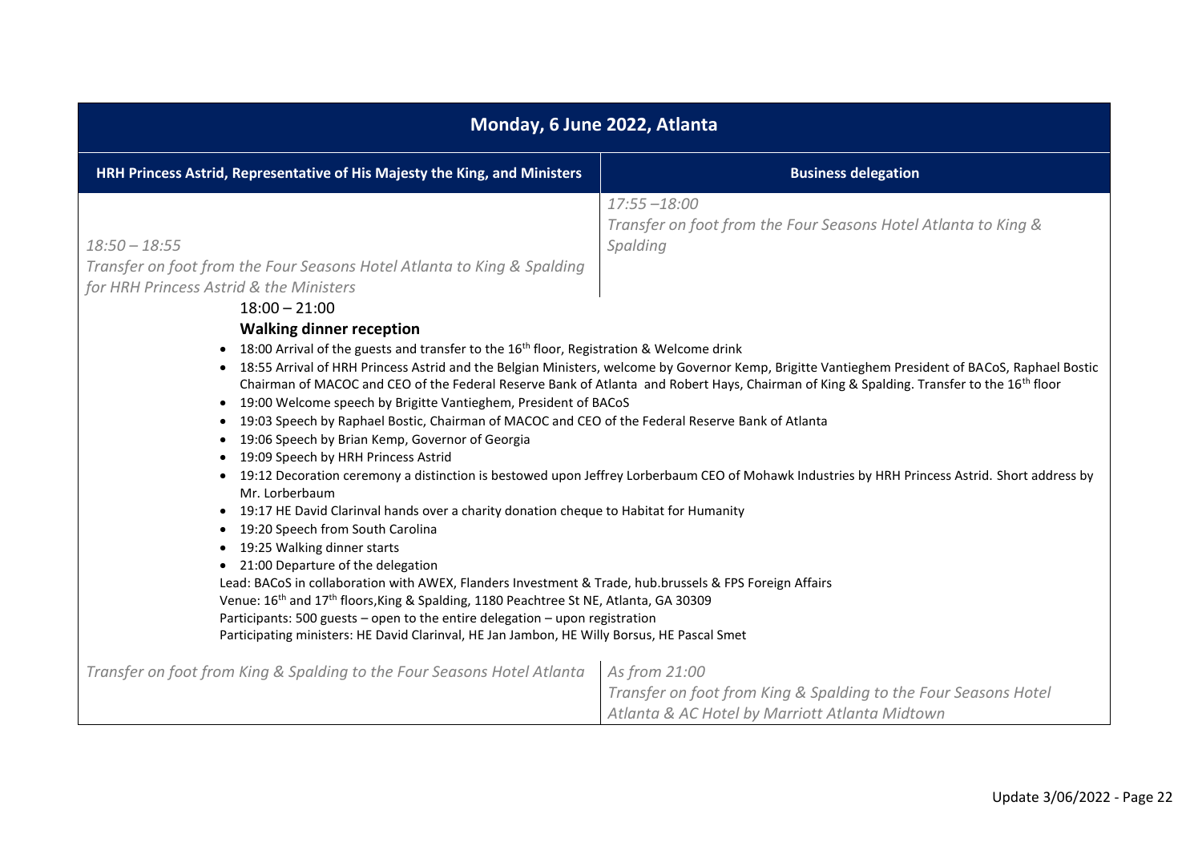| Monday, 6 June 2022, Atlanta | |
|---|---|
| **HRH Princess Astrid, Representative of His Majesty the King, and Ministers** | **Business delegation** |
| *18:50 – 18:55*<br>*Transfer on foot from the Four Seasons Hotel Atlanta to King & Spalding for HRH Princess Astrid & the Ministers* | *17:55 –18:00*<br>*Transfer on foot from the Four Seasons Hotel Atlanta to King & Spalding* |

18:00 – 21:00

**Walking dinner reception**

- 18:00 Arrival of the guests and transfer to the 16th floor, Registration & Welcome drink
- 18:55 Arrival of HRH Princess Astrid and the Belgian Ministers, welcome by Governor Kemp, Brigitte Vantieghem President of BACoS, Raphael Bostic Chairman of MACOC and CEO of the Federal Reserve Bank of Atlanta and Robert Hays, Chairman of King & Spalding. Transfer to the 16th floor
- 19:00 Welcome speech by Brigitte Vantieghem, President of BACoS
- 19:03 Speech by Raphael Bostic, Chairman of MACOC and CEO of the Federal Reserve Bank of Atlanta
- 19:06 Speech by Brian Kemp, Governor of Georgia
- 19:09 Speech by HRH Princess Astrid
- 19:12 Decoration ceremony a distinction is bestowed upon Jeffrey Lorberbaum CEO of Mohawk Industries by HRH Princess Astrid. Short address by Mr. Lorberbaum
- 19:17 HE David Clarinval hands over a charity donation cheque to Habitat for Humanity
- 19:20 Speech from South Carolina
- 19:25 Walking dinner starts
- 21:00 Departure of the delegation

Lead: BACoS in collaboration with AWEX, Flanders Investment & Trade, hub.brussels & FPS Foreign Affairs
Venue: 16th and 17th floors,King & Spalding, 1180 Peachtree St NE, Atlanta, GA 30309
Participants: 500 guests – open to the entire delegation – upon registration
Participating ministers: HE David Clarinval, HE Jan Jambon, HE Willy Borsus, HE Pascal Smet

| | |
|---|---|
| *Transfer on foot from King & Spalding to the Four Seasons Hotel Atlanta* | *As from 21:00*<br>*Transfer on foot from King & Spalding to the Four Seasons Hotel Atlanta & AC Hotel by Marriott Atlanta Midtown* |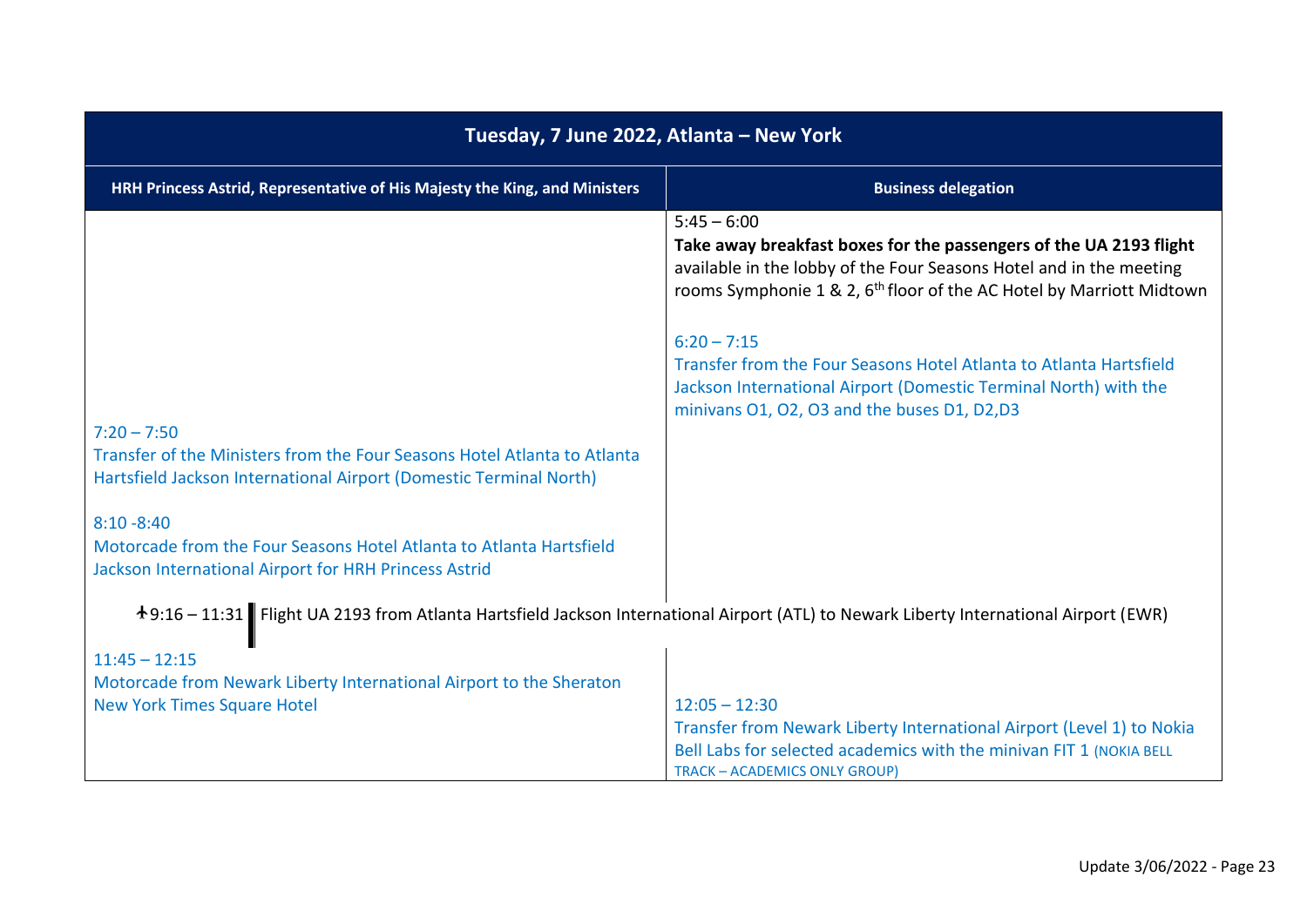| Tuesday, 7 June 2022, Atlanta – New York | |
|---|---|
| **HRH Princess Astrid, Representative of His Majesty the King, and Ministers** | **Business delegation** |
| | 5:45 – 6:00<br>**Take away breakfast boxes for the passengers of the UA 2193 flight** available in the lobby of the Four Seasons Hotel and in the meeting rooms Symphonie 1 & 2, 6th floor of the AC Hotel by Marriott Midtown<br><br>6:20 – 7:15<br>Transfer from the Four Seasons Hotel Atlanta to Atlanta Hartsfield Jackson International Airport (Domestic Terminal North) with the minivans O1, O2, O3 and the buses D1, D2,D3 |
| 7:20 – 7:50<br>Transfer of the Ministers from the Four Seasons Hotel Atlanta to Atlanta Hartsfield Jackson International Airport (Domestic Terminal North)<br><br>8:10 -8:40<br>Motorcade from the Four Seasons Hotel Atlanta to Atlanta Hartsfield Jackson International Airport for HRH Princess Astrid | |
| ✈9:16 – 11:31 Flight UA 2193 from Atlanta Hartsfield Jackson International Airport (ATL) to Newark Liberty International Airport (EWR) | |
| 11:45 – 12:15<br>Motorcade from Newark Liberty International Airport to the Sheraton New York Times Square Hotel | 12:05 – 12:30<br>Transfer from Newark Liberty International Airport (Level 1) to Nokia Bell Labs for selected academics with the minivan FIT 1 (NOKIA BELL TRACK – ACADEMICS ONLY GROUP) |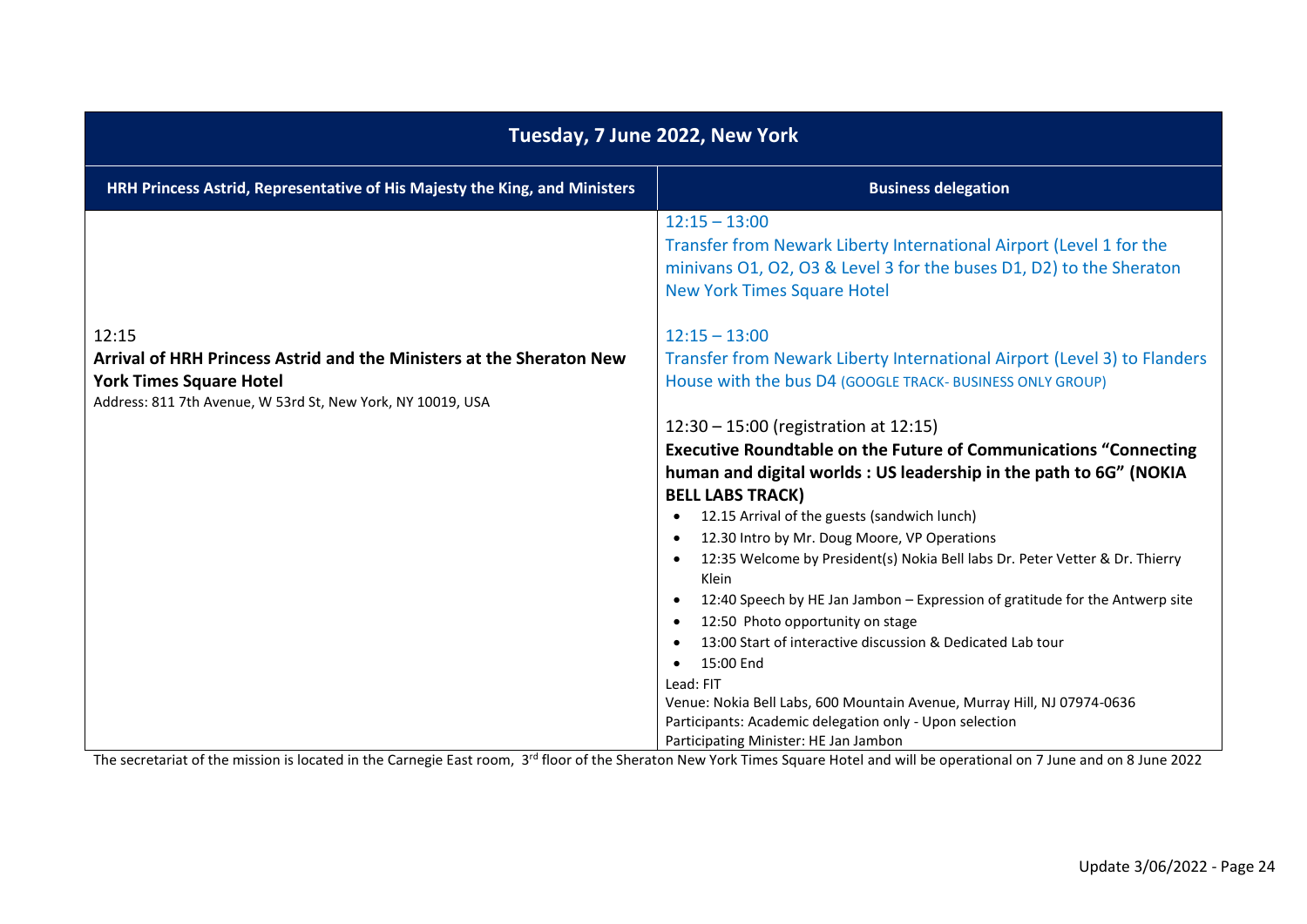| Tuesday, 7 June 2022, New York | |
|---|---|
| **HRH Princess Astrid, Representative of His Majesty the King, and Ministers** | **Business delegation** |
| | 12:15 – 13:00<br>Transfer from Newark Liberty International Airport (Level 1 for the minivans O1, O2, O3 & Level 3 for the buses D1, D2) to the Sheraton New York Times Square Hotel |
| 12:15<br>**Arrival of HRH Princess Astrid and the Ministers at the Sheraton New York Times Square Hotel**<br>Address: 811 7th Avenue, W 53rd St, New York, NY 10019, USA | 12:15 – 13:00<br>Transfer from Newark Liberty International Airport (Level 3) to Flanders House with the bus D4 (GOOGLE TRACK- BUSINESS ONLY GROUP) |
| | 12:30 – 15:00 (registration at 12:15)<br>**Executive Roundtable on the Future of Communications "Connecting human and digital worlds : US leadership in the path to 6G" (NOKIA BELL LABS TRACK)**<br>• 12.15 Arrival of the guests (sandwich lunch)<br>• 12.30 Intro by Mr. Doug Moore, VP Operations<br>• 12:35 Welcome by President(s) Nokia Bell labs Dr. Peter Vetter & Dr. Thierry Klein<br>• 12:40 Speech by HE Jan Jambon – Expression of gratitude for the Antwerp site<br>• 12:50 Photo opportunity on stage<br>• 13:00 Start of interactive discussion & Dedicated Lab tour<br>• 15:00 End<br>Lead: FIT<br>Venue: Nokia Bell Labs, 600 Mountain Avenue, Murray Hill, NJ 07974-0636<br>Participants: Academic delegation only - Upon selection<br>Participating Minister: HE Jan Jambon |

The secretariat of the mission is located in the Carnegie East room, 3rd floor of the Sheraton New York Times Square Hotel and will be operational on 7 June and on 8 June 2022

Update 3/06/2022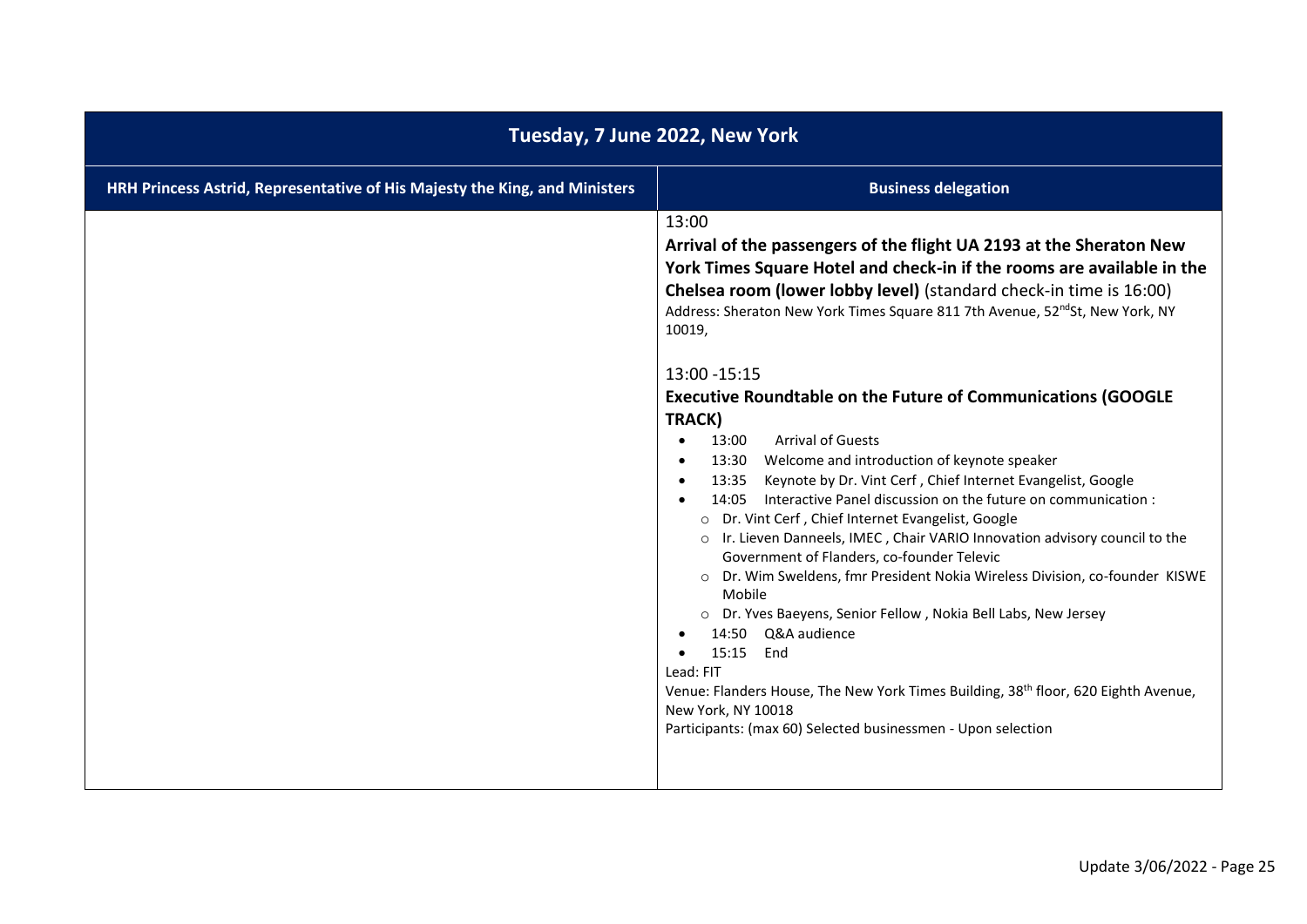| Tuesday, 7 June 2022, New York | |
|---|---|
| **HRH Princess Astrid, Representative of His Majesty the King, and Ministers** | **Business delegation** |
| | 13:00<br>**Arrival of the passengers of the flight UA 2193 at the Sheraton New York Times Square Hotel and check-in if the rooms are available in the Chelsea room (lower lobby level)** (standard check-in time is 16:00)<br>Address: Sheraton New York Times Square 811 7th Avenue, 52nd St, New York, NY 10019,<br><br>13:00 -15:15<br>**Executive Roundtable on the Future of Communications (GOOGLE TRACK)**<br>• 13:00 Arrival of Guests<br>• 13:30 Welcome and introduction of keynote speaker<br>• 13:35 Keynote by Dr. Vint Cerf , Chief Internet Evangelist, Google<br>• 14:05 Interactive Panel discussion on the future on communication :<br>&nbsp;&nbsp;&nbsp;&nbsp;o Dr. Vint Cerf , Chief Internet Evangelist, Google<br>&nbsp;&nbsp;&nbsp;&nbsp;o Ir. Lieven Danneels, IMEC , Chair VARIO Innovation advisory council to the Government of Flanders, co-founder Televic<br>&nbsp;&nbsp;&nbsp;&nbsp;o Dr. Wim Sweldens, fmr President Nokia Wireless Division, co-founder KISWE Mobile<br>&nbsp;&nbsp;&nbsp;&nbsp;o Dr. Yves Baeyens, Senior Fellow , Nokia Bell Labs, New Jersey<br>• 14:50 Q&A audience<br>• 15:15 End<br>Lead: FIT<br>Venue: Flanders House, The New York Times Building, 38th floor, 620 Eighth Avenue, New York, NY 10018<br>Participants: (max 60) Selected businessmen - Upon selection |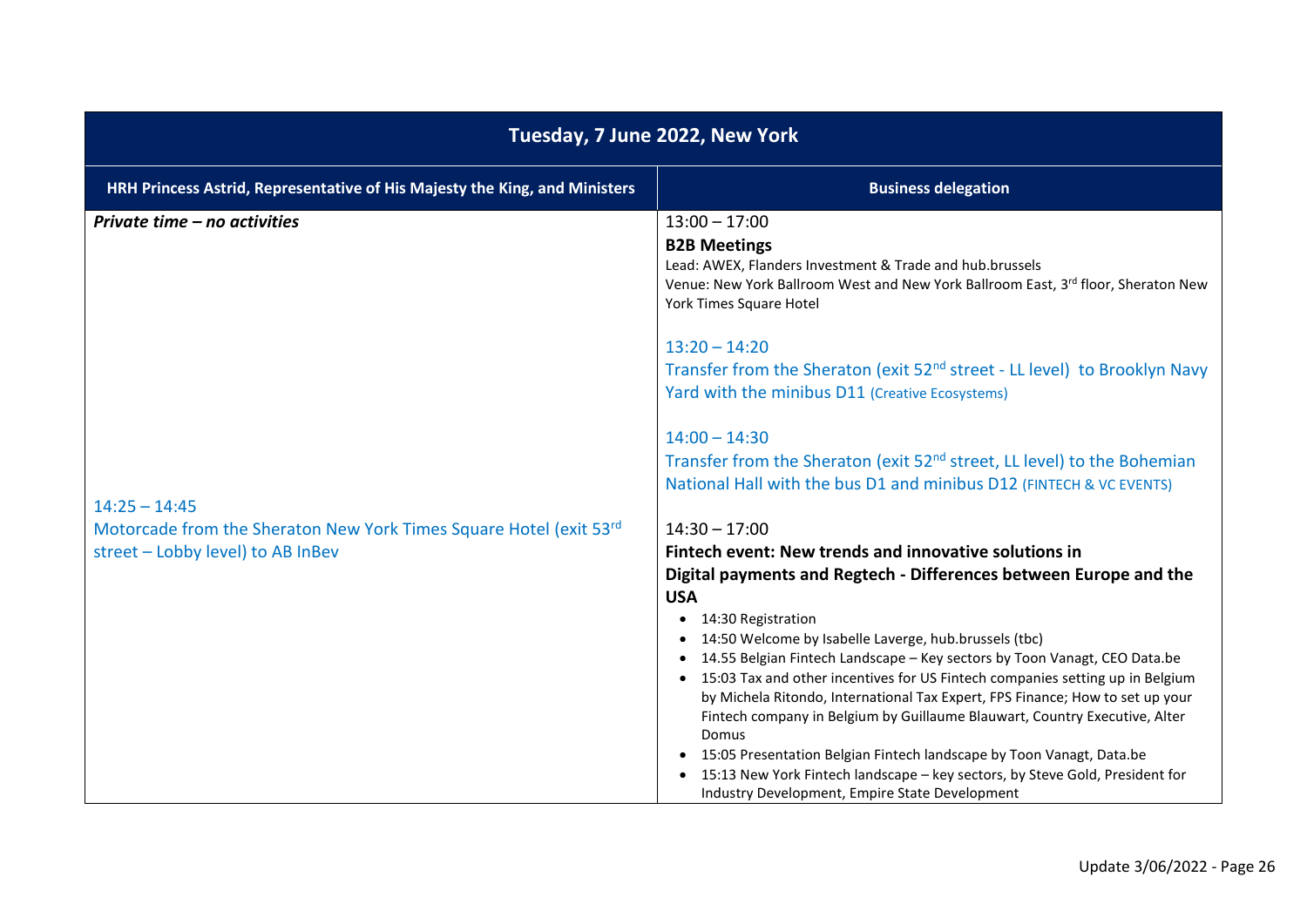| Tuesday, 7 June 2022, New York | |
|---|---|
| **HRH Princess Astrid, Representative of His Majesty the King, and Ministers** | **Business delegation** |
| ***Private time – no activities***<br><br>14:25 – 14:45<br>Motorcade from the Sheraton New York Times Square Hotel (exit 53rd street – Lobby level) to AB InBev | 13:00 – 17:00<br>**B2B Meetings**<br>Lead: AWEX, Flanders Investment & Trade and hub.brussels<br>Venue: New York Ballroom West and New York Ballroom East, 3rd floor, Sheraton New York Times Square Hotel<br><br>13:20 – 14:20<br>Transfer from the Sheraton (exit 52nd street - LL level) to Brooklyn Navy Yard with the minibus D11 (Creative Ecosystems)<br><br>14:00 – 14:30<br>Transfer from the Sheraton (exit 52nd street, LL level) to the Bohemian National Hall with the bus D1 and minibus D12 (FINTECH & VC EVENTS)<br><br>14:30 – 17:00<br>**Fintech event: New trends and innovative solutions in Digital payments and Regtech - Differences between Europe and the USA**<br>• 14:30 Registration<br>• 14:50 Welcome by Isabelle Laverge, hub.brussels (tbc)<br>• 14.55 Belgian Fintech Landscape – Key sectors by Toon Vanagt, CEO Data.be<br>• 15:03 Tax and other incentives for US Fintech companies setting up in Belgium by Michela Ritondo, International Tax Expert, FPS Finance; How to set up your Fintech company in Belgium by Guillaume Blauwart, Country Executive, Alter Domus<br>• 15:05 Presentation Belgian Fintech landscape by Toon Vanagt, Data.be<br>• 15:13 New York Fintech landscape – key sectors, by Steve Gold, President for Industry Development, Empire State Development |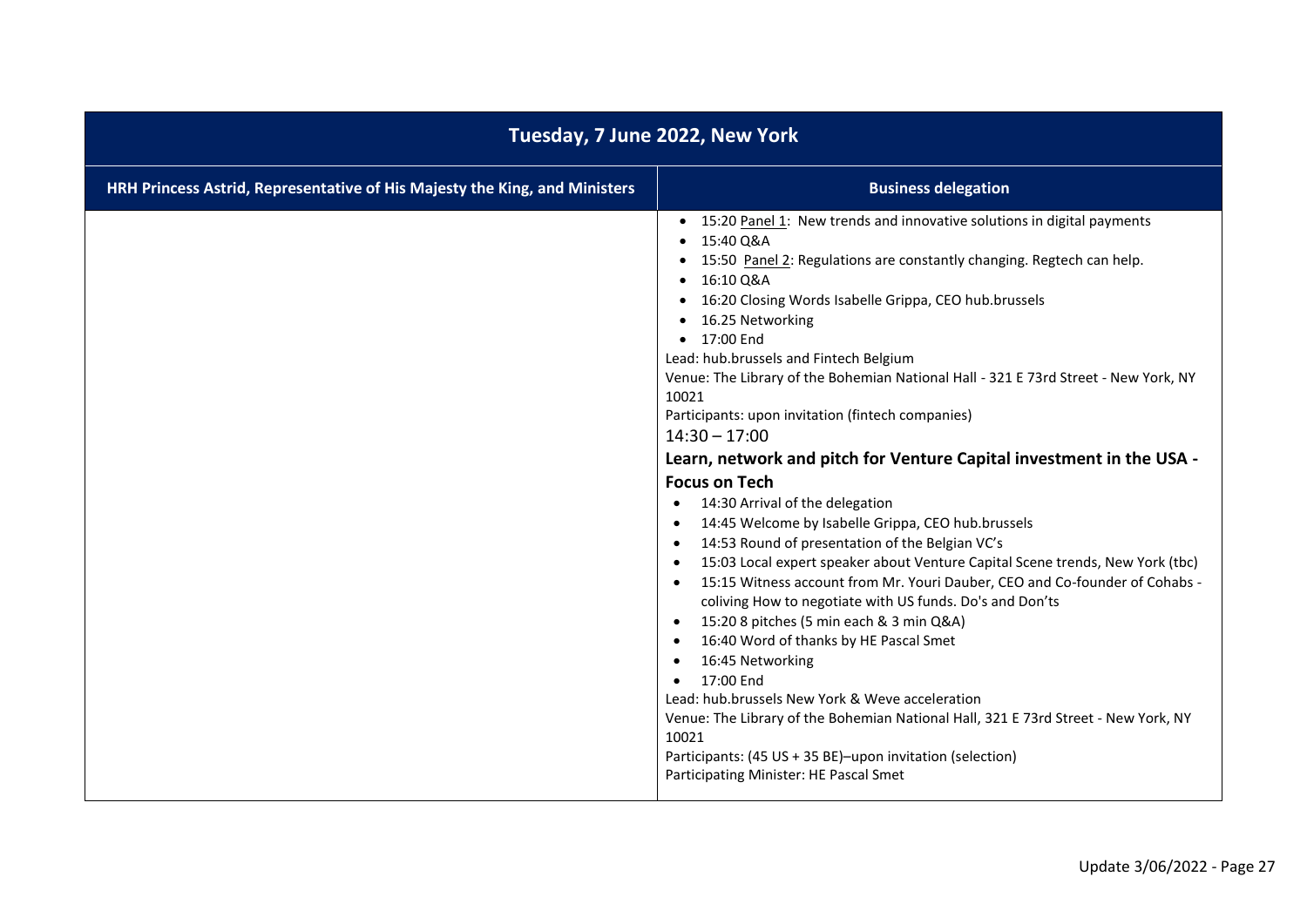## Tuesday, 7 June 2022, New York

| HRH Princess Astrid, Representative of His Majesty the King, and Ministers | Business delegation |
|---|---|
| | <ul><li>15:20 Panel 1: New trends and innovative solutions in digital payments</li><li>15:40 Q&A</li><li>15:50 Panel 2: Regulations are constantly changing. Regtech can help.</li><li>16:10 Q&A</li><li>16:20 Closing Words Isabelle Grippa, CEO hub.brussels</li><li>16.25 Networking</li><li>17:00 End</li></ul>Lead: hub.brussels and Fintech Belgium<br>Venue: The Library of the Bohemian National Hall - 321 E 73rd Street - New York, NY 10021<br>Participants: upon invitation (fintech companies)<br>14:30 – 17:00<br>**Learn, network and pitch for Venture Capital investment in the USA - Focus on Tech**<ul><li>14:30 Arrival of the delegation</li><li>14:45 Welcome by Isabelle Grippa, CEO hub.brussels</li><li>14:53 Round of presentation of the Belgian VC's</li><li>15:03 Local expert speaker about Venture Capital Scene trends, New York (tbc)</li><li>15:15 Witness account from Mr. Youri Dauber, CEO and Co-founder of Cohabs - coliving How to negotiate with US funds. Do's and Don'ts</li><li>15:20 8 pitches (5 min each & 3 min Q&A)</li><li>16:40 Word of thanks by HE Pascal Smet</li><li>16:45 Networking</li><li>17:00 End</li></ul>Lead: hub.brussels New York & Weve acceleration<br>Venue: The Library of the Bohemian National Hall, 321 E 73rd Street - New York, NY 10021<br>Participants: (45 US + 35 BE)–upon invitation (selection)<br>Participating Minister: HE Pascal Smet |

Update 3/06/2022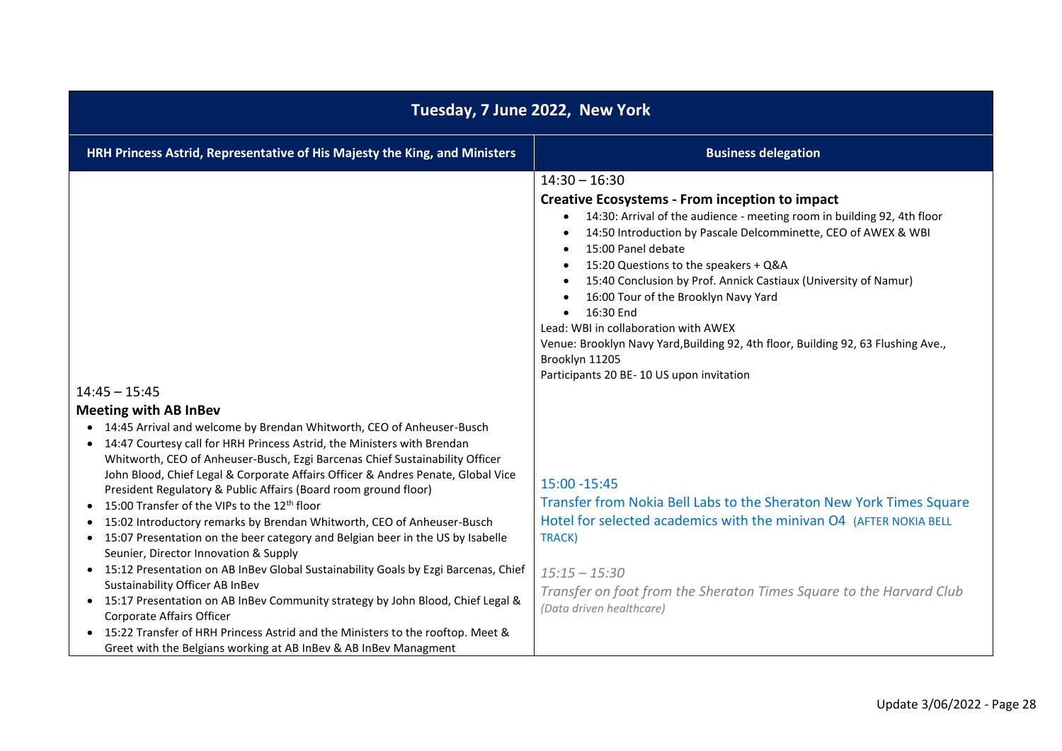| Tuesday, 7 June 2022, New York | |
|---|---|
| **HRH Princess Astrid, Representative of His Majesty the King, and Ministers** | **Business delegation** |
| 14:45 – 15:45<br>**Meeting with AB InBev**<br>• 14:45 Arrival and welcome by Brendan Whitworth, CEO of Anheuser-Busch<br>• 14:47 Courtesy call for HRH Princess Astrid, the Ministers with Brendan Whitworth, CEO of Anheuser-Busch, Ezgi Barcenas Chief Sustainability Officer John Blood, Chief Legal & Corporate Affairs Officer & Andres Penate, Global Vice President Regulatory & Public Affairs (Board room ground floor)<br>• 15:00 Transfer of the VIPs to the 12th floor<br>• 15:02 Introductory remarks by Brendan Whitworth, CEO of Anheuser-Busch<br>• 15:07 Presentation on the beer category and Belgian beer in the US by Isabelle Seunier, Director Innovation & Supply<br>• 15:12 Presentation on AB InBev Global Sustainability Goals by Ezgi Barcenas, Chief Sustainability Officer AB InBev<br>• 15:17 Presentation on AB InBev Community strategy by John Blood, Chief Legal & Corporate Affairs Officer<br>• 15:22 Transfer of HRH Princess Astrid and the Ministers to the rooftop. Meet & Greet with the Belgians working at AB InBev & AB InBev Managment | 14:30 – 16:30<br>**Creative Ecosystems - From inception to impact**<br>• 14:30: Arrival of the audience - meeting room in building 92, 4th floor<br>• 14:50 Introduction by Pascale Delcomminette, CEO of AWEX & WBI<br>• 15:00 Panel debate<br>• 15:20 Questions to the speakers + Q&A<br>• 15:40 Conclusion by Prof. Annick Castiaux (University of Namur)<br>• 16:00 Tour of the Brooklyn Navy Yard<br>• 16:30 End<br>Lead: WBI in collaboration with AWEX<br>Venue: Brooklyn Navy Yard,Building 92, 4th floor, Building 92, 63 Flushing Ave., Brooklyn 11205<br>Participants 20 BE- 10 US upon invitation<br><br>15:00 -15:45<br>Transfer from Nokia Bell Labs to the Sheraton New York Times Square Hotel for selected academics with the minivan O4 (AFTER NOKIA BELL TRACK)<br><br>*15:15 – 15:30*<br>*Transfer on foot from the Sheraton Times Square to the Harvard Club*<br>*(Data driven healthcare)* |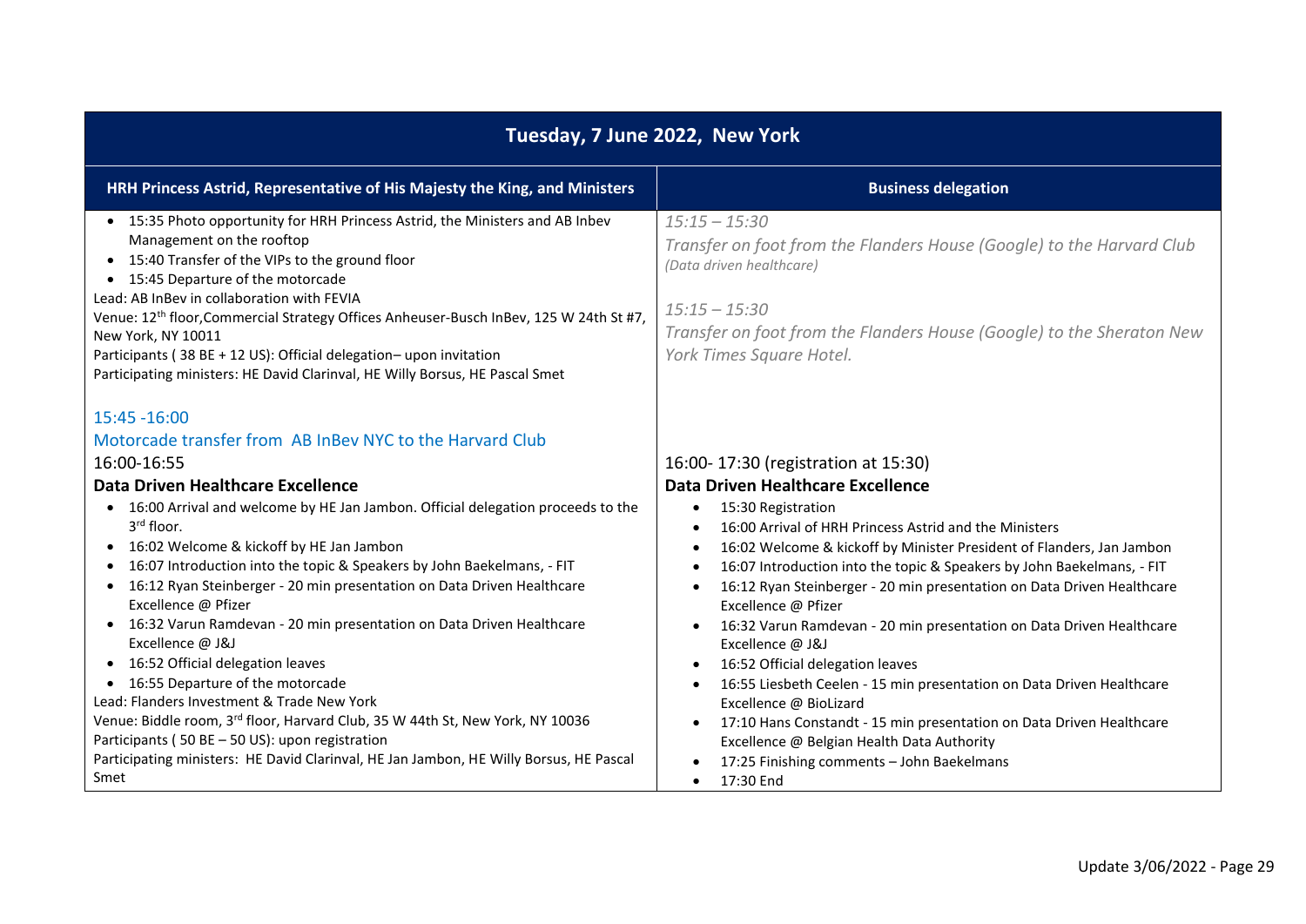# Tuesday, 7 June 2022, New York

| HRH Princess Astrid, Representative of His Majesty the King, and Ministers | Business delegation |
|---|---|
| • 15:35 Photo opportunity for HRH Princess Astrid, the Ministers and AB Inbev Management on the rooftop<br>• 15:40 Transfer of the VIPs to the ground floor<br>• 15:45 Departure of the motorcade<br>Lead: AB InBev in collaboration with FEVIA<br>Venue: 12th floor,Commercial Strategy Offices Anheuser-Busch InBev, 125 W 24th St #7, New York, NY 10011<br>Participants ( 38 BE + 12 US): Official delegation– upon invitation<br>Participating ministers: HE David Clarinval, HE Willy Borsus, HE Pascal Smet | *15:15 – 15:30*<br>*Transfer on foot from the Flanders House (Google) to the Harvard Club*<br>*(Data driven healthcare)*<br><br>*15:15 – 15:30*<br>*Transfer on foot from the Flanders House (Google) to the Sheraton New York Times Square Hotel.* |
| 15:45 -16:00<br>Motorcade transfer from AB InBev NYC to the Harvard Club<br>16:00-16:55<br>**Data Driven Healthcare Excellence**<br>• 16:00 Arrival and welcome by HE Jan Jambon. Official delegation proceeds to the 3rd floor.<br>• 16:02 Welcome & kickoff by HE Jan Jambon<br>• 16:07 Introduction into the topic & Speakers by John Baekelmans, - FIT<br>• 16:12 Ryan Steinberger - 20 min presentation on Data Driven Healthcare Excellence @ Pfizer<br>• 16:32 Varun Ramdevan - 20 min presentation on Data Driven Healthcare Excellence @ J&J<br>• 16:52 Official delegation leaves<br>• 16:55 Departure of the motorcade<br>Lead: Flanders Investment & Trade New York<br>Venue: Biddle room, 3rd floor, Harvard Club, 35 W 44th St, New York, NY 10036<br>Participants ( 50 BE – 50 US): upon registration<br>Participating ministers: HE David Clarinval, HE Jan Jambon, HE Willy Borsus, HE Pascal Smet | 16:00- 17:30 (registration at 15:30)<br>**Data Driven Healthcare Excellence**<br>• 15:30 Registration<br>• 16:00 Arrival of HRH Princess Astrid and the Ministers<br>• 16:02 Welcome & kickoff by Minister President of Flanders, Jan Jambon<br>• 16:07 Introduction into the topic & Speakers by John Baekelmans, - FIT<br>• 16:12 Ryan Steinberger - 20 min presentation on Data Driven Healthcare Excellence @ Pfizer<br>• 16:32 Varun Ramdevan - 20 min presentation on Data Driven Healthcare Excellence @ J&J<br>• 16:52 Official delegation leaves<br>• 16:55 Liesbeth Ceelen - 15 min presentation on Data Driven Healthcare Excellence @ BioLizard<br>• 17:10 Hans Constandt - 15 min presentation on Data Driven Healthcare Excellence @ Belgian Health Data Authority<br>• 17:25 Finishing comments – John Baekelmans<br>• 17:30 End |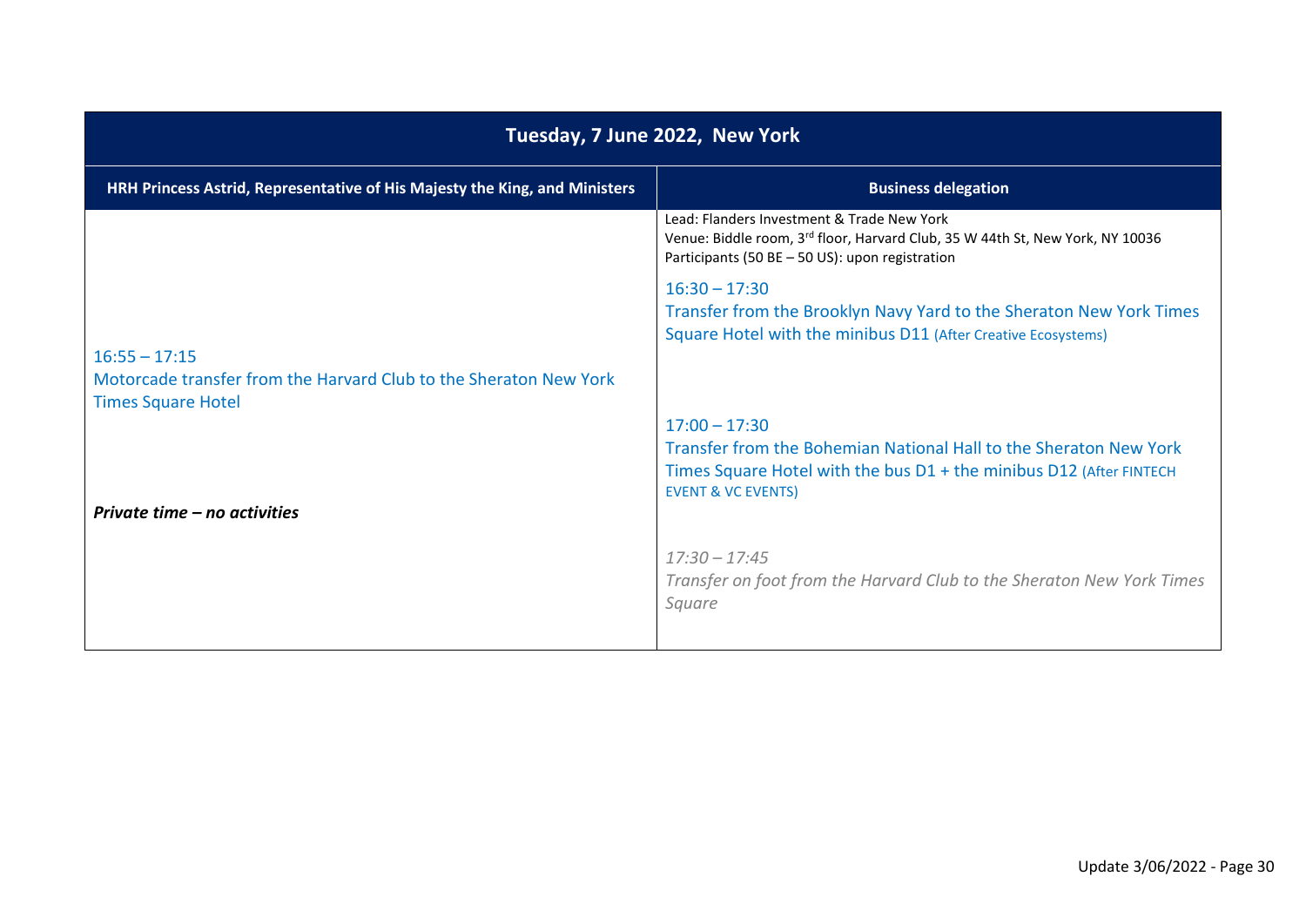| Tuesday, 7 June 2022, New York | |
|---|---|
| **HRH Princess Astrid, Representative of His Majesty the King, and Ministers** | **Business delegation** |
| 16:55 – 17:15<br>Motorcade transfer from the Harvard Club to the Sheraton New York Times Square Hotel<br><br>***Private time – no activities*** | Lead: Flanders Investment & Trade New York<br>Venue: Biddle room, 3rd floor, Harvard Club, 35 W 44th St, New York, NY 10036<br>Participants (50 BE – 50 US): upon registration<br><br>16:30 – 17:30<br>Transfer from the Brooklyn Navy Yard to the Sheraton New York Times Square Hotel with the minibus D11 (After Creative Ecosystems)<br><br>17:00 – 17:30<br>Transfer from the Bohemian National Hall to the Sheraton New York Times Square Hotel with the bus D1 + the minibus D12 (After FINTECH EVENT & VC EVENTS)<br><br>*17:30 – 17:45*<br>*Transfer on foot from the Harvard Club to the Sheraton New York Times Square* |

Update 3/06/2022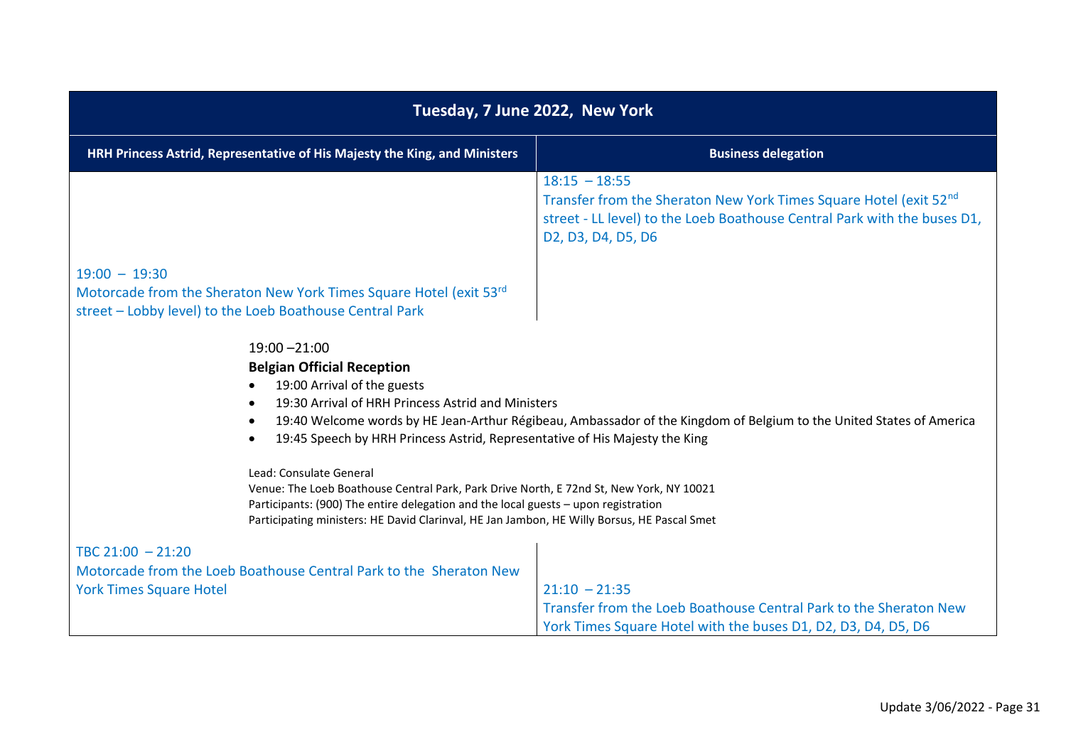| Tuesday, 7 June 2022, New York | |
|---|---|
| **HRH Princess Astrid, Representative of His Majesty the King, and Ministers** | **Business delegation** |
| | 18:15 – 18:55<br>Transfer from the Sheraton New York Times Square Hotel (exit 52nd street - LL level) to the Loeb Boathouse Central Park with the buses D1, D2, D3, D4, D5, D6 |
| 19:00 – 19:30<br>Motorcade from the Sheraton New York Times Square Hotel (exit 53rd street – Lobby level) to the Loeb Boathouse Central Park | |

19:00 –21:00

**Belgian Official Reception**

- 19:00 Arrival of the guests
- 19:30 Arrival of HRH Princess Astrid and Ministers
- 19:40 Welcome words by HE Jean-Arthur Régibeau, Ambassador of the Kingdom of Belgium to the United States of America
- 19:45 Speech by HRH Princess Astrid, Representative of His Majesty the King

Lead: Consulate General
Venue: The Loeb Boathouse Central Park, Park Drive North, E 72nd St, New York, NY 10021
Participants: (900) The entire delegation and the local guests – upon registration
Participating ministers: HE David Clarinval, HE Jan Jambon, HE Willy Borsus, HE Pascal Smet

| HRH Princess Astrid, Representative of His Majesty the King, and Ministers | Business delegation |
|---|---|
| TBC 21:00 – 21:20<br>Motorcade from the Loeb Boathouse Central Park to the Sheraton New York Times Square Hotel | 21:10 – 21:35<br>Transfer from the Loeb Boathouse Central Park to the Sheraton New York Times Square Hotel with the buses D1, D2, D3, D4, D5, D6 |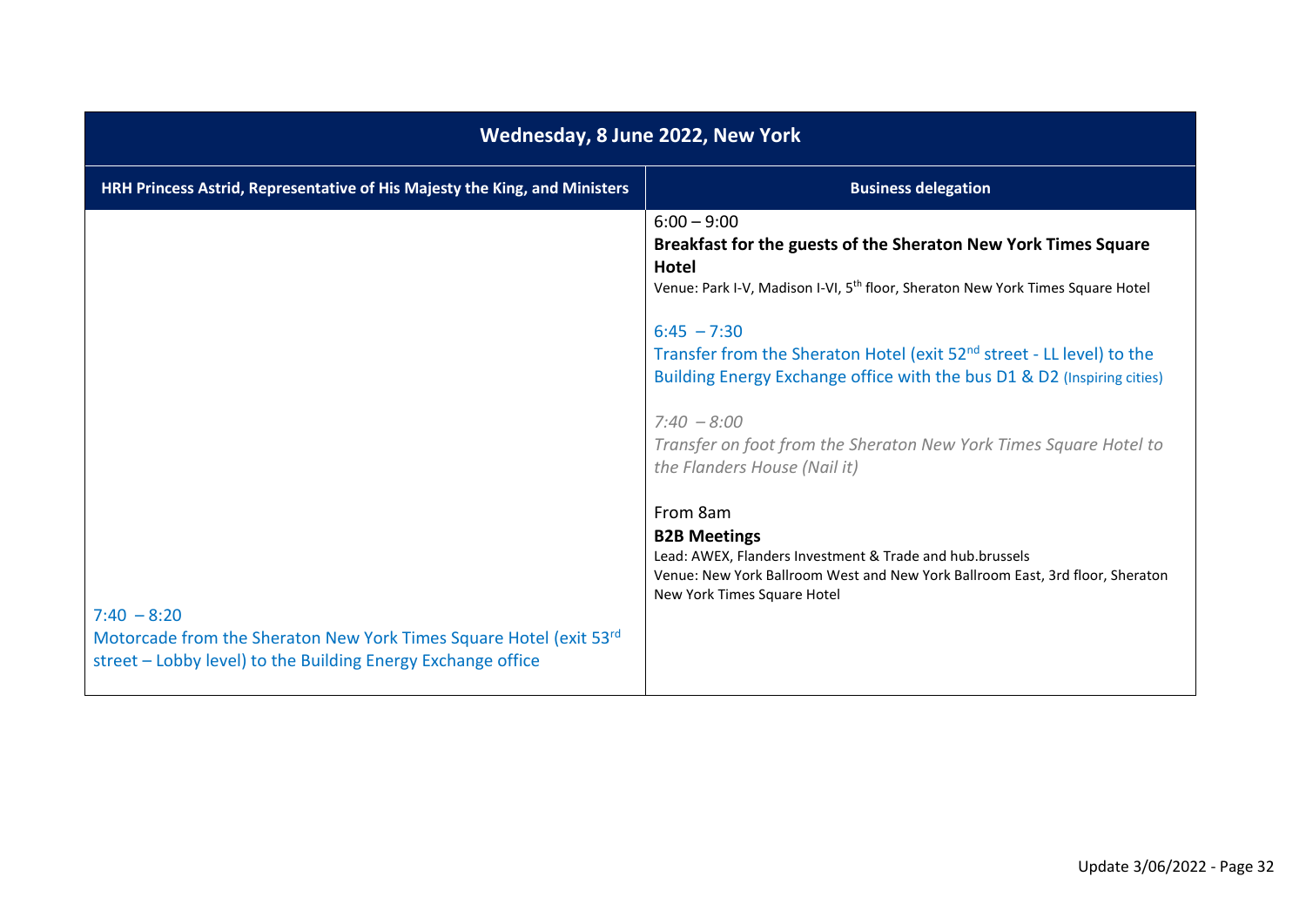| Wednesday, 8 June 2022, New York | |
|---|---|
| **HRH Princess Astrid, Representative of His Majesty the King, and Ministers** | **Business delegation** |
| 7:40 – 8:20<br>Motorcade from the Sheraton New York Times Square Hotel (exit 53rd street – Lobby level) to the Building Energy Exchange office | 6:00 – 9:00<br>**Breakfast for the guests of the Sheraton New York Times Square Hotel**<br>Venue: Park I-V, Madison I-VI, 5th floor, Sheraton New York Times Square Hotel<br><br>6:45 – 7:30<br>Transfer from the Sheraton Hotel (exit 52nd street - LL level) to the Building Energy Exchange office with the bus D1 & D2 (Inspiring cities)<br><br>*7:40 – 8:00*<br>*Transfer on foot from the Sheraton New York Times Square Hotel to the Flanders House (Nail it)*<br><br>From 8am<br>**B2B Meetings**<br>Lead: AWEX, Flanders Investment & Trade and hub.brussels<br>Venue: New York Ballroom West and New York Ballroom East, 3rd floor, Sheraton New York Times Square Hotel |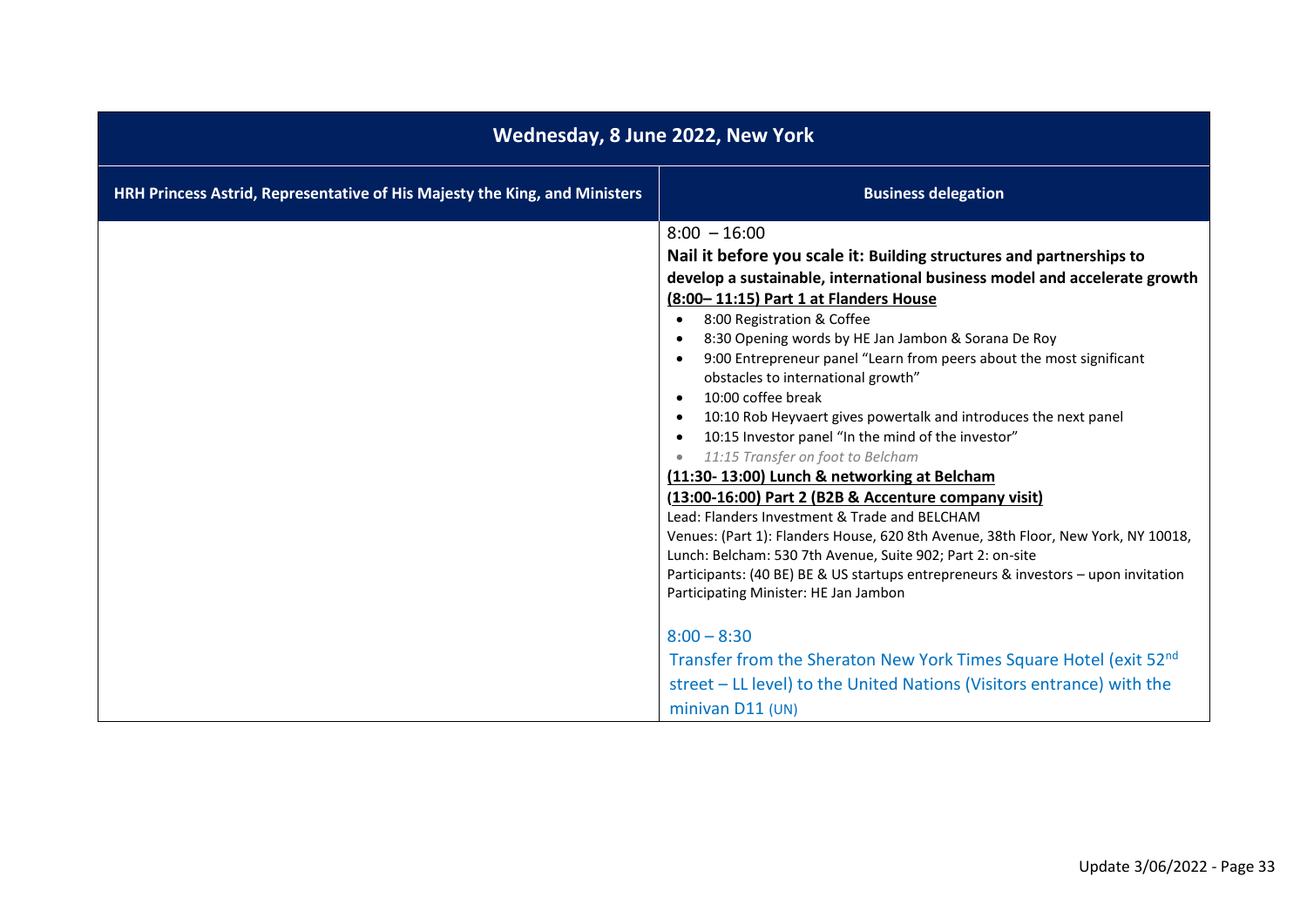| Wednesday, 8 June 2022, New York | |
|---|---|
| **HRH Princess Astrid, Representative of His Majesty the King, and Ministers** | **Business delegation** |
| | 8:00 – 16:00<br>**Nail it before you scale it: Building structures and partnerships to develop a sustainable, international business model and accelerate growth**<br>**(8:00– 11:15) Part 1 at Flanders House**<br>• 8:00 Registration & Coffee<br>• 8:30 Opening words by HE Jan Jambon & Sorana De Roy<br>• 9:00 Entrepreneur panel "Learn from peers about the most significant obstacles to international growth"<br>• 10:00 coffee break<br>• 10:10 Rob Heyvaert gives powertalk and introduces the next panel<br>• 10:15 Investor panel "In the mind of the investor"<br>• *11:15 Transfer on foot to Belcham*<br>**(11:30- 13:00) Lunch & networking at Belcham**<br>**(13:00-16:00) Part 2 (B2B & Accenture company visit)**<br>Lead: Flanders Investment & Trade and BELCHAM<br>Venues: (Part 1): Flanders House, 620 8th Avenue, 38th Floor, New York, NY 10018, Lunch: Belcham: 530 7th Avenue, Suite 902; Part 2: on-site<br>Participants: (40 BE) BE & US startups entrepreneurs & investors – upon invitation<br>Participating Minister: HE Jan Jambon<br><br>8:00 – 8:30<br>Transfer from the Sheraton New York Times Square Hotel (exit 52nd street – LL level) to the United Nations (Visitors entrance) with the minivan D11 (UN) |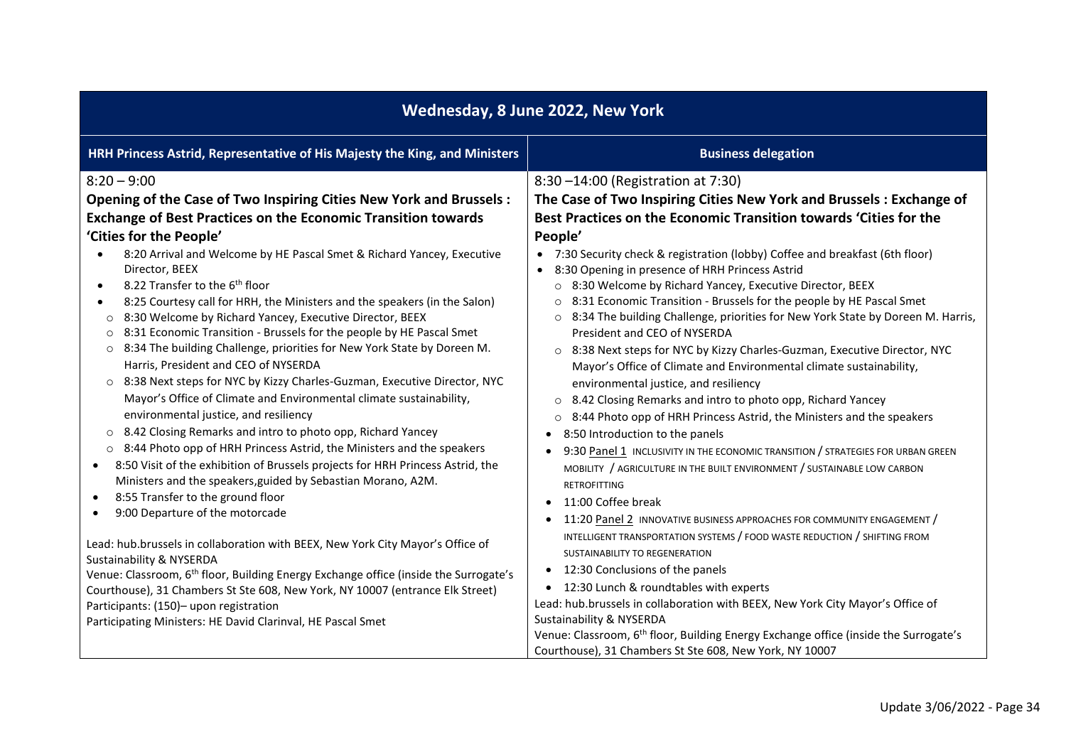# Wednesday, 8 June 2022, New York

## HRH Princess Astrid, Representative of His Majesty the King, and Ministers

8:20 – 9:00

**Opening of the Case of Two Inspiring Cities New York and Brussels : Exchange of Best Practices on the Economic Transition towards 'Cities for the People'**

- 8:20 Arrival and Welcome by HE Pascal Smet & Richard Yancey, Executive Director, BEEX
- 8.22 Transfer to the 6th floor
- 8:25 Courtesy call for HRH, the Ministers and the speakers (in the Salon)
  - 8:30 Welcome by Richard Yancey, Executive Director, BEEX
  - 8:31 Economic Transition - Brussels for the people by HE Pascal Smet
  - 8:34 The building Challenge, priorities for New York State by Doreen M. Harris, President and CEO of NYSERDA
  - 8:38 Next steps for NYC by Kizzy Charles-Guzman, Executive Director, NYC Mayor's Office of Climate and Environmental climate sustainability, environmental justice, and resiliency
  - 8.42 Closing Remarks and intro to photo opp, Richard Yancey
  - 8:44 Photo opp of HRH Princess Astrid, the Ministers and the speakers
- 8:50 Visit of the exhibition of Brussels projects for HRH Princess Astrid, the Ministers and the speakers,guided by Sebastian Morano, A2M.
- 8:55 Transfer to the ground floor
- 9:00 Departure of the motorcade

Lead: hub.brussels in collaboration with BEEX, New York City Mayor's Office of Sustainability & NYSERDA
Venue: Classroom, 6th floor, Building Energy Exchange office (inside the Surrogate's Courthouse), 31 Chambers St Ste 608, New York, NY 10007 (entrance Elk Street)
Participants: (150)– upon registration
Participating Ministers: HE David Clarinval, HE Pascal Smet

## Business delegation

8:30 –14:00 (Registration at 7:30)

**The Case of Two Inspiring Cities New York and Brussels : Exchange of Best Practices on the Economic Transition towards 'Cities for the People'**

- 7:30 Security check & registration (lobby) Coffee and breakfast (6th floor)
- 8:30 Opening in presence of HRH Princess Astrid
  - 8:30 Welcome by Richard Yancey, Executive Director, BEEX
  - 8:31 Economic Transition - Brussels for the people by HE Pascal Smet
  - 8:34 The building Challenge, priorities for New York State by Doreen M. Harris, President and CEO of NYSERDA
  - 8:38 Next steps for NYC by Kizzy Charles-Guzman, Executive Director, NYC Mayor's Office of Climate and Environmental climate sustainability, environmental justice, and resiliency
  - 8.42 Closing Remarks and intro to photo opp, Richard Yancey
  - 8:44 Photo opp of HRH Princess Astrid, the Ministers and the speakers
- 8:50 Introduction to the panels
- 9:30 Panel 1 INCLUSIVITY IN THE ECONOMIC TRANSITION / STRATEGIES FOR URBAN GREEN MOBILITY / AGRICULTURE IN THE BUILT ENVIRONMENT / SUSTAINABLE LOW CARBON RETROFITTING
- 11:00 Coffee break
- 11:20 Panel 2 INNOVATIVE BUSINESS APPROACHES FOR COMMUNITY ENGAGEMENT / INTELLIGENT TRANSPORTATION SYSTEMS / FOOD WASTE REDUCTION / SHIFTING FROM SUSTAINABILITY TO REGENERATION
- 12:30 Conclusions of the panels
- 12:30 Lunch & roundtables with experts

Lead: hub.brussels in collaboration with BEEX, New York City Mayor's Office of Sustainability & NYSERDA
Venue: Classroom, 6th floor, Building Energy Exchange office (inside the Surrogate's Courthouse), 31 Chambers St Ste 608, New York, NY 10007

Update 3/06/2022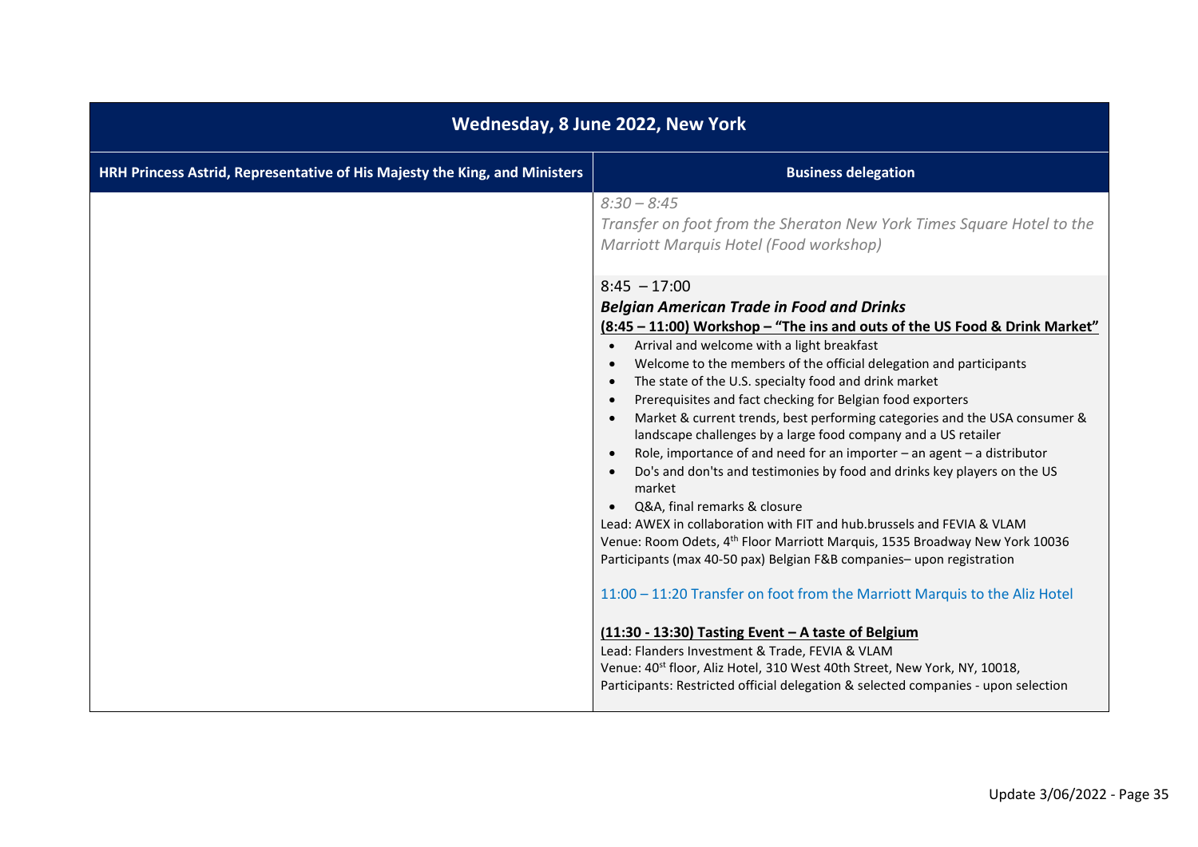| Wednesday, 8 June 2022, New York | |
|---|---|
| **HRH Princess Astrid, Representative of His Majesty the King, and Ministers** | **Business delegation** |
| | *8:30 – 8:45*<br>*Transfer on foot from the Sheraton New York Times Square Hotel to the Marriott Marquis Hotel (Food workshop)* |
| | 8:45 – 17:00<br>***Belgian American Trade in Food and Drinks***<br>**(8:45 – 11:00) Workshop – "The ins and outs of the US Food & Drink Market"**<br>• Arrival and welcome with a light breakfast<br>• Welcome to the members of the official delegation and participants<br>• The state of the U.S. specialty food and drink market<br>• Prerequisites and fact checking for Belgian food exporters<br>• Market & current trends, best performing categories and the USA consumer & landscape challenges by a large food company and a US retailer<br>• Role, importance of and need for an importer – an agent – a distributor<br>• Do's and don'ts and testimonies by food and drinks key players on the US market<br>• Q&A, final remarks & closure<br>Lead: AWEX in collaboration with FIT and hub.brussels and FEVIA & VLAM<br>Venue: Room Odets, 4th Floor Marriott Marquis, 1535 Broadway New York 10036<br>Participants (max 40-50 pax) Belgian F&B companies– upon registration<br><br>11:00 – 11:20 Transfer on foot from the Marriott Marquis to the Aliz Hotel<br><br>**(11:30 - 13:30) Tasting Event – A taste of Belgium**<br>Lead: Flanders Investment & Trade, FEVIA & VLAM<br>Venue: 40st floor, Aliz Hotel, 310 West 40th Street, New York, NY, 10018,<br>Participants: Restricted official delegation & selected companies - upon selection |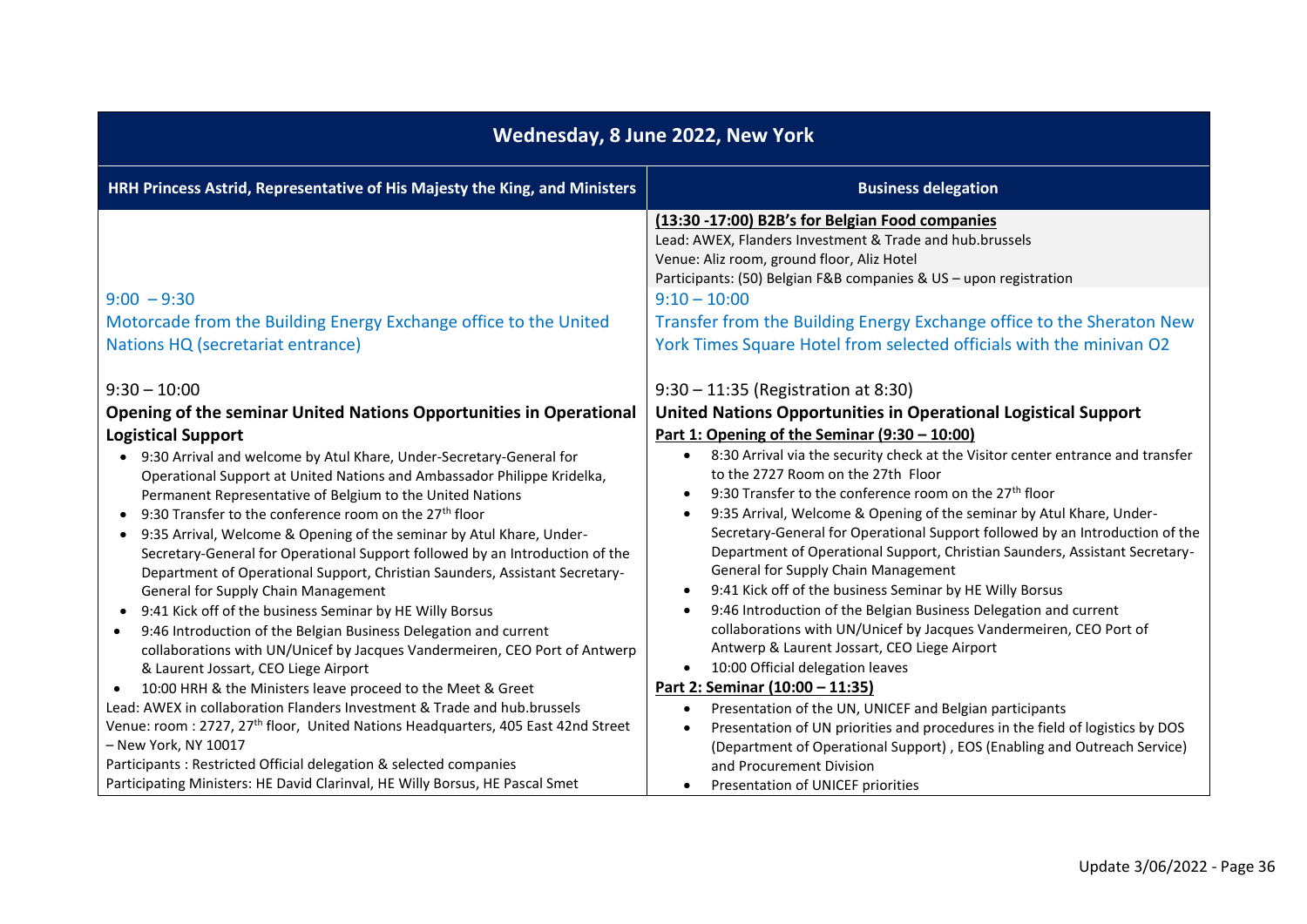| Wednesday, 8 June 2022, New York | |
|---|---|
| **HRH Princess Astrid, Representative of His Majesty the King, and Ministers** | **Business delegation** |
| | **(13:30 -17:00) B2B's for Belgian Food companies**<br>Lead: AWEX, Flanders Investment & Trade and hub.brussels<br>Venue: Aliz room, ground floor, Aliz Hotel<br>Participants: (50) Belgian F&B companies & US – upon registration |
| 9:00 – 9:30<br>Motorcade from the Building Energy Exchange office to the United Nations HQ (secretariat entrance) | 9:10 – 10:00<br>Transfer from the Building Energy Exchange office to the Sheraton New York Times Square Hotel from selected officials with the minivan O2 |
| 9:30 – 10:00<br>**Opening of the seminar United Nations Opportunities in Operational Logistical Support**<br>• 9:30 Arrival and welcome by Atul Khare, Under-Secretary-General for Operational Support at United Nations and Ambassador Philippe Kridelka, Permanent Representative of Belgium to the United Nations<br>• 9:30 Transfer to the conference room on the 27th floor<br>• 9:35 Arrival, Welcome & Opening of the seminar by Atul Khare, Under-Secretary-General for Operational Support followed by an Introduction of the Department of Operational Support, Christian Saunders, Assistant Secretary-General for Supply Chain Management<br>• 9:41 Kick off of the business Seminar by HE Willy Borsus<br>• 9:46 Introduction of the Belgian Business Delegation and current collaborations with UN/Unicef by Jacques Vandermeiren, CEO Port of Antwerp & Laurent Jossart, CEO Liege Airport<br>• 10:00 HRH & the Ministers leave proceed to the Meet & Greet<br>Lead: AWEX in collaboration Flanders Investment & Trade and hub.brussels<br>Venue: room : 2727, 27th floor, United Nations Headquarters, 405 East 42nd Street – New York, NY 10017<br>Participants : Restricted Official delegation & selected companies<br>Participating Ministers: HE David Clarinval, HE Willy Borsus, HE Pascal Smet | 9:30 – 11:35 (Registration at 8:30)<br>**United Nations Opportunities in Operational Logistical Support**<br>**Part 1: Opening of the Seminar (9:30 – 10:00)**<br>• 8:30 Arrival via the security check at the Visitor center entrance and transfer to the 2727 Room on the 27th Floor<br>• 9:30 Transfer to the conference room on the 27th floor<br>• 9:35 Arrival, Welcome & Opening of the seminar by Atul Khare, Under-Secretary-General for Operational Support followed by an Introduction of the Department of Operational Support, Christian Saunders, Assistant Secretary-General for Supply Chain Management<br>• 9:41 Kick off of the business Seminar by HE Willy Borsus<br>• 9:46 Introduction of the Belgian Business Delegation and current collaborations with UN/Unicef by Jacques Vandermeiren, CEO Port of Antwerp & Laurent Jossart, CEO Liege Airport<br>• 10:00 Official delegation leaves<br>**Part 2: Seminar (10:00 – 11:35)**<br>• Presentation of the UN, UNICEF and Belgian participants<br>• Presentation of UN priorities and procedures in the field of logistics by DOS (Department of Operational Support) , EOS (Enabling and Outreach Service) and Procurement Division<br>• Presentation of UNICEF priorities |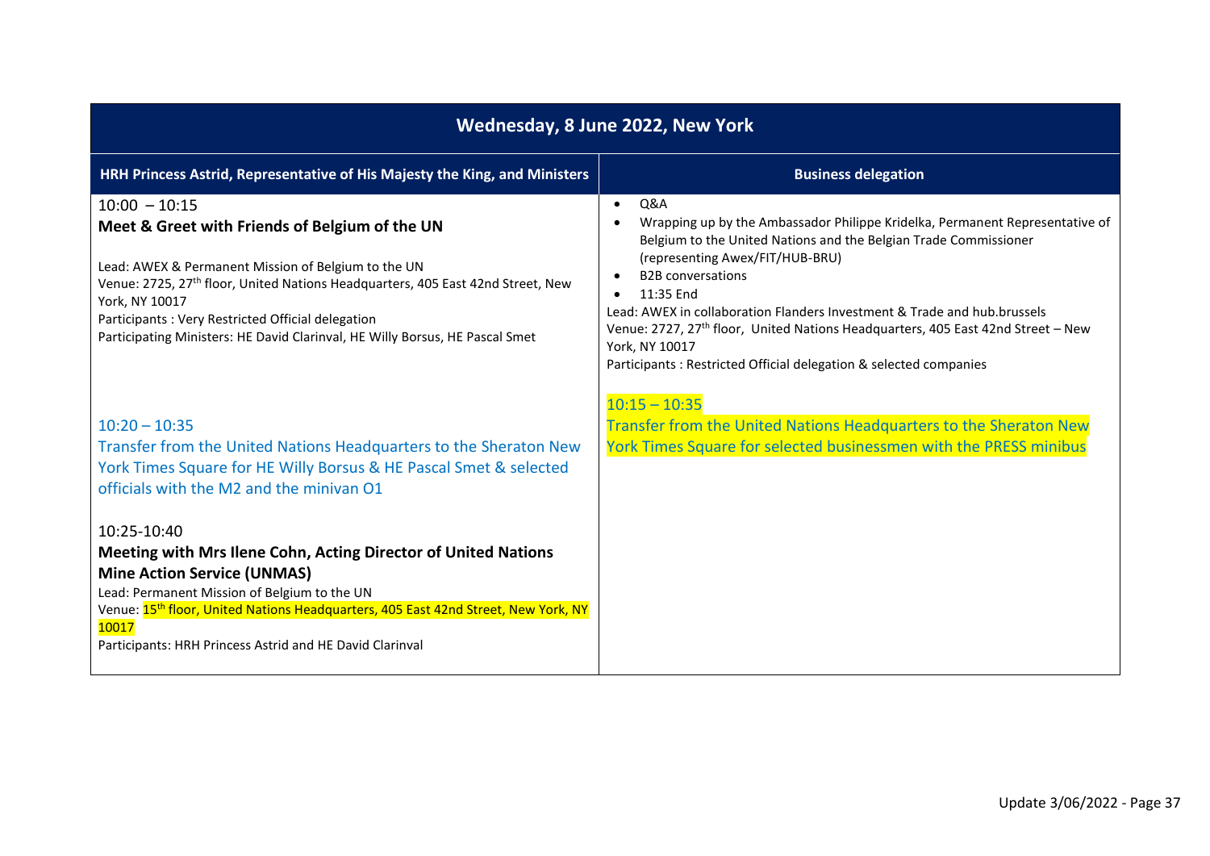| Wednesday, 8 June 2022, New York | |
|---|---|
| **HRH Princess Astrid, Representative of His Majesty the King, and Ministers** | **Business delegation** |
| 10:00 – 10:15<br>**Meet & Greet with Friends of Belgium of the UN**<br><br>Lead: AWEX & Permanent Mission of Belgium to the UN<br>Venue: 2725, 27th floor, United Nations Headquarters, 405 East 42nd Street, New York, NY 10017<br>Participants : Very Restricted Official delegation<br>Participating Ministers: HE David Clarinval, HE Willy Borsus, HE Pascal Smet<br><br>10:20 – 10:35<br>Transfer from the United Nations Headquarters to the Sheraton New York Times Square for HE Willy Borsus & HE Pascal Smet & selected officials with the M2 and the minivan O1<br><br>10:25-10:40<br>**Meeting with Mrs Ilene Cohn, Acting Director of United Nations Mine Action Service (UNMAS)**<br>Lead: Permanent Mission of Belgium to the UN<br>Venue: 15th floor, United Nations Headquarters, 405 East 42nd Street, New York, NY 10017<br>Participants: HRH Princess Astrid and HE David Clarinval | • Q&A<br>• Wrapping up by the Ambassador Philippe Kridelka, Permanent Representative of Belgium to the United Nations and the Belgian Trade Commissioner (representing Awex/FIT/HUB-BRU)<br>• B2B conversations<br>• 11:35 End<br>Lead: AWEX in collaboration Flanders Investment & Trade and hub.brussels<br>Venue: 2727, 27th floor, United Nations Headquarters, 405 East 42nd Street – New York, NY 10017<br>Participants : Restricted Official delegation & selected companies<br><br>10:15 – 10:35<br>Transfer from the United Nations Headquarters to the Sheraton New York Times Square for selected businessmen with the PRESS minibus |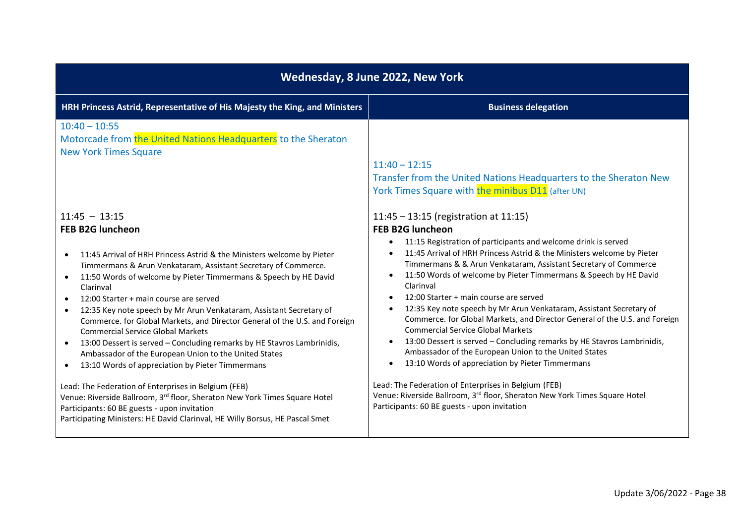| Wednesday, 8 June 2022, New York | |
|---|---|
| **HRH Princess Astrid, Representative of His Majesty the King, and Ministers** | **Business delegation** |
| 10:40 – 10:55<br>Motorcade from the United Nations Headquarters to the Sheraton New York Times Square | 11:40 – 12:15<br>Transfer from the United Nations Headquarters to the Sheraton New York Times Square with the minibus D11 (after UN) |
| 11:45 – 13:15<br>**FEB B2G luncheon**<br>• 11:45 Arrival of HRH Princess Astrid & the Ministers welcome by Pieter Timmermans & Arun Venkataram, Assistant Secretary of Commerce.<br>• 11:50 Words of welcome by Pieter Timmermans & Speech by HE David Clarinval<br>• 12:00 Starter + main course are served<br>• 12:35 Key note speech by Mr Arun Venkataram, Assistant Secretary of Commerce. for Global Markets, and Director General of the U.S. and Foreign Commercial Service Global Markets<br>• 13:00 Dessert is served – Concluding remarks by HE Stavros Lambrinidis, Ambassador of the European Union to the United States<br>• 13:10 Words of appreciation by Pieter Timmermans<br><br>Lead: The Federation of Enterprises in Belgium (FEB)<br>Venue: Riverside Ballroom, 3rd floor, Sheraton New York Times Square Hotel<br>Participants: 60 BE guests - upon invitation<br>Participating Ministers: HE David Clarinval, HE Willy Borsus, HE Pascal Smet | 11:45 – 13:15 (registration at 11:15)<br>**FEB B2G luncheon**<br>• 11:15 Registration of participants and welcome drink is served<br>• 11:45 Arrival of HRH Princess Astrid & the Ministers welcome by Pieter Timmermans & & Arun Venkataram, Assistant Secretary of Commerce<br>• 11:50 Words of welcome by Pieter Timmermans & Speech by HE David Clarinval<br>• 12:00 Starter + main course are served<br>• 12:35 Key note speech by Mr Arun Venkataram, Assistant Secretary of Commerce. for Global Markets, and Director General of the U.S. and Foreign Commercial Service Global Markets<br>• 13:00 Dessert is served – Concluding remarks by HE Stavros Lambrinidis, Ambassador of the European Union to the United States<br>• 13:10 Words of appreciation by Pieter Timmermans<br><br>Lead: The Federation of Enterprises in Belgium (FEB)<br>Venue: Riverside Ballroom, 3rd floor, Sheraton New York Times Square Hotel<br>Participants: 60 BE guests - upon invitation |

Update 3/06/2022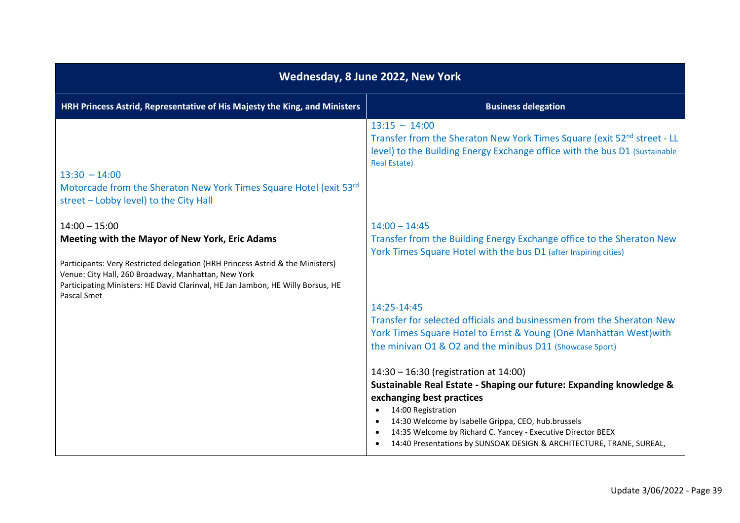| Wednesday, 8 June 2022, New York | |
|---|---|
| **HRH Princess Astrid, Representative of His Majesty the King, and Ministers** | **Business delegation** |
| | 13:15 – 14:00<br>Transfer from the Sheraton New York Times Square (exit 52nd street - LL level) to the Building Energy Exchange office with the bus D1 (Sustainable Real Estate) |
| 13:30 – 14:00<br>Motorcade from the Sheraton New York Times Square Hotel (exit 53rd street – Lobby level) to the City Hall | |
| 14:00 – 15:00<br>**Meeting with the Mayor of New York, Eric Adams**<br><br>Participants: Very Restricted delegation (HRH Princess Astrid & the Ministers)<br>Venue: City Hall, 260 Broadway, Manhattan, New York<br>Participating Ministers: HE David Clarinval, HE Jan Jambon, HE Willy Borsus, HE Pascal Smet | 14:00 – 14:45<br>Transfer from the Building Energy Exchange office to the Sheraton New York Times Square Hotel with the bus D1 (after Inspiring cities) |
| | 14:25-14:45<br>Transfer for selected officials and businessmen from the Sheraton New York Times Square Hotel to Ernst & Young (One Manhattan West)with the minivan O1 & O2 and the minibus D11 (Showcase Sport) |
| | 14:30 – 16:30 (registration at 14:00)<br>**Sustainable Real Estate - Shaping our future: Expanding knowledge & exchanging best practices**<br>• 14:00 Registration<br>• 14:30 Welcome by Isabelle Grippa, CEO, hub.brussels<br>• 14:35 Welcome by Richard C. Yancey - Executive Director BEEX<br>• 14:40 Presentations by SUNSOAK DESIGN & ARCHITECTURE, TRANE, SUREAL, |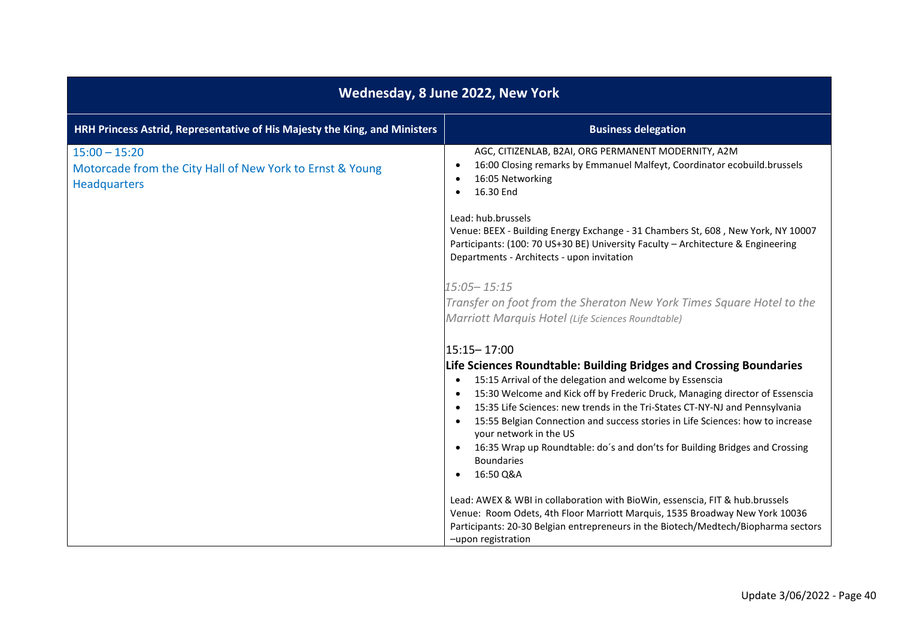| Wednesday, 8 June 2022, New York | |
|---|---|
| **HRH Princess Astrid, Representative of His Majesty the King, and Ministers** | **Business delegation** |
| 15:00 – 15:20<br>Motorcade from the City Hall of New York to Ernst & Young Headquarters | AGC, CITIZENLAB, B2AI, ORG PERMANENT MODERNITY, A2M<br>• 16:00 Closing remarks by Emmanuel Malfeyt, Coordinator ecobuild.brussels<br>• 16:05 Networking<br>• 16.30 End<br><br>Lead: hub.brussels<br>Venue: BEEX - Building Energy Exchange - 31 Chambers St, 608 , New York, NY 10007<br>Participants: (100: 70 US+30 BE) University Faculty – Architecture & Engineering Departments - Architects - upon invitation<br><br>*15:05– 15:15*<br>*Transfer on foot from the Sheraton New York Times Square Hotel to the Marriott Marquis Hotel (Life Sciences Roundtable)*<br><br>15:15– 17:00<br>**Life Sciences Roundtable: Building Bridges and Crossing Boundaries**<br>• 15:15 Arrival of the delegation and welcome by Essenscia<br>• 15:30 Welcome and Kick off by Frederic Druck, Managing director of Essenscia<br>• 15:35 Life Sciences: new trends in the Tri-States CT-NY-NJ and Pennsylvania<br>• 15:55 Belgian Connection and success stories in Life Sciences: how to increase your network in the US<br>• 16:35 Wrap up Roundtable: do´s and don'ts for Building Bridges and Crossing Boundaries<br>• 16:50 Q&A<br><br>Lead: AWEX & WBI in collaboration with BioWin, essenscia, FIT & hub.brussels<br>Venue: Room Odets, 4th Floor Marriott Marquis, 1535 Broadway New York 10036<br>Participants: 20-30 Belgian entrepreneurs in the Biotech/Medtech/Biopharma sectors –upon registration |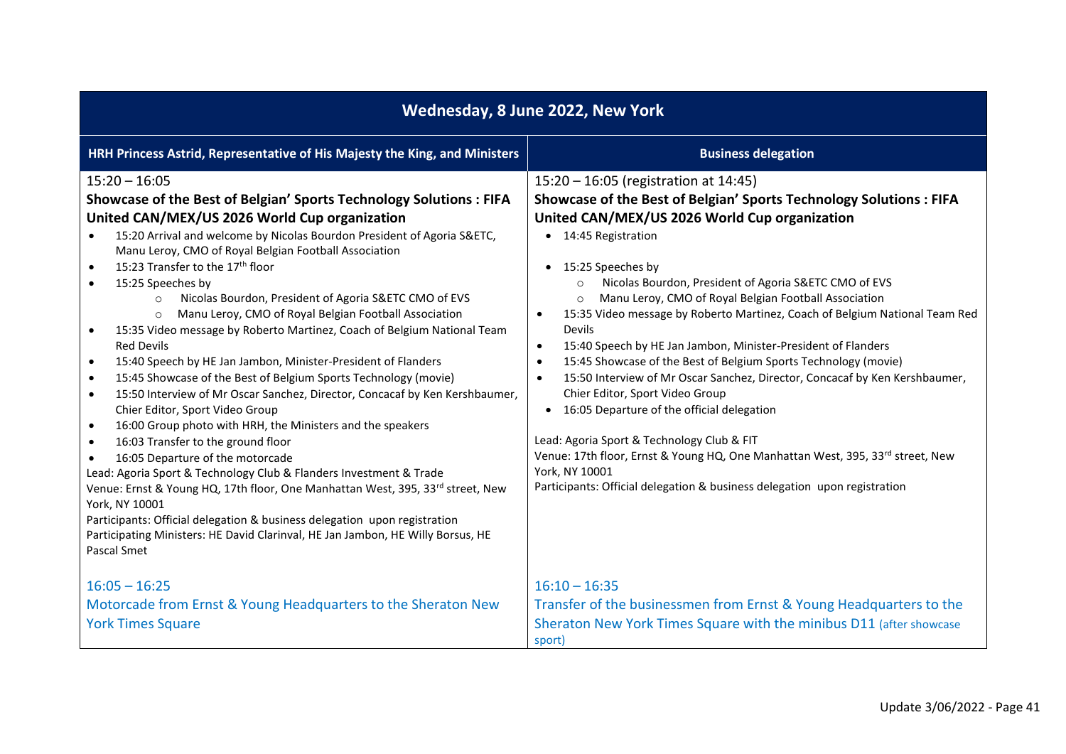| Wednesday, 8 June 2022, New York | |
|---|---|
| **HRH Princess Astrid, Representative of His Majesty the King, and Ministers** | **Business delegation** |
| 15:20 – 16:05<br>**Showcase of the Best of Belgian' Sports Technology Solutions : FIFA United CAN/MEX/US 2026 World Cup organization**<br>• 15:20 Arrival and welcome by Nicolas Bourdon President of Agoria S&ETC, Manu Leroy, CMO of Royal Belgian Football Association<br>• 15:23 Transfer to the 17th floor<br>• 15:25 Speeches by<br>&nbsp;&nbsp;&nbsp;&nbsp;○ Nicolas Bourdon, President of Agoria S&ETC CMO of EVS<br>&nbsp;&nbsp;&nbsp;&nbsp;○ Manu Leroy, CMO of Royal Belgian Football Association<br>• 15:35 Video message by Roberto Martinez, Coach of Belgium National Team Red Devils<br>• 15:40 Speech by HE Jan Jambon, Minister-President of Flanders<br>• 15:45 Showcase of the Best of Belgium Sports Technology (movie)<br>• 15:50 Interview of Mr Oscar Sanchez, Director, Concacaf by Ken Kershbaumer, Chier Editor, Sport Video Group<br>• 16:00 Group photo with HRH, the Ministers and the speakers<br>• 16:03 Transfer to the ground floor<br>• 16:05 Departure of the motorcade<br>Lead: Agoria Sport & Technology Club & Flanders Investment & Trade<br>Venue: Ernst & Young HQ, 17th floor, One Manhattan West, 395, 33rd street, New York, NY 10001<br>Participants: Official delegation & business delegation upon registration<br>Participating Ministers: HE David Clarinval, HE Jan Jambon, HE Willy Borsus, HE Pascal Smet | 15:20 – 16:05 (registration at 14:45)<br>**Showcase of the Best of Belgian' Sports Technology Solutions : FIFA United CAN/MEX/US 2026 World Cup organization**<br>• 14:45 Registration<br>• 15:25 Speeches by<br>&nbsp;&nbsp;&nbsp;&nbsp;○ Nicolas Bourdon, President of Agoria S&ETC CMO of EVS<br>&nbsp;&nbsp;&nbsp;&nbsp;○ Manu Leroy, CMO of Royal Belgian Football Association<br>• 15:35 Video message by Roberto Martinez, Coach of Belgium National Team Red Devils<br>• 15:40 Speech by HE Jan Jambon, Minister-President of Flanders<br>• 15:45 Showcase of the Best of Belgium Sports Technology (movie)<br>• 15:50 Interview of Mr Oscar Sanchez, Director, Concacaf by Ken Kershbaumer, Chier Editor, Sport Video Group<br>• 16:05 Departure of the official delegation<br><br>Lead: Agoria Sport & Technology Club & FIT<br>Venue: 17th floor, Ernst & Young HQ, One Manhattan West, 395, 33rd street, New York, NY 10001<br>Participants: Official delegation & business delegation upon registration |
| 16:05 – 16:25<br>Motorcade from Ernst & Young Headquarters to the Sheraton New York Times Square | 16:10 – 16:35<br>Transfer of the businessmen from Ernst & Young Headquarters to the Sheraton New York Times Square with the minibus D11 (after showcase sport) |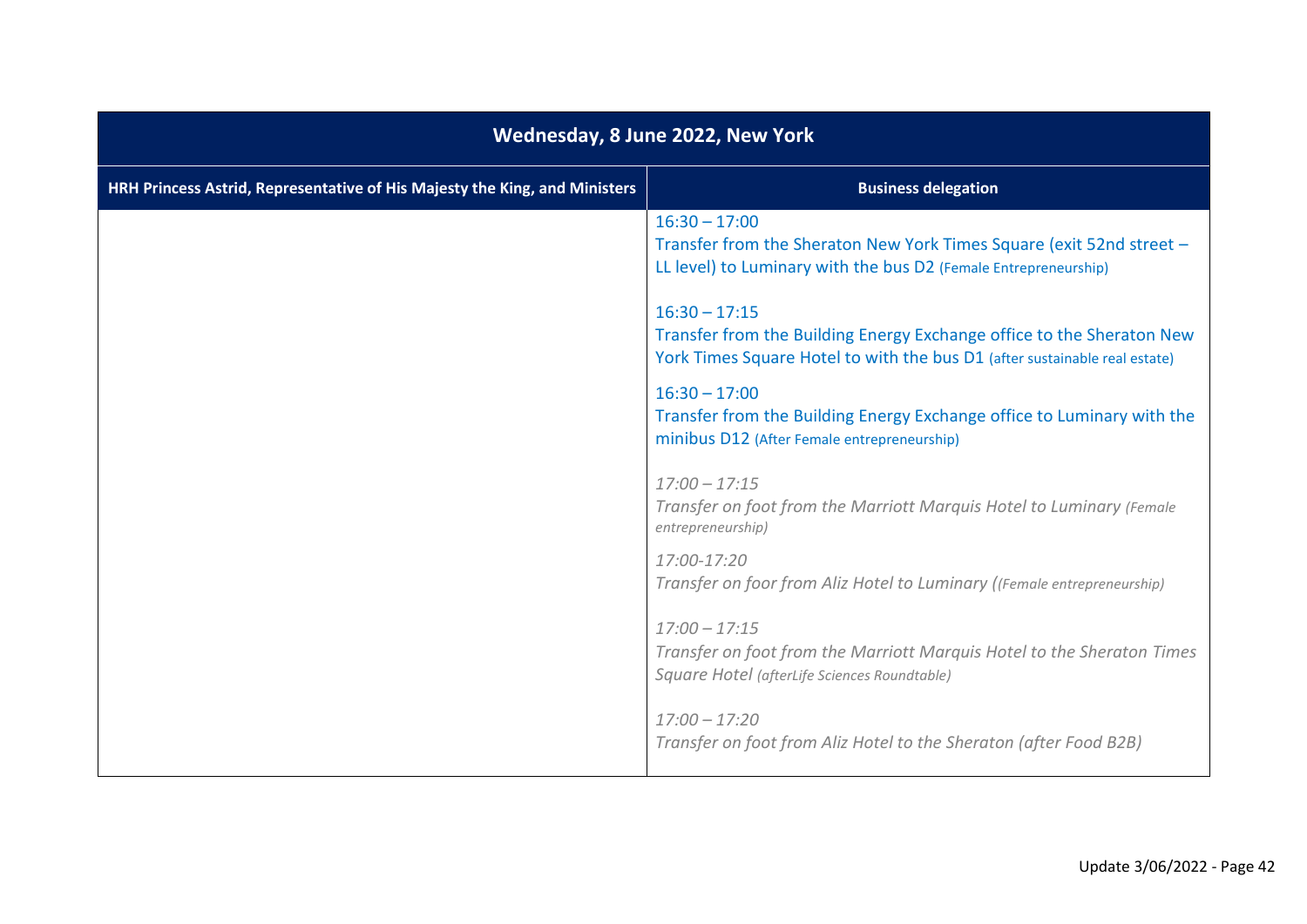| Wednesday, 8 June 2022, New York | |
|---|---|
| **HRH Princess Astrid, Representative of His Majesty the King, and Ministers** | **Business delegation** |
| | 16:30 – 17:00<br>Transfer from the Sheraton New York Times Square (exit 52nd street – LL level) to Luminary with the bus D2 (Female Entrepreneurship)<br><br>16:30 – 17:15<br>Transfer from the Building Energy Exchange office to the Sheraton New York Times Square Hotel to with the bus D1 (after sustainable real estate)<br><br>16:30 – 17:00<br>Transfer from the Building Energy Exchange office to Luminary with the minibus D12 (After Female entrepreneurship)<br><br>*17:00 – 17:15*<br>*Transfer on foot from the Marriott Marquis Hotel to Luminary (Female entrepreneurship)*<br><br>*17:00-17:20*<br>*Transfer on foor from Aliz Hotel to Luminary ((Female entrepreneurship)*<br><br>*17:00 – 17:15*<br>*Transfer on foot from the Marriott Marquis Hotel to the Sheraton Times Square Hotel (afterLife Sciences Roundtable)*<br><br>*17:00 – 17:20*<br>*Transfer on foot from Aliz Hotel to the Sheraton (after Food B2B)* |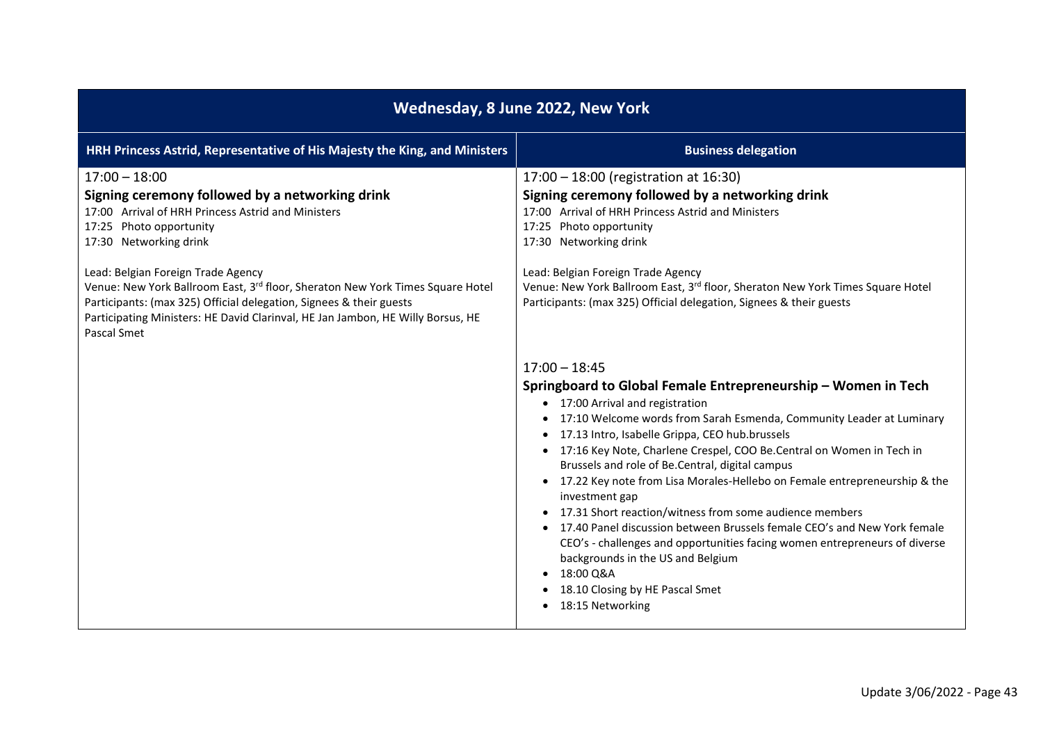| Wednesday, 8 June 2022, New York | |
|---|---|
| **HRH Princess Astrid, Representative of His Majesty the King, and Ministers** | **Business delegation** |
| 17:00 – 18:00<br>**Signing ceremony followed by a networking drink**<br>17:00 Arrival of HRH Princess Astrid and Ministers<br>17:25 Photo opportunity<br>17:30 Networking drink<br><br>Lead: Belgian Foreign Trade Agency<br>Venue: New York Ballroom East, 3rd floor, Sheraton New York Times Square Hotel<br>Participants: (max 325) Official delegation, Signees & their guests<br>Participating Ministers: HE David Clarinval, HE Jan Jambon, HE Willy Borsus, HE Pascal Smet | 17:00 – 18:00 (registration at 16:30)<br>**Signing ceremony followed by a networking drink**<br>17:00 Arrival of HRH Princess Astrid and Ministers<br>17:25 Photo opportunity<br>17:30 Networking drink<br><br>Lead: Belgian Foreign Trade Agency<br>Venue: New York Ballroom East, 3rd floor, Sheraton New York Times Square Hotel<br>Participants: (max 325) Official delegation, Signees & their guests |
| | 17:00 – 18:45<br>**Springboard to Global Female Entrepreneurship – Women in Tech**<br>• 17:00 Arrival and registration<br>• 17:10 Welcome words from Sarah Esmenda, Community Leader at Luminary<br>• 17.13 Intro, Isabelle Grippa, CEO hub.brussels<br>• 17:16 Key Note, Charlene Crespel, COO Be.Central on Women in Tech in Brussels and role of Be.Central, digital campus<br>• 17.22 Key note from Lisa Morales-Hellebo on Female entrepreneurship & the investment gap<br>• 17.31 Short reaction/witness from some audience members<br>• 17.40 Panel discussion between Brussels female CEO's and New York female CEO's - challenges and opportunities facing women entrepreneurs of diverse backgrounds in the US and Belgium<br>• 18:00 Q&A<br>• 18.10 Closing by HE Pascal Smet<br>• 18:15 Networking |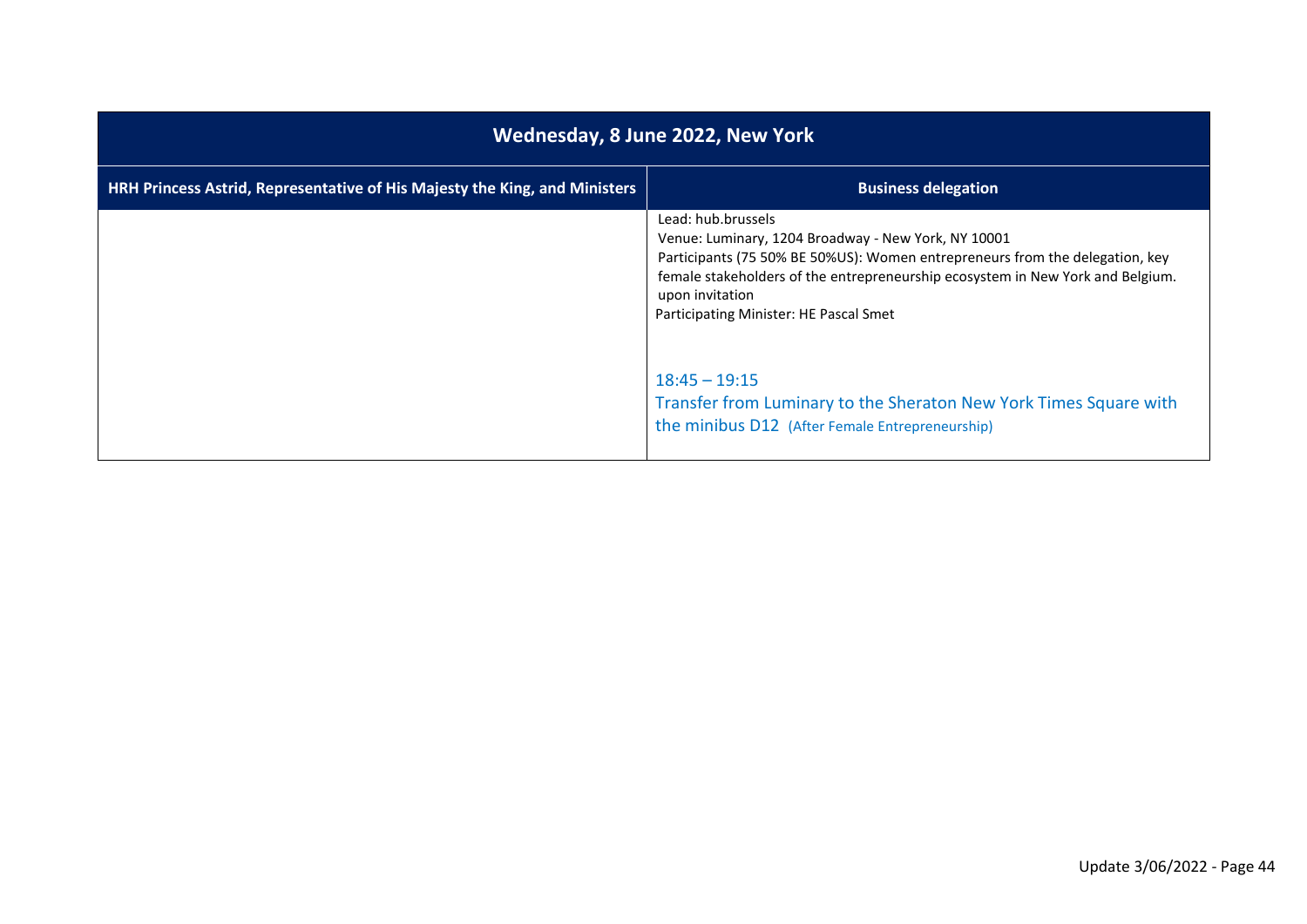| Wednesday, 8 June 2022, New York | |
|---|---|
| **HRH Princess Astrid, Representative of His Majesty the King, and Ministers** | **Business delegation** |
| | Lead: hub.brussels<br>Venue: Luminary, 1204 Broadway - New York, NY 10001<br>Participants (75 50% BE 50%US): Women entrepreneurs from the delegation, key female stakeholders of the entrepreneurship ecosystem in New York and Belgium. upon invitation<br>Participating Minister: HE Pascal Smet<br><br>18:45 – 19:15<br>Transfer from Luminary to the Sheraton New York Times Square with the minibus D12 (After Female Entrepreneurship) |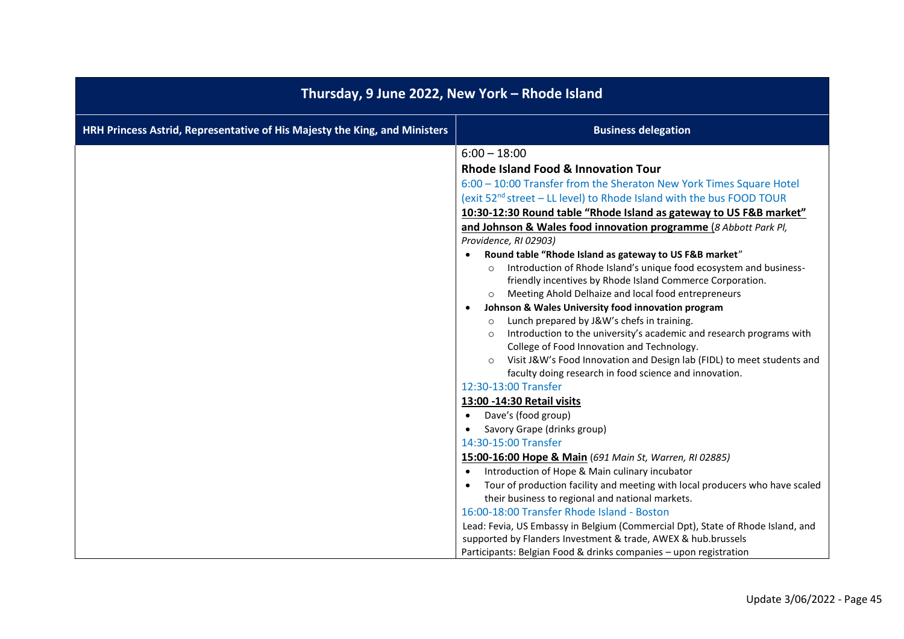| Thursday, 9 June 2022, New York – Rhode Island | |
|---|---|
| **HRH Princess Astrid, Representative of His Majesty the King, and Ministers** | **Business delegation** |
| | 6:00 – 18:00<br>**Rhode Island Food & Innovation Tour**<br>6:00 – 10:00 Transfer from the Sheraton New York Times Square Hotel (exit 52nd street – LL level) to Rhode Island with the bus FOOD TOUR<br>**10:30-12:30 Round table "Rhode Island as gateway to US F&B market" and Johnson & Wales food innovation programme** (*8 Abbott Park Pl, Providence, RI 02903)*<br>• **Round table "Rhode Island as gateway to US F&B market"**<br>  ○ Introduction of Rhode Island's unique food ecosystem and business-friendly incentives by Rhode Island Commerce Corporation.<br>  ○ Meeting Ahold Delhaize and local food entrepreneurs<br>• **Johnson & Wales University food innovation program**<br>  ○ Lunch prepared by J&W's chefs in training.<br>  ○ Introduction to the university's academic and research programs with College of Food Innovation and Technology.<br>  ○ Visit J&W's Food Innovation and Design lab (FIDL) to meet students and faculty doing research in food science and innovation.<br>12:30-13:00 Transfer<br>**13:00 -14:30 Retail visits**<br>• Dave's (food group)<br>• Savory Grape (drinks group)<br>14:30-15:00 Transfer<br>**15:00-16:00 Hope & Main** (*691 Main St, Warren, RI 02885)*<br>• Introduction of Hope & Main culinary incubator<br>• Tour of production facility and meeting with local producers who have scaled their business to regional and national markets.<br>16:00-18:00 Transfer Rhode Island - Boston<br>Lead: Fevia, US Embassy in Belgium (Commercial Dpt), State of Rhode Island, and supported by Flanders Investment & trade, AWEX & hub.brussels<br>Participants: Belgian Food & drinks companies – upon registration |

Update 3/06/2022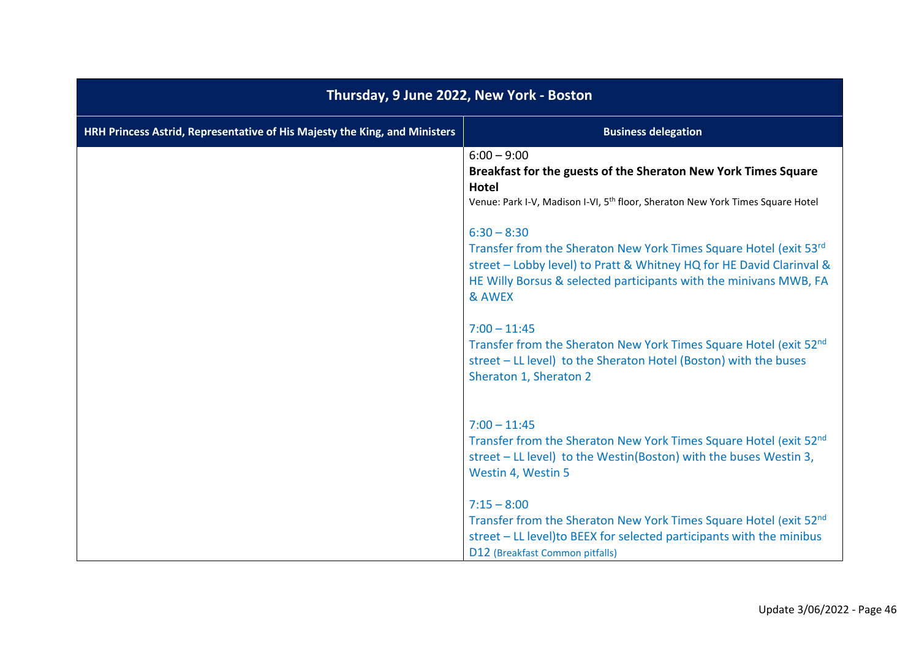| Thursday, 9 June 2022, New York - Boston | |
|---|---|
| **HRH Princess Astrid, Representative of His Majesty the King, and Ministers** | **Business delegation** |
| | 6:00 – 9:00<br>**Breakfast for the guests of the Sheraton New York Times Square Hotel**<br>Venue: Park I-V, Madison I-VI, 5th floor, Sheraton New York Times Square Hotel<br><br>6:30 – 8:30<br>Transfer from the Sheraton New York Times Square Hotel (exit 53rd street – Lobby level) to Pratt & Whitney HQ for HE David Clarinval & HE Willy Borsus & selected participants with the minivans MWB, FA & AWEX<br><br>7:00 – 11:45<br>Transfer from the Sheraton New York Times Square Hotel (exit 52nd street – LL level) to the Sheraton Hotel (Boston) with the buses Sheraton 1, Sheraton 2<br><br>7:00 – 11:45<br>Transfer from the Sheraton New York Times Square Hotel (exit 52nd street – LL level) to the Westin(Boston) with the buses Westin 3, Westin 4, Westin 5<br><br>7:15 – 8:00<br>Transfer from the Sheraton New York Times Square Hotel (exit 52nd street – LL level)to BEEX for selected participants with the minibus D12 (Breakfast Common pitfalls) |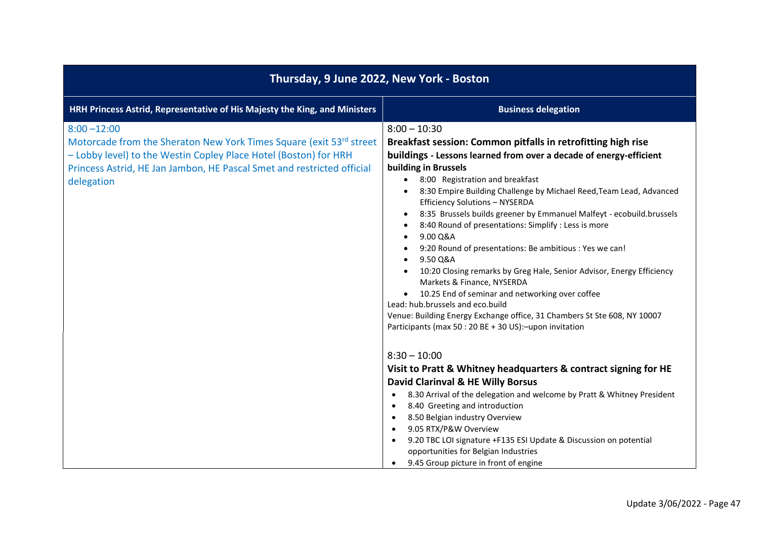| Thursday, 9 June 2022, New York - Boston | |
|---|---|
| **HRH Princess Astrid, Representative of His Majesty the King, and Ministers** | **Business delegation** |
| 8:00 –12:00<br>Motorcade from the Sheraton New York Times Square (exit 53rd street – Lobby level) to the Westin Copley Place Hotel (Boston) for HRH Princess Astrid, HE Jan Jambon, HE Pascal Smet and restricted official delegation | 8:00 – 10:30<br>**Breakfast session: Common pitfalls in retrofitting high rise buildings - Lessons learned from over a decade of energy-efficient building in Brussels**<br>• 8:00 Registration and breakfast<br>• 8:30 Empire Building Challenge by Michael Reed,Team Lead, Advanced Efficiency Solutions – NYSERDA<br>• 8:35 Brussels builds greener by Emmanuel Malfeyt - ecobuild.brussels<br>• 8:40 Round of presentations: Simplify : Less is more<br>• 9.00 Q&A<br>• 9:20 Round of presentations: Be ambitious : Yes we can!<br>• 9.50 Q&A<br>• 10:20 Closing remarks by Greg Hale, Senior Advisor, Energy Efficiency Markets & Finance, NYSERDA<br>• 10.25 End of seminar and networking over coffee<br>Lead: hub.brussels and eco.build<br>Venue: Building Energy Exchange office, 31 Chambers St Ste 608, NY 10007<br>Participants (max 50 : 20 BE + 30 US):–upon invitation |
| | 8:30 – 10:00<br>**Visit to Pratt & Whitney headquarters & contract signing for HE David Clarinval & HE Willy Borsus**<br>• 8.30 Arrival of the delegation and welcome by Pratt & Whitney President<br>• 8.40 Greeting and introduction<br>• 8.50 Belgian industry Overview<br>• 9.05 RTX/P&W Overview<br>• 9.20 TBC LOI signature +F135 ESI Update & Discussion on potential opportunities for Belgian Industries<br>• 9.45 Group picture in front of engine |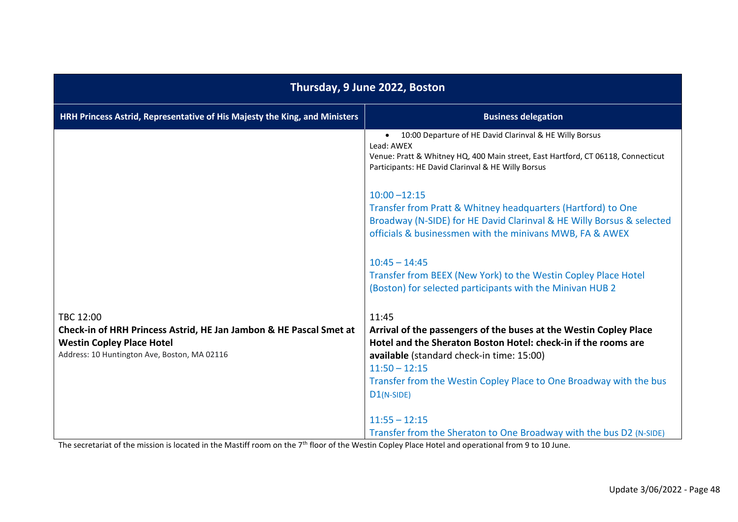| Thursday, 9 June 2022, Boston | |
|---|---|
| **HRH Princess Astrid, Representative of His Majesty the King, and Ministers** | **Business delegation** |
| | • 10:00 Departure of HE David Clarinval & HE Willy Borsus<br>Lead: AWEX<br>Venue: Pratt & Whitney HQ, 400 Main street, East Hartford, CT 06118, Connecticut<br>Participants: HE David Clarinval & HE Willy Borsus<br><br>10:00 –12:15<br>Transfer from Pratt & Whitney headquarters (Hartford) to One Broadway (N-SIDE) for HE David Clarinval & HE Willy Borsus & selected officials & businessmen with the minivans MWB, FA & AWEX<br><br>10:45 – 14:45<br>Transfer from BEEX (New York) to the Westin Copley Place Hotel (Boston) for selected participants with the Minivan HUB 2 |
| TBC 12:00<br>**Check-in of HRH Princess Astrid, HE Jan Jambon & HE Pascal Smet at Westin Copley Place Hotel**<br>Address: 10 Huntington Ave, Boston, MA 02116 | 11:45<br>**Arrival of the passengers of the buses at the Westin Copley Place Hotel and the Sheraton Boston Hotel: check-in if the rooms are available** (standard check-in time: 15:00)<br>11:50 – 12:15<br>Transfer from the Westin Copley Place to One Broadway with the bus D1(N-SIDE)<br><br>11:55 – 12:15<br>Transfer from the Sheraton to One Broadway with the bus D2 (N-SIDE) |

The secretariat of the mission is located in the Mastiff room on the 7th floor of the Westin Copley Place Hotel and operational from 9 to 10 June.

Update 3/06/2022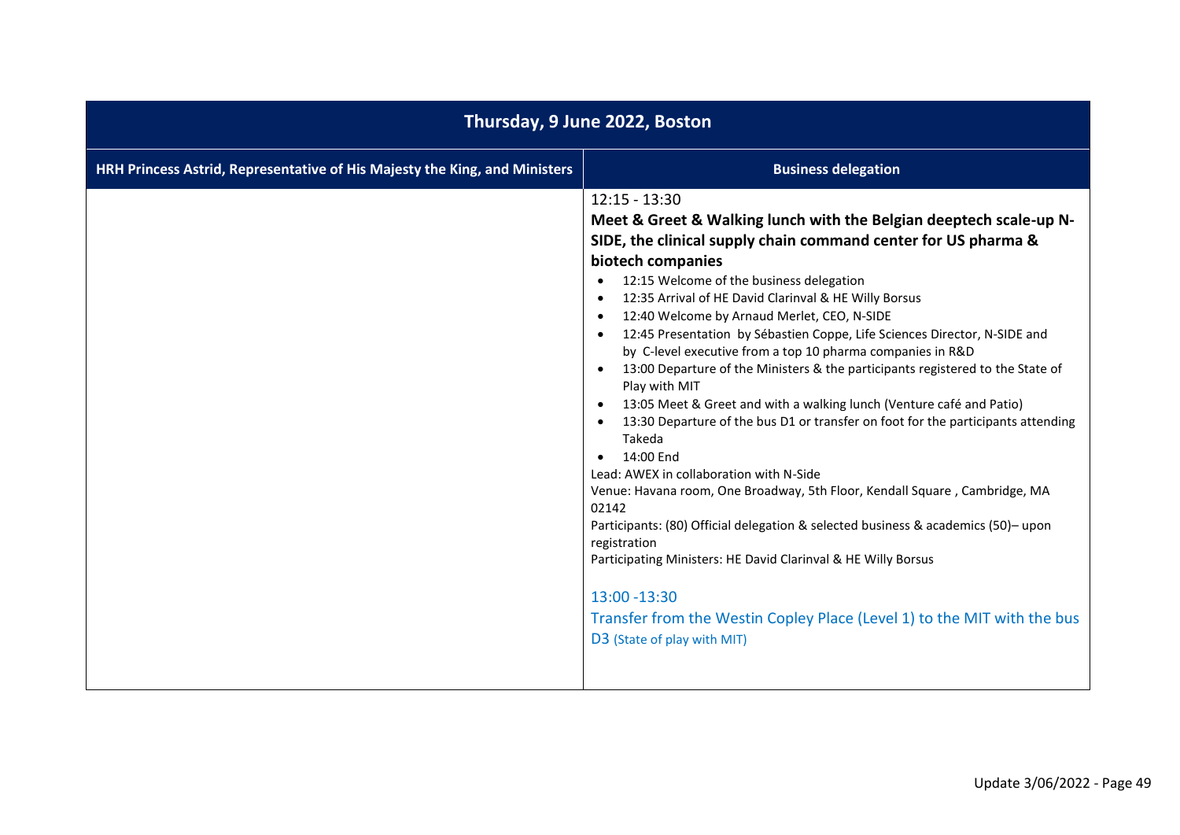| Thursday, 9 June 2022, Boston | |
|---|---|
| **HRH Princess Astrid, Representative of His Majesty the King, and Ministers** | **Business delegation** |
| | 12:15 - 13:30<br>**Meet & Greet & Walking lunch with the Belgian deeptech scale-up N-SIDE, the clinical supply chain command center for US pharma & biotech companies**<br>• 12:15 Welcome of the business delegation<br>• 12:35 Arrival of HE David Clarinval & HE Willy Borsus<br>• 12:40 Welcome by Arnaud Merlet, CEO, N-SIDE<br>• 12:45 Presentation by Sébastien Coppe, Life Sciences Director, N-SIDE and by C-level executive from a top 10 pharma companies in R&D<br>• 13:00 Departure of the Ministers & the participants registered to the State of Play with MIT<br>• 13:05 Meet & Greet and with a walking lunch (Venture café and Patio)<br>• 13:30 Departure of the bus D1 or transfer on foot for the participants attending Takeda<br>• 14:00 End<br>Lead: AWEX in collaboration with N-Side<br>Venue: Havana room, One Broadway, 5th Floor, Kendall Square , Cambridge, MA 02142<br>Participants: (80) Official delegation & selected business & academics (50)– upon registration<br>Participating Ministers: HE David Clarinval & HE Willy Borsus<br><br>13:00 -13:30<br>Transfer from the Westin Copley Place (Level 1) to the MIT with the bus D3 (State of play with MIT) |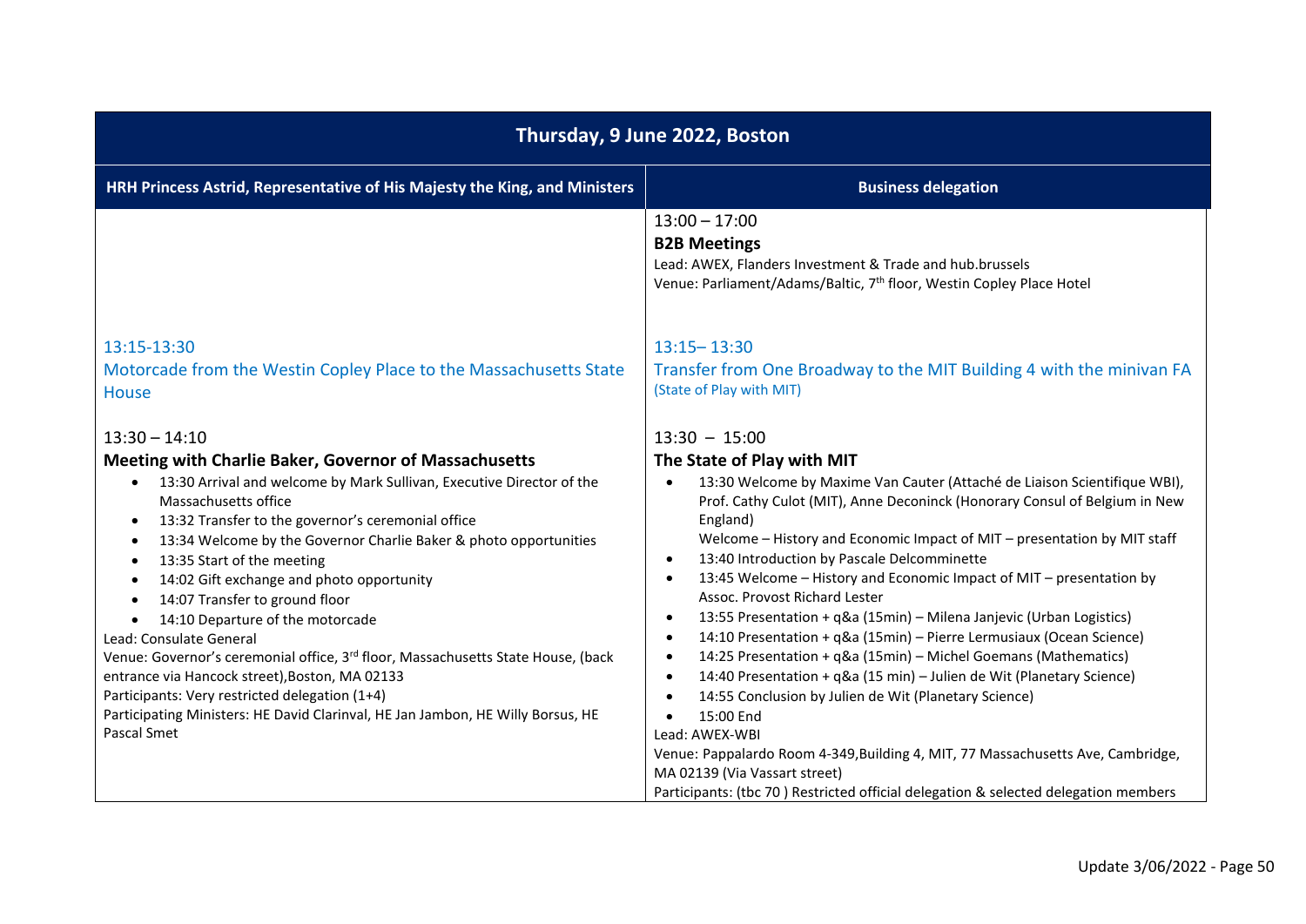| Thursday, 9 June 2022, Boston | |
|---|---|
| **HRH Princess Astrid, Representative of His Majesty the King, and Ministers** | **Business delegation** |
| | 13:00 – 17:00<br>**B2B Meetings**<br>Lead: AWEX, Flanders Investment & Trade and hub.brussels<br>Venue: Parliament/Adams/Baltic, 7th floor, Westin Copley Place Hotel |
| 13:15-13:30<br>Motorcade from the Westin Copley Place to the Massachusetts State House | 13:15– 13:30<br>Transfer from One Broadway to the MIT Building 4 with the minivan FA (State of Play with MIT) |
| 13:30 – 14:10<br>**Meeting with Charlie Baker, Governor of Massachusetts**<br>• 13:30 Arrival and welcome by Mark Sullivan, Executive Director of the Massachusetts office<br>• 13:32 Transfer to the governor's ceremonial office<br>• 13:34 Welcome by the Governor Charlie Baker & photo opportunities<br>• 13:35 Start of the meeting<br>• 14:02 Gift exchange and photo opportunity<br>• 14:07 Transfer to ground floor<br>• 14:10 Departure of the motorcade<br>Lead: Consulate General<br>Venue: Governor's ceremonial office, 3rd floor, Massachusetts State House, (back entrance via Hancock street),Boston, MA 02133<br>Participants: Very restricted delegation (1+4)<br>Participating Ministers: HE David Clarinval, HE Jan Jambon, HE Willy Borsus, HE Pascal Smet | 13:30 – 15:00<br>**The State of Play with MIT**<br>• 13:30 Welcome by Maxime Van Cauter (Attaché de Liaison Scientifique WBI), Prof. Cathy Culot (MIT), Anne Deconinck (Honorary Consul of Belgium in New England)<br>Welcome – History and Economic Impact of MIT – presentation by MIT staff<br>• 13:40 Introduction by Pascale Delcomminette<br>• 13:45 Welcome – History and Economic Impact of MIT – presentation by Assoc. Provost Richard Lester<br>• 13:55 Presentation + q&a (15min) – Milena Janjevic (Urban Logistics)<br>• 14:10 Presentation + q&a (15min) – Pierre Lermusiaux (Ocean Science)<br>• 14:25 Presentation + q&a (15min) – Michel Goemans (Mathematics)<br>• 14:40 Presentation + q&a (15 min) – Julien de Wit (Planetary Science)<br>• 14:55 Conclusion by Julien de Wit (Planetary Science)<br>• 15:00 End<br>Lead: AWEX-WBI<br>Venue: Pappalardo Room 4-349,Building 4, MIT, 77 Massachusetts Ave, Cambridge, MA 02139 (Via Vassart street)<br>Participants: (tbc 70 ) Restricted official delegation & selected delegation members |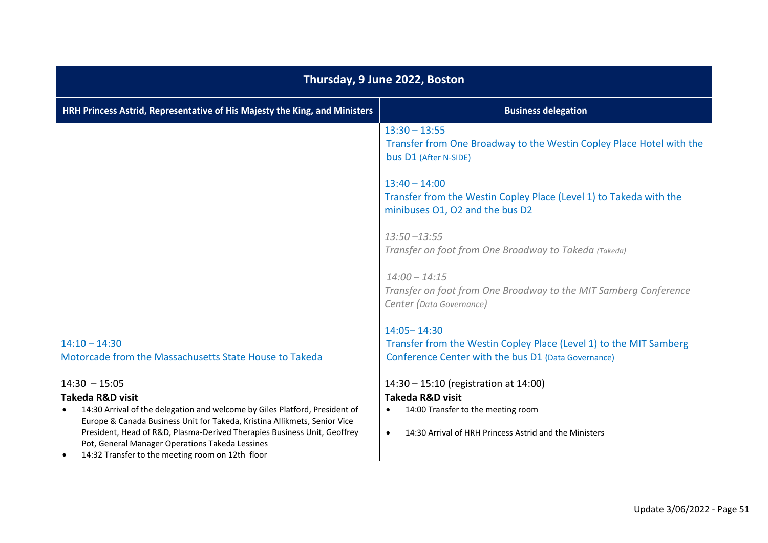| Thursday, 9 June 2022, Boston | |
|---|---|
| **HRH Princess Astrid, Representative of His Majesty the King, and Ministers** | **Business delegation** |
| | 13:30 – 13:55<br>Transfer from One Broadway to the Westin Copley Place Hotel with the bus D1 (After N-SIDE) |
| | 13:40 – 14:00<br>Transfer from the Westin Copley Place (Level 1) to Takeda with the minibuses O1, O2 and the bus D2 |
| | *13:50 –13:55*<br>*Transfer on foot from One Broadway to Takeda (Takeda)* |
| | *14:00 – 14:15*<br>*Transfer on foot from One Broadway to the MIT Samberg Conference Center (Data Governance)* |
| 14:10 – 14:30<br>Motorcade from the Massachusetts State House to Takeda | 14:05– 14:30<br>Transfer from the Westin Copley Place (Level 1) to the MIT Samberg Conference Center with the bus D1 (Data Governance) |
| 14:30 – 15:05<br>**Takeda R&D visit**<br>• 14:30 Arrival of the delegation and welcome by Giles Platford, President of Europe & Canada Business Unit for Takeda, Kristina Allikmets, Senior Vice President, Head of R&D, Plasma-Derived Therapies Business Unit, Geoffrey Pot, General Manager Operations Takeda Lessines<br>• 14:32 Transfer to the meeting room on 12th floor | 14:30 – 15:10 (registration at 14:00)<br>**Takeda R&D visit**<br>• 14:00 Transfer to the meeting room<br>• 14:30 Arrival of HRH Princess Astrid and the Ministers |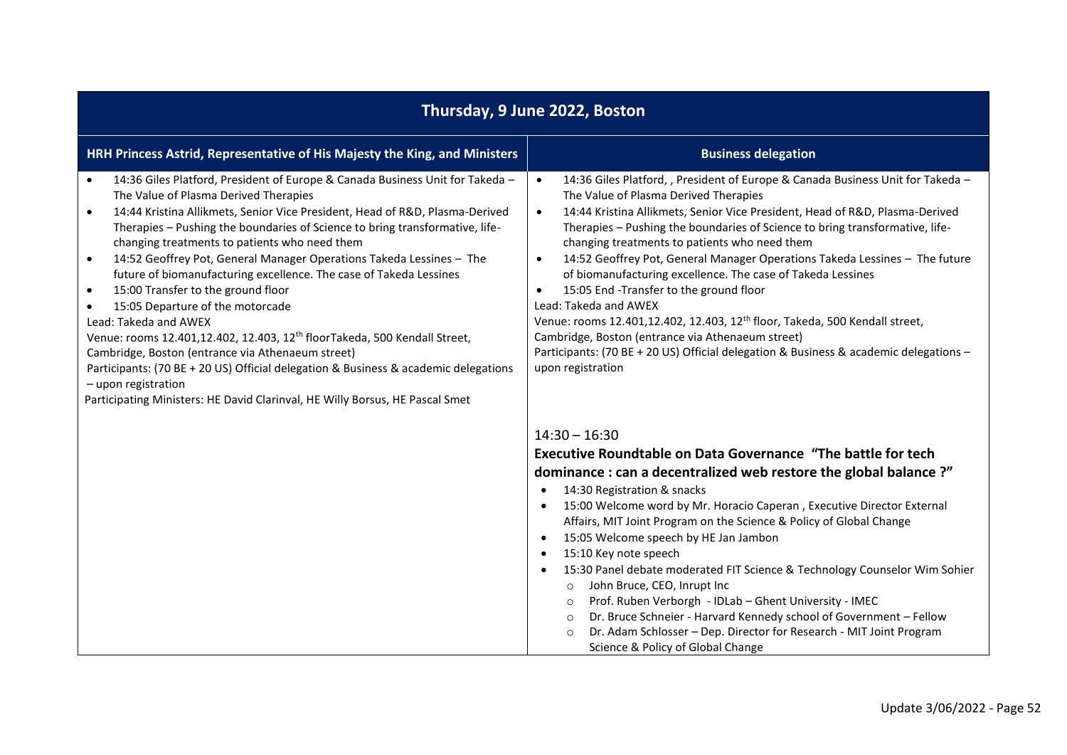| Thursday, 9 June 2022, Boston | |
|---|---|
| **HRH Princess Astrid, Representative of His Majesty the King, and Ministers** | **Business delegation** |
| • 14:36 Giles Platford, President of Europe & Canada Business Unit for Takeda – The Value of Plasma Derived Therapies<br>• 14:44 Kristina Allikmets, Senior Vice President, Head of R&D, Plasma-Derived Therapies – Pushing the boundaries of Science to bring transformative, life-changing treatments to patients who need them<br>• 14:52 Geoffrey Pot, General Manager Operations Takeda Lessines – The future of biomanufacturing excellence. The case of Takeda Lessines<br>• 15:00 Transfer to the ground floor<br>• 15:05 Departure of the motorcade<br>Lead: Takeda and AWEX<br>Venue: rooms 12.401,12.402, 12.403, 12th floorTakeda, 500 Kendall Street, Cambridge, Boston (entrance via Athenaeum street)<br>Participants: (70 BE + 20 US) Official delegation & Business & academic delegations – upon registration<br>Participating Ministers: HE David Clarinval, HE Willy Borsus, HE Pascal Smet | • 14:36 Giles Platford, , President of Europe & Canada Business Unit for Takeda – The Value of Plasma Derived Therapies<br>• 14:44 Kristina Allikmets, Senior Vice President, Head of R&D, Plasma-Derived Therapies – Pushing the boundaries of Science to bring transformative, life-changing treatments to patients who need them<br>• 14:52 Geoffrey Pot, General Manager Operations Takeda Lessines – The future of biomanufacturing excellence. The case of Takeda Lessines<br>• 15:05 End -Transfer to the ground floor<br>Lead: Takeda and AWEX<br>Venue: rooms 12.401,12.402, 12.403, 12th floor, Takeda, 500 Kendall street, Cambridge, Boston (entrance via Athenaeum street)<br>Participants: (70 BE + 20 US) Official delegation & Business & academic delegations – upon registration |
| | 14:30 – 16:30<br>**Executive Roundtable on Data Governance "The battle for tech dominance : can a decentralized web restore the global balance ?"**<br>• 14:30 Registration & snacks<br>• 15:00 Welcome word by Mr. Horacio Caperan , Executive Director External Affairs, MIT Joint Program on the Science & Policy of Global Change<br>• 15:05 Welcome speech by HE Jan Jambon<br>• 15:10 Key note speech<br>• 15:30 Panel debate moderated FIT Science & Technology Counselor Wim Sohier<br>&nbsp;&nbsp;&nbsp;&nbsp;○ John Bruce, CEO, Inrupt Inc<br>&nbsp;&nbsp;&nbsp;&nbsp;○ Prof. Ruben Verborgh - IDLab – Ghent University - IMEC<br>&nbsp;&nbsp;&nbsp;&nbsp;○ Dr. Bruce Schneier - Harvard Kennedy school of Government – Fellow<br>&nbsp;&nbsp;&nbsp;&nbsp;○ Dr. Adam Schlosser – Dep. Director for Research - MIT Joint Program Science & Policy of Global Change |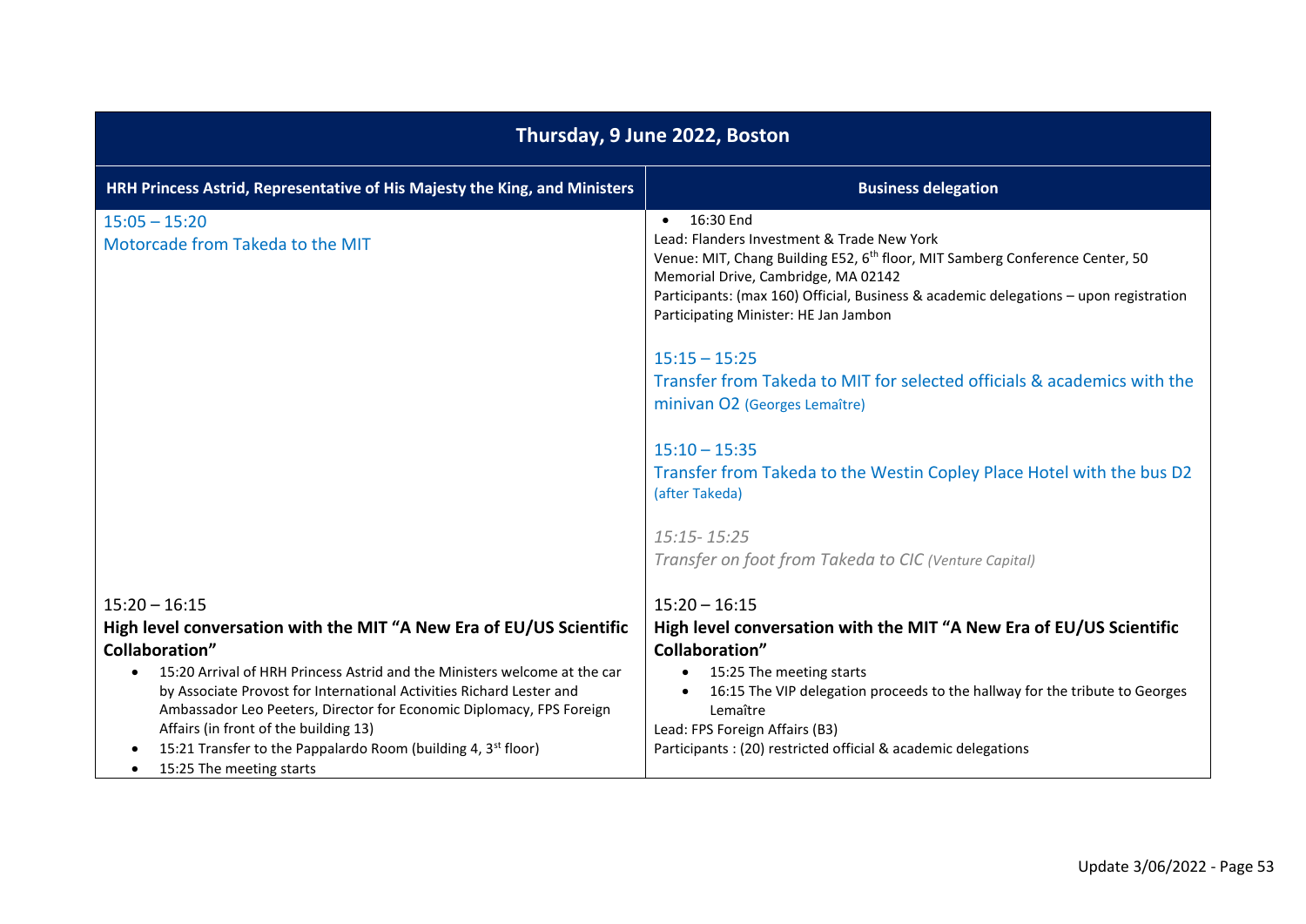| Thursday, 9 June 2022, Boston | |
|---|---|
| **HRH Princess Astrid, Representative of His Majesty the King, and Ministers** | **Business delegation** |
| 15:05 – 15:20<br>Motorcade from Takeda to the MIT | • 16:30 End<br>Lead: Flanders Investment & Trade New York<br>Venue: MIT, Chang Building E52, 6th floor, MIT Samberg Conference Center, 50 Memorial Drive, Cambridge, MA 02142<br>Participants: (max 160) Official, Business & academic delegations – upon registration<br>Participating Minister: HE Jan Jambon<br><br>15:15 – 15:25<br>Transfer from Takeda to MIT for selected officials & academics with the minivan O2 (Georges Lemaître)<br><br>15:10 – 15:35<br>Transfer from Takeda to the Westin Copley Place Hotel with the bus D2 (after Takeda)<br><br>*15:15- 15:25*<br>*Transfer on foot from Takeda to CIC (Venture Capital)* |
| 15:20 – 16:15<br>**High level conversation with the MIT "A New Era of EU/US Scientific Collaboration"**<br>• 15:20 Arrival of HRH Princess Astrid and the Ministers welcome at the car by Associate Provost for International Activities Richard Lester and Ambassador Leo Peeters, Director for Economic Diplomacy, FPS Foreign Affairs (in front of the building 13)<br>• 15:21 Transfer to the Pappalardo Room (building 4, 3rd floor)<br>• 15:25 The meeting starts | 15:20 – 16:15<br>**High level conversation with the MIT "A New Era of EU/US Scientific Collaboration"**<br>• 15:25 The meeting starts<br>• 16:15 The VIP delegation proceeds to the hallway for the tribute to Georges Lemaître<br>Lead: FPS Foreign Affairs (B3)<br>Participants : (20) restricted official & academic delegations |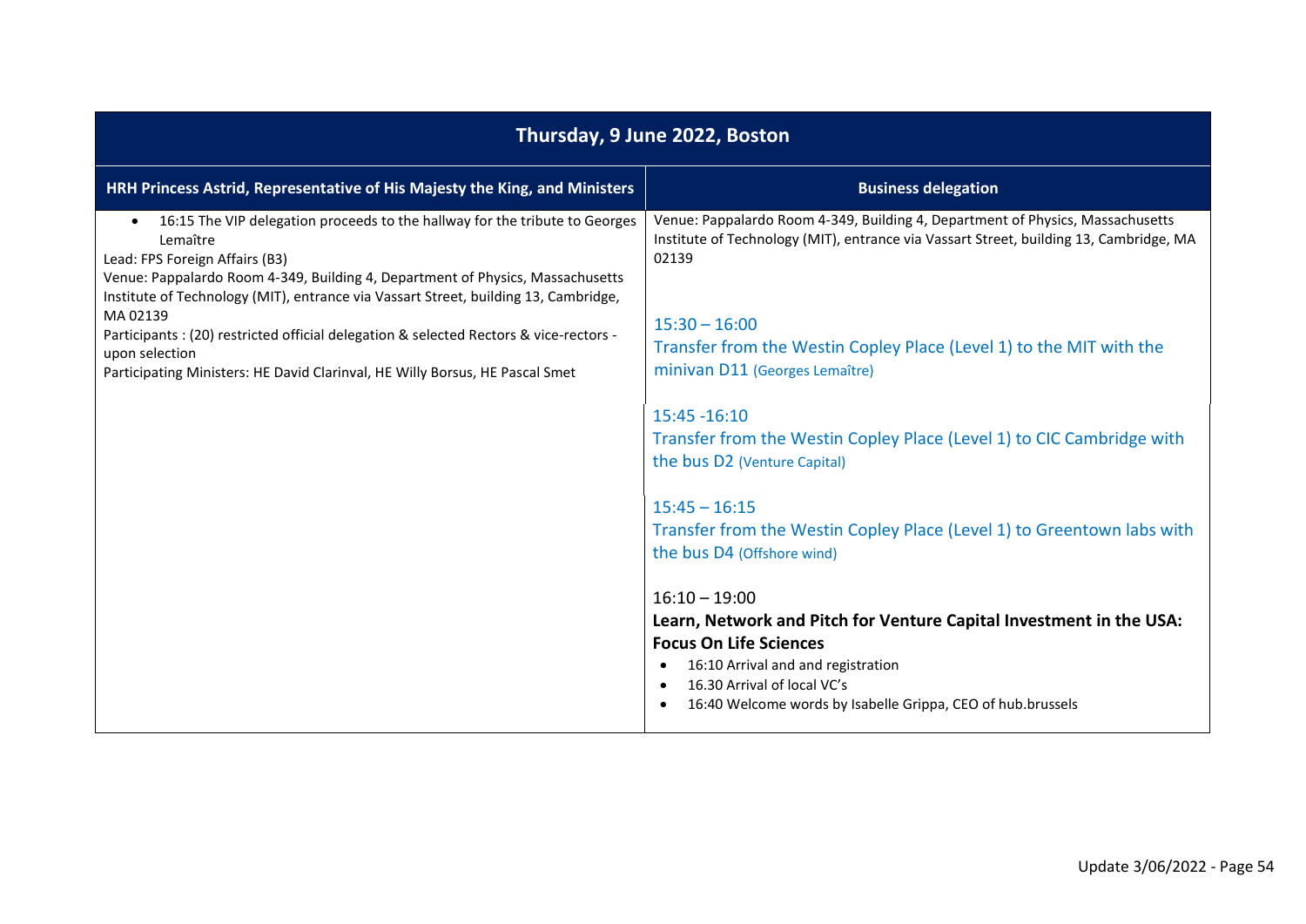| Thursday, 9 June 2022, Boston | |
|---|---|
| **HRH Princess Astrid, Representative of His Majesty the King, and Ministers** | **Business delegation** |
| • 16:15 The VIP delegation proceeds to the hallway for the tribute to Georges Lemaître<br>Lead: FPS Foreign Affairs (B3)<br>Venue: Pappalardo Room 4-349, Building 4, Department of Physics, Massachusetts Institute of Technology (MIT), entrance via Vassart Street, building 13, Cambridge, MA 02139<br>Participants : (20) restricted official delegation & selected Rectors & vice-rectors - upon selection<br>Participating Ministers: HE David Clarinval, HE Willy Borsus, HE Pascal Smet | Venue: Pappalardo Room 4-349, Building 4, Department of Physics, Massachusetts Institute of Technology (MIT), entrance via Vassart Street, building 13, Cambridge, MA 02139<br><br>15:30 – 16:00<br>Transfer from the Westin Copley Place (Level 1) to the MIT with the minivan D11 (Georges Lemaître) |
| | 15:45 -16:10<br>Transfer from the Westin Copley Place (Level 1) to CIC Cambridge with the bus D2 (Venture Capital)<br><br>15:45 – 16:15<br>Transfer from the Westin Copley Place (Level 1) to Greentown labs with the bus D4 (Offshore wind)<br><br>16:10 – 19:00<br>**Learn, Network and Pitch for Venture Capital Investment in the USA: Focus On Life Sciences**<br>• 16:10 Arrival and and registration<br>• 16.30 Arrival of local VC's<br>• 16:40 Welcome words by Isabelle Grippa, CEO of hub.brussels |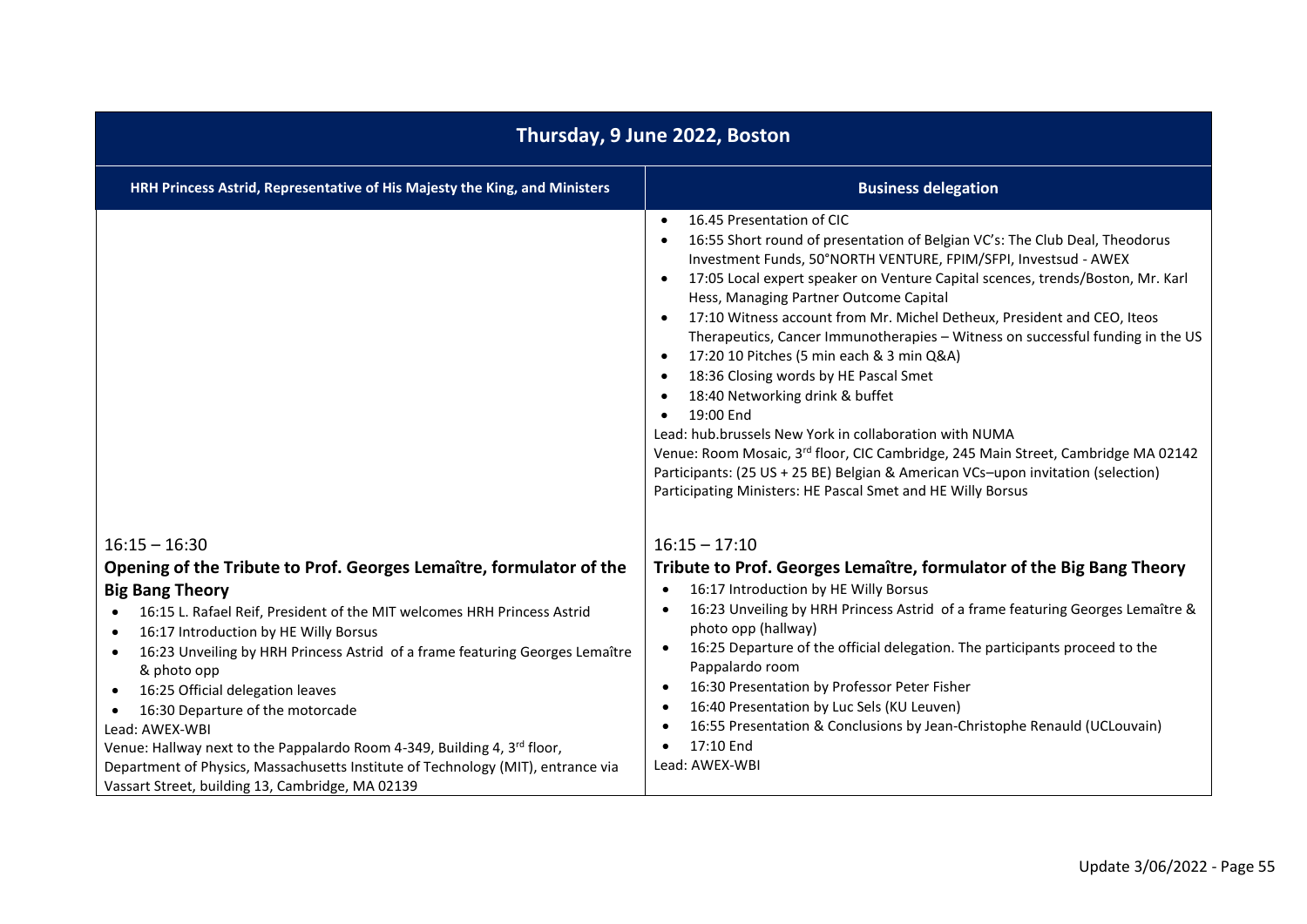| Thursday, 9 June 2022, Boston | |
|---|---|
| **HRH Princess Astrid, Representative of His Majesty the King, and Ministers** | **Business delegation** |
| | • 16.45 Presentation of CIC<br>• 16:55 Short round of presentation of Belgian VC's: The Club Deal, Theodorus Investment Funds, 50°NORTH VENTURE, FPIM/SFPI, Investsud - AWEX<br>• 17:05 Local expert speaker on Venture Capital scences, trends/Boston, Mr. Karl Hess, Managing Partner Outcome Capital<br>• 17:10 Witness account from Mr. Michel Detheux, President and CEO, Iteos Therapeutics, Cancer Immunotherapies – Witness on successful funding in the US<br>• 17:20 10 Pitches (5 min each & 3 min Q&A)<br>• 18:36 Closing words by HE Pascal Smet<br>• 18:40 Networking drink & buffet<br>• 19:00 End<br>Lead: hub.brussels New York in collaboration with NUMA<br>Venue: Room Mosaic, 3rd floor, CIC Cambridge, 245 Main Street, Cambridge MA 02142<br>Participants: (25 US + 25 BE) Belgian & American VCs–upon invitation (selection)<br>Participating Ministers: HE Pascal Smet and HE Willy Borsus |
| 16:15 – 16:30<br>**Opening of the Tribute to Prof. Georges Lemaître, formulator of the Big Bang Theory**<br>• 16:15 L. Rafael Reif, President of the MIT welcomes HRH Princess Astrid<br>• 16:17 Introduction by HE Willy Borsus<br>• 16:23 Unveiling by HRH Princess Astrid of a frame featuring Georges Lemaître & photo opp<br>• 16:25 Official delegation leaves<br>• 16:30 Departure of the motorcade<br>Lead: AWEX-WBI<br>Venue: Hallway next to the Pappalardo Room 4-349, Building 4, 3rd floor, Department of Physics, Massachusetts Institute of Technology (MIT), entrance via Vassart Street, building 13, Cambridge, MA 02139 | 16:15 – 17:10<br>**Tribute to Prof. Georges Lemaître, formulator of the Big Bang Theory**<br>• 16:17 Introduction by HE Willy Borsus<br>• 16:23 Unveiling by HRH Princess Astrid of a frame featuring Georges Lemaître & photo opp (hallway)<br>• 16:25 Departure of the official delegation. The participants proceed to the Pappalardo room<br>• 16:30 Presentation by Professor Peter Fisher<br>• 16:40 Presentation by Luc Sels (KU Leuven)<br>• 16:55 Presentation & Conclusions by Jean-Christophe Renauld (UCLouvain)<br>• 17:10 End<br>Lead: AWEX-WBI |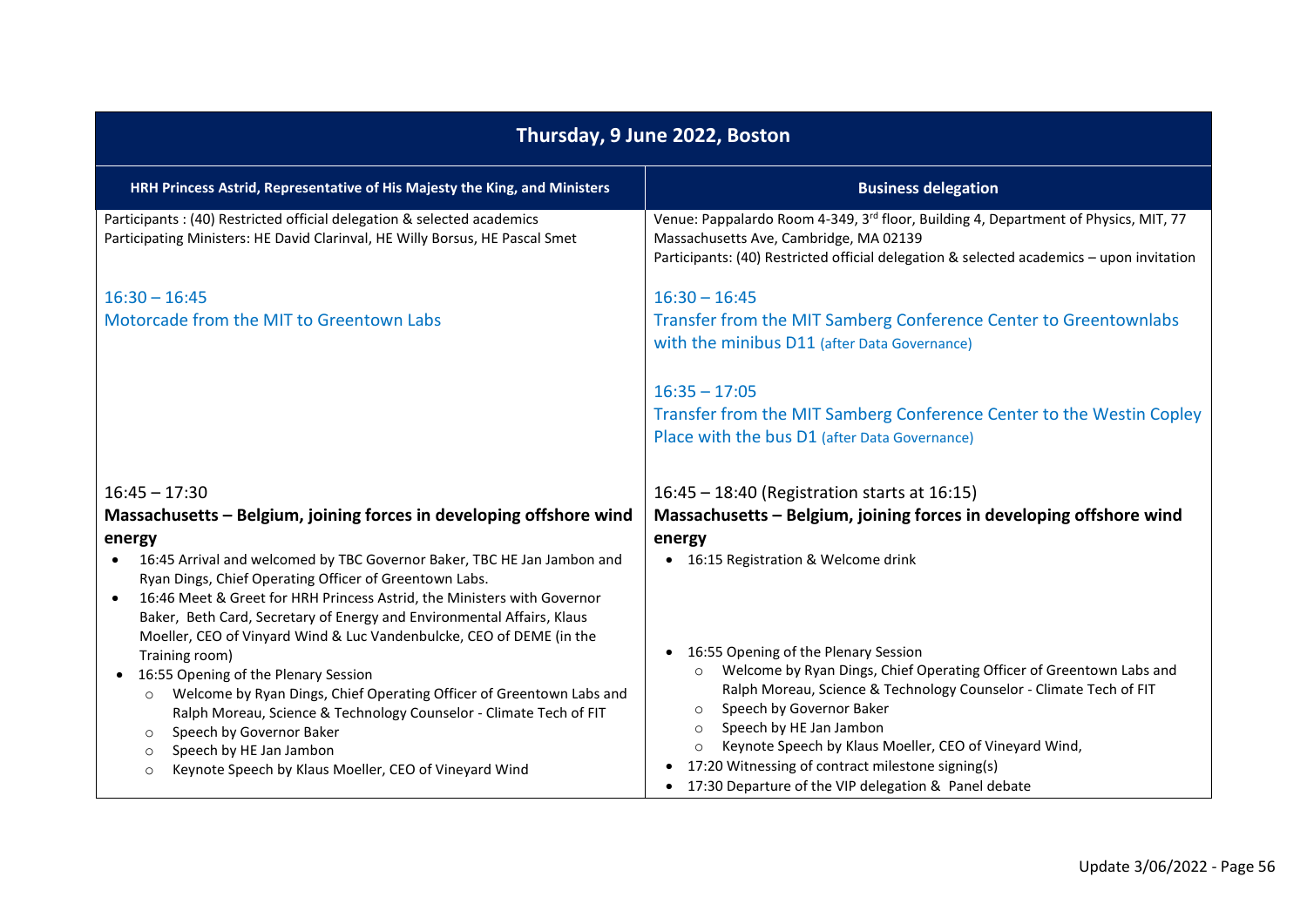| Thursday, 9 June 2022, Boston | |
|---|---|
| **HRH Princess Astrid, Representative of His Majesty the King, and Ministers** | **Business delegation** |
| Participants : (40) Restricted official delegation & selected academics<br>Participating Ministers: HE David Clarinval, HE Willy Borsus, HE Pascal Smet | Venue: Pappalardo Room 4-349, 3rd floor, Building 4, Department of Physics, MIT, 77 Massachusetts Ave, Cambridge, MA 02139<br>Participants: (40) Restricted official delegation & selected academics – upon invitation |
| 16:30 – 16:45<br>Motorcade from the MIT to Greentown Labs | 16:30 – 16:45<br>Transfer from the MIT Samberg Conference Center to Greentownlabs with the minibus D11 (after Data Governance)<br><br>16:35 – 17:05<br>Transfer from the MIT Samberg Conference Center to the Westin Copley Place with the bus D1 (after Data Governance) |
| 16:45 – 17:30<br>**Massachusetts – Belgium, joining forces in developing offshore wind energy**<br>• 16:45 Arrival and welcomed by TBC Governor Baker, TBC HE Jan Jambon and Ryan Dings, Chief Operating Officer of Greentown Labs.<br>• 16:46 Meet & Greet for HRH Princess Astrid, the Ministers with Governor Baker, Beth Card, Secretary of Energy and Environmental Affairs, Klaus Moeller, CEO of Vinyard Wind & Luc Vandenbulcke, CEO of DEME (in the Training room)<br>• 16:55 Opening of the Plenary Session<br>&nbsp;&nbsp;○ Welcome by Ryan Dings, Chief Operating Officer of Greentown Labs and Ralph Moreau, Science & Technology Counselor - Climate Tech of FIT<br>&nbsp;&nbsp;○ Speech by Governor Baker<br>&nbsp;&nbsp;○ Speech by HE Jan Jambon<br>&nbsp;&nbsp;○ Keynote Speech by Klaus Moeller, CEO of Vineyard Wind | 16:45 – 18:40 (Registration starts at 16:15)<br>**Massachusetts – Belgium, joining forces in developing offshore wind energy**<br>• 16:15 Registration & Welcome drink<br>• 16:55 Opening of the Plenary Session<br>&nbsp;&nbsp;○ Welcome by Ryan Dings, Chief Operating Officer of Greentown Labs and Ralph Moreau, Science & Technology Counselor - Climate Tech of FIT<br>&nbsp;&nbsp;○ Speech by Governor Baker<br>&nbsp;&nbsp;○ Speech by HE Jan Jambon<br>&nbsp;&nbsp;○ Keynote Speech by Klaus Moeller, CEO of Vineyard Wind,<br>• 17:20 Witnessing of contract milestone signing(s)<br>• 17:30 Departure of the VIP delegation & Panel debate |

Update 3/06/2022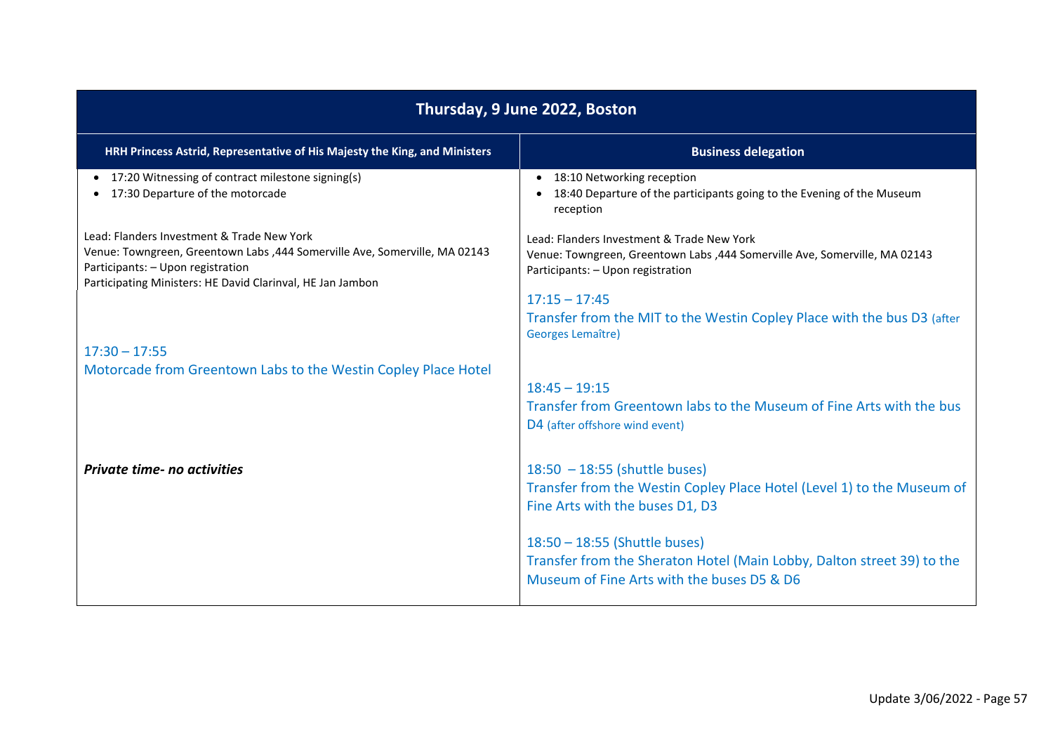| Thursday, 9 June 2022, Boston | |
|---|---|
| **HRH Princess Astrid, Representative of His Majesty the King, and Ministers** | **Business delegation** |
| • 17:20 Witnessing of contract milestone signing(s)<br>• 17:30 Departure of the motorcade<br><br>Lead: Flanders Investment & Trade New York<br>Venue: Towngreen, Greentown Labs ,444 Somerville Ave, Somerville, MA 02143<br>Participants: – Upon registration<br>Participating Ministers: HE David Clarinval, HE Jan Jambon | • 18:10 Networking reception<br>• 18:40 Departure of the participants going to the Evening of the Museum reception<br><br>Lead: Flanders Investment & Trade New York<br>Venue: Towngreen, Greentown Labs ,444 Somerville Ave, Somerville, MA 02143<br>Participants: – Upon registration |
| | 17:15 – 17:45<br>Transfer from the MIT to the Westin Copley Place with the bus D3 (after Georges Lemaître) |
| 17:30 – 17:55<br>Motorcade from Greentown Labs to the Westin Copley Place Hotel | 18:45 – 19:15<br>Transfer from Greentown labs to the Museum of Fine Arts with the bus D4 (after offshore wind event) |
| ***Private time- no activities*** | 18:50 – 18:55 (shuttle buses)<br>Transfer from the Westin Copley Place Hotel (Level 1) to the Museum of Fine Arts with the buses D1, D3<br><br>18:50 – 18:55 (Shuttle buses)<br>Transfer from the Sheraton Hotel (Main Lobby, Dalton street 39) to the Museum of Fine Arts with the buses D5 & D6 |

Update 3/06/2022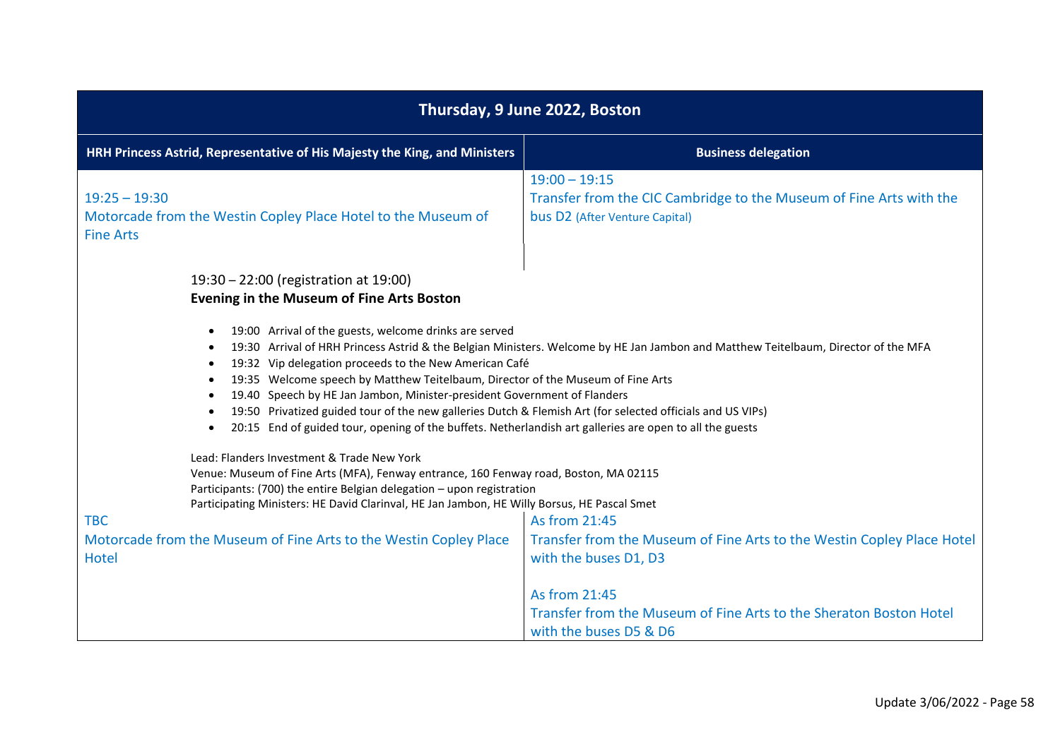| Thursday, 9 June 2022, Boston | |
|---|---|
| **HRH Princess Astrid, Representative of His Majesty the King, and Ministers** | **Business delegation** |
| 19:25 – 19:30<br>Motorcade from the Westin Copley Place Hotel to the Museum of Fine Arts | 19:00 – 19:15<br>Transfer from the CIC Cambridge to the Museum of Fine Arts with the bus D2 (After Venture Capital) |

19:30 – 22:00 (registration at 19:00)
**Evening in the Museum of Fine Arts Boston**

- 19:00 Arrival of the guests, welcome drinks are served
- 19:30 Arrival of HRH Princess Astrid & the Belgian Ministers. Welcome by HE Jan Jambon and Matthew Teitelbaum, Director of the MFA
- 19:32 Vip delegation proceeds to the New American Café
- 19:35 Welcome speech by Matthew Teitelbaum, Director of the Museum of Fine Arts
- 19.40 Speech by HE Jan Jambon, Minister-president Government of Flanders
- 19:50 Privatized guided tour of the new galleries Dutch & Flemish Art (for selected officials and US VIPs)
- 20:15 End of guided tour, opening of the buffets. Netherlandish art galleries are open to all the guests

Lead: Flanders Investment & Trade New York
Venue: Museum of Fine Arts (MFA), Fenway entrance, 160 Fenway road, Boston, MA 02115
Participants: (700) the entire Belgian delegation – upon registration
Participating Ministers: HE David Clarinval, HE Jan Jambon, HE Willy Borsus, HE Pascal Smet

| HRH Princess Astrid, Representative of His Majesty the King, and Ministers | Business delegation |
|---|---|
| TBC<br>Motorcade from the Museum of Fine Arts to the Westin Copley Place Hotel | As from 21:45<br>Transfer from the Museum of Fine Arts to the Westin Copley Place Hotel with the buses D1, D3<br><br>As from 21:45<br>Transfer from the Museum of Fine Arts to the Sheraton Boston Hotel with the buses D5 & D6 |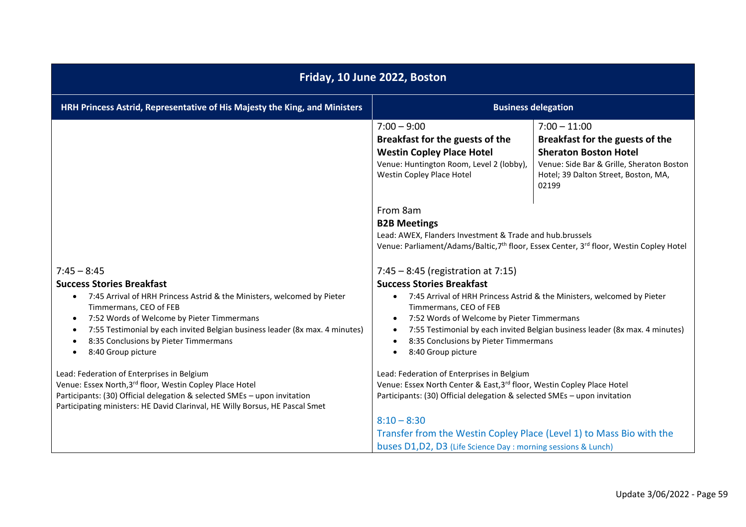| Friday, 10 June 2022, Boston | | |
|---|---|---|
| **HRH Princess Astrid, Representative of His Majesty the King, and Ministers** | **Business delegation** | |
| | 7:00 – 9:00<br>**Breakfast for the guests of the Westin Copley Place Hotel**<br>Venue: Huntington Room, Level 2 (lobby), Westin Copley Place Hotel | 7:00 – 11:00<br>**Breakfast for the guests of the Sheraton Boston Hotel**<br>Venue: Side Bar & Grille, Sheraton Boston Hotel; 39 Dalton Street, Boston, MA, 02199 |
| | From 8am<br>**B2B Meetings**<br>Lead: AWEX, Flanders Investment & Trade and hub.brussels<br>Venue: Parliament/Adams/Baltic,7th floor, Essex Center, 3rd floor, Westin Copley Hotel | |
| 7:45 – 8:45<br>**Success Stories Breakfast**<br>• 7:45 Arrival of HRH Princess Astrid & the Ministers, welcomed by Pieter Timmermans, CEO of FEB<br>• 7:52 Words of Welcome by Pieter Timmermans<br>• 7:55 Testimonial by each invited Belgian business leader (8x max. 4 minutes)<br>• 8:35 Conclusions by Pieter Timmermans<br>• 8:40 Group picture<br><br>Lead: Federation of Enterprises in Belgium<br>Venue: Essex North,3rd floor, Westin Copley Place Hotel<br>Participants: (30) Official delegation & selected SMEs – upon invitation<br>Participating ministers: HE David Clarinval, HE Willy Borsus, HE Pascal Smet | 7:45 – 8:45 (registration at 7:15)<br>**Success Stories Breakfast**<br>• 7:45 Arrival of HRH Princess Astrid & the Ministers, welcomed by Pieter Timmermans, CEO of FEB<br>• 7:52 Words of Welcome by Pieter Timmermans<br>• 7:55 Testimonial by each invited Belgian business leader (8x max. 4 minutes)<br>• 8:35 Conclusions by Pieter Timmermans<br>• 8:40 Group picture<br><br>Lead: Federation of Enterprises in Belgium<br>Venue: Essex North Center & East,3rd floor, Westin Copley Place Hotel<br>Participants: (30) Official delegation & selected SMEs – upon invitation | |
| | 8:10 – 8:30<br>Transfer from the Westin Copley Place (Level 1) to Mass Bio with the buses D1,D2, D3 (Life Science Day : morning sessions & Lunch) | |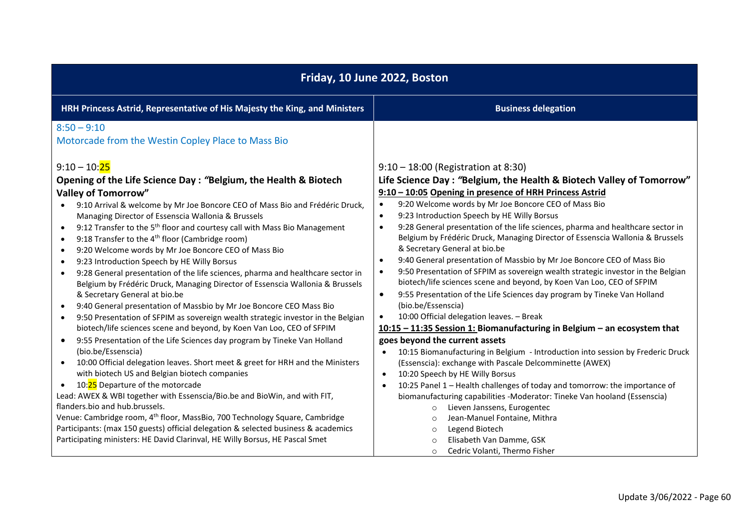| Friday, 10 June 2022, Boston | |
|---|---|
| **HRH Princess Astrid, Representative of His Majesty the King, and Ministers** | **Business delegation** |
| 8:50 – 9:10<br>Motorcade from the Westin Copley Place to Mass Bio<br><br>9:10 – 10:25<br>**Opening of the Life Science Day : *"Belgium, the Health & Biotech Valley of Tomorrow"***<br>• 9:10 Arrival & welcome by Mr Joe Boncore CEO of Mass Bio and Frédéric Druck, Managing Director of Essenscia Wallonia & Brussels<br>• 9:12 Transfer to the 5th floor and courtesy call with Mass Bio Management<br>• 9:18 Transfer to the 4th floor (Cambridge room)<br>• 9:20 Welcome words by Mr Joe Boncore CEO of Mass Bio<br>• 9:23 Introduction Speech by HE Willy Borsus<br>• 9:28 General presentation of the life sciences, pharma and healthcare sector in Belgium by Frédéric Druck, Managing Director of Essenscia Wallonia & Brussels & Secretary General at bio.be<br>• 9:40 General presentation of Massbio by Mr Joe Boncore CEO Mass Bio<br>• 9:50 Presentation of SFPIM as sovereign wealth strategic investor in the Belgian biotech/life sciences scene and beyond, by Koen Van Loo, CEO of SFPIM<br>• 9:55 Presentation of the Life Sciences day program by Tineke Van Holland (bio.be/Essenscia)<br>• 10:00 Official delegation leaves. Short meet & greet for HRH and the Ministers with biotech US and Belgian biotech companies<br>• 10:25 Departure of the motorcade<br>Lead: AWEX & WBI together with Essenscia/Bio.be and BioWin, and with FIT, flanders.bio and hub.brussels.<br>Venue: Cambridge room, 4th floor, MassBio, 700 Technology Square, Cambridge<br>Participants: (max 150 guests) official delegation & selected business & academics<br>Participating ministers: HE David Clarinval, HE Willy Borsus, HE Pascal Smet | 9:10 – 18:00 (Registration at 8:30)<br>**Life Science Day : *"Belgium, the Health & Biotech Valley of Tomorrow"***<br>**<u>9:10 – 10:05 Opening in presence of HRH Princess Astrid</u>**<br>• 9:20 Welcome words by Mr Joe Boncore CEO of Mass Bio<br>• 9:23 Introduction Speech by HE Willy Borsus<br>• 9:28 General presentation of the life sciences, pharma and healthcare sector in Belgium by Frédéric Druck, Managing Director of Essenscia Wallonia & Brussels & Secretary General at bio.be<br>• 9:40 General presentation of Massbio by Mr Joe Boncore CEO of Mass Bio<br>• 9:50 Presentation of SFPIM as sovereign wealth strategic investor in the Belgian biotech/life sciences scene and beyond, by Koen Van Loo, CEO of SFPIM<br>• 9:55 Presentation of the Life Sciences day program by Tineke Van Holland (bio.be/Essenscia)<br>• 10:00 Official delegation leaves. – Break<br>**<u>10:15 – 11:35 Session 1:</u> Biomanufacturing in Belgium – an ecosystem that goes beyond the current assets**<br>• 10:15 Biomanufacturing in Belgium - Introduction into session by Frederic Druck (Essenscia): exchange with Pascale Delcomminette (AWEX)<br>• 10:20 Speech by HE Willy Borsus<br>• 10:25 Panel 1 – Health challenges of today and tomorrow: the importance of biomanufacturing capabilities -Moderator: Tineke Van hooland (Essenscia)<br>&nbsp;&nbsp;&nbsp;&nbsp;○ Lieven Janssens, Eurogentec<br>&nbsp;&nbsp;&nbsp;&nbsp;○ Jean-Manuel Fontaine, Mithra<br>&nbsp;&nbsp;&nbsp;&nbsp;○ Legend Biotech<br>&nbsp;&nbsp;&nbsp;&nbsp;○ Elisabeth Van Damme, GSK<br>&nbsp;&nbsp;&nbsp;&nbsp;○ Cedric Volanti, Thermo Fisher |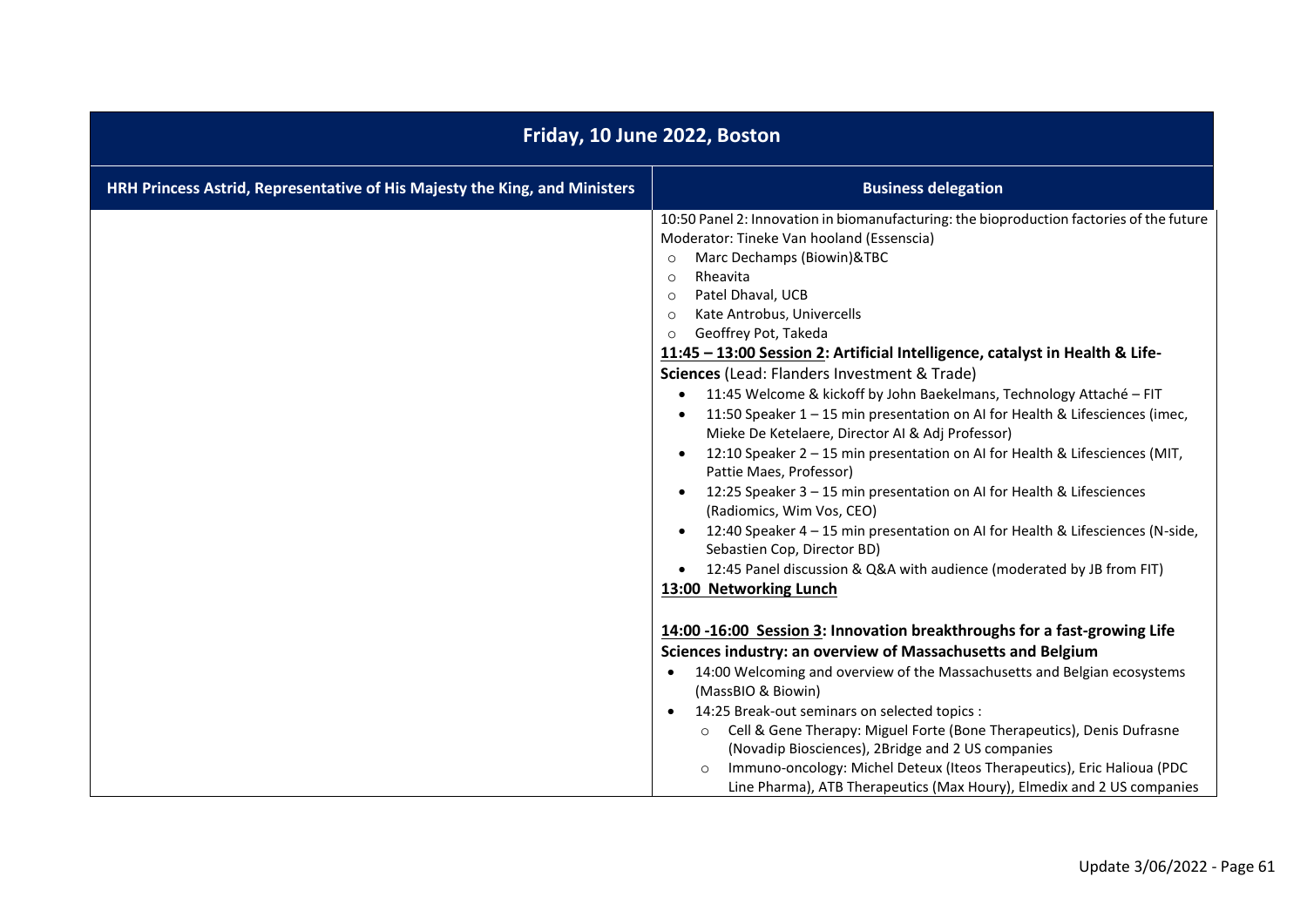| Friday, 10 June 2022, Boston | |
|---|---|
| **HRH Princess Astrid, Representative of His Majesty the King, and Ministers** | **Business delegation** |
| | 10:50 Panel 2: Innovation in biomanufacturing: the bioproduction factories of the future<br>Moderator: Tineke Van hooland (Essenscia)<br>○ Marc Dechamps (Biowin)&TBC<br>○ Rheavita<br>○ Patel Dhaval, UCB<br>○ Kate Antrobus, Univercells<br>○ Geoffrey Pot, Takeda<br>**<u>11:45 – 13:00 Session 2</u>: Artificial Intelligence, catalyst in Health & Life-Sciences** (Lead: Flanders Investment & Trade)<br>• 11:45 Welcome & kickoff by John Baekelmans, Technology Attaché – FIT<br>• 11:50 Speaker 1 – 15 min presentation on AI for Health & Lifesciences (imec, Mieke De Ketelaere, Director AI & Adj Professor)<br>• 12:10 Speaker 2 – 15 min presentation on AI for Health & Lifesciences (MIT, Pattie Maes, Professor)<br>• 12:25 Speaker 3 – 15 min presentation on AI for Health & Lifesciences (Radiomics, Wim Vos, CEO)<br>• 12:40 Speaker 4 – 15 min presentation on AI for Health & Lifesciences (N-side, Sebastien Cop, Director BD)<br>• 12:45 Panel discussion & Q&A with audience (moderated by JB from FIT)<br>**<u>13:00 Networking Lunch</u>**<br><br>**<u>14:00 -16:00 Session 3</u>: Innovation breakthroughs for a fast-growing Life Sciences industry: an overview of Massachusetts and Belgium**<br>• 14:00 Welcoming and overview of the Massachusetts and Belgian ecosystems (MassBIO & Biowin)<br>• 14:25 Break-out seminars on selected topics :<br>○ Cell & Gene Therapy: Miguel Forte (Bone Therapeutics), Denis Dufrasne (Novadip Biosciences), 2Bridge and 2 US companies<br>○ Immuno-oncology: Michel Deteux (Iteos Therapeutics), Eric Halioua (PDC Line Pharma), ATB Therapeutics (Max Houry), Elmedix and 2 US companies |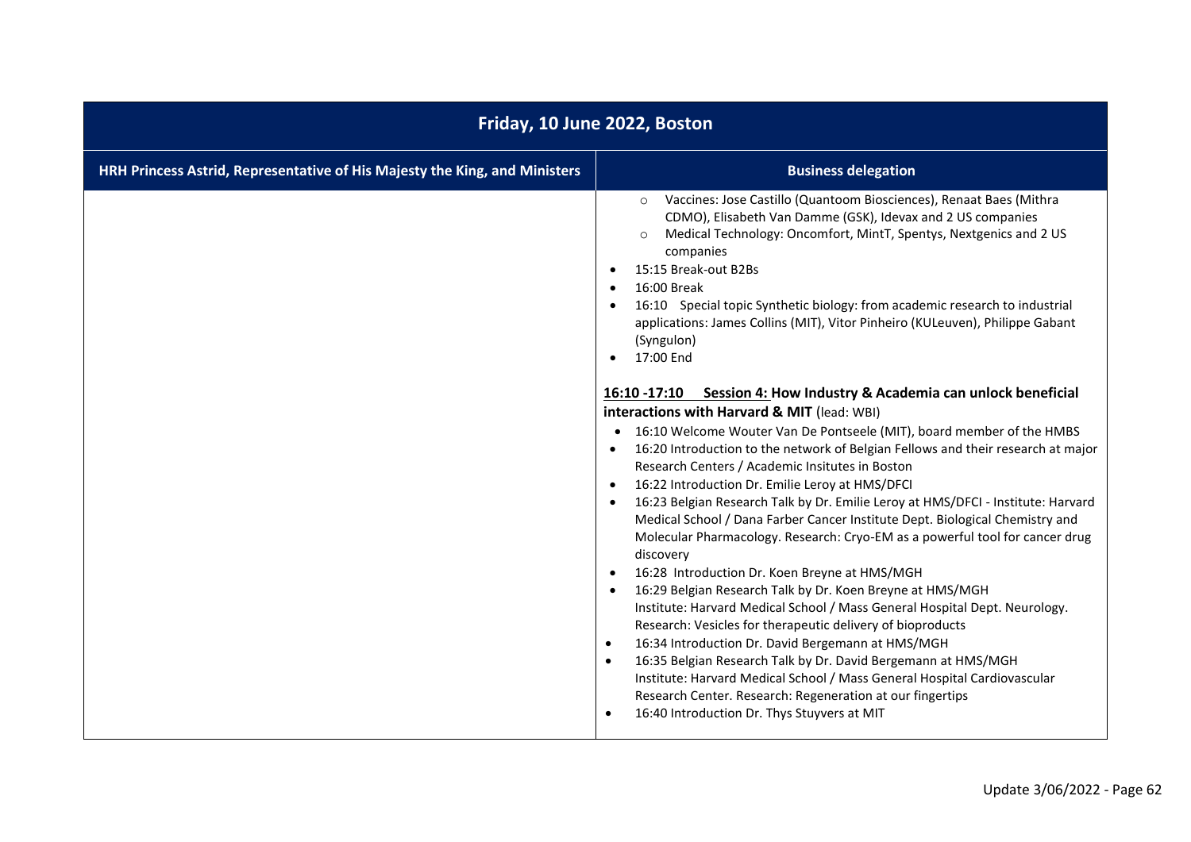| Friday, 10 June 2022, Boston | |
|---|---|
| **HRH Princess Astrid, Representative of His Majesty the King, and Ministers** | **Business delegation** |
| | ◦ Vaccines: Jose Castillo (Quantoom Biosciences), Renaat Baes (Mithra CDMO), Elisabeth Van Damme (GSK), Idevax and 2 US companies<br>◦ Medical Technology: Oncomfort, MintT, Spentys, Nextgenics and 2 US companies<br>• 15:15 Break-out B2Bs<br>• 16:00 Break<br>• 16:10 Special topic Synthetic biology: from academic research to industrial applications: James Collins (MIT), Vitor Pinheiro (KULeuven), Philippe Gabant (Syngulon)<br>• 17:00 End<br><br>**16:10 -17:10 Session 4: How Industry & Academia can unlock beneficial interactions with Harvard & MIT** (lead: WBI)<br>• 16:10 Welcome Wouter Van De Pontseele (MIT), board member of the HMBS<br>• 16:20 Introduction to the network of Belgian Fellows and their research at major Research Centers / Academic Insitutes in Boston<br>• 16:22 Introduction Dr. Emilie Leroy at HMS/DFCI<br>• 16:23 Belgian Research Talk by Dr. Emilie Leroy at HMS/DFCI - Institute: Harvard Medical School / Dana Farber Cancer Institute Dept. Biological Chemistry and Molecular Pharmacology. Research: Cryo-EM as a powerful tool for cancer drug discovery<br>• 16:28 Introduction Dr. Koen Breyne at HMS/MGH<br>• 16:29 Belgian Research Talk by Dr. Koen Breyne at HMS/MGH Institute: Harvard Medical School / Mass General Hospital Dept. Neurology. Research: Vesicles for therapeutic delivery of bioproducts<br>• 16:34 Introduction Dr. David Bergemann at HMS/MGH<br>• 16:35 Belgian Research Talk by Dr. David Bergemann at HMS/MGH Institute: Harvard Medical School / Mass General Hospital Cardiovascular Research Center. Research: Regeneration at our fingertips<br>• 16:40 Introduction Dr. Thys Stuyvers at MIT |

Update 3/06/2022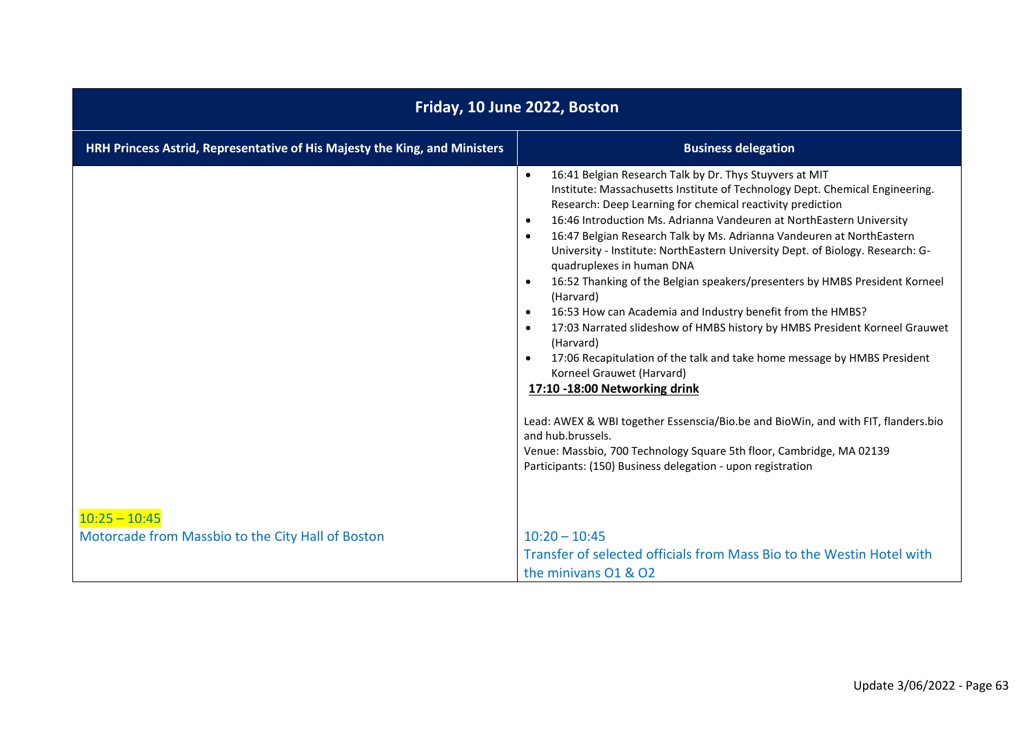| Friday, 10 June 2022, Boston | |
|---|---|
| **HRH Princess Astrid, Representative of His Majesty the King, and Ministers** | **Business delegation** |
| | • 16:41 Belgian Research Talk by Dr. Thys Stuyvers at MIT Institute: Massachusetts Institute of Technology Dept. Chemical Engineering. Research: Deep Learning for chemical reactivity prediction<br>• 16:46 Introduction Ms. Adrianna Vandeuren at NorthEastern University<br>• 16:47 Belgian Research Talk by Ms. Adrianna Vandeuren at NorthEastern University - Institute: NorthEastern University Dept. of Biology. Research: G-quadruplexes in human DNA<br>• 16:52 Thanking of the Belgian speakers/presenters by HMBS President Korneel (Harvard)<br>• 16:53 How can Academia and Industry benefit from the HMBS?<br>• 17:03 Narrated slideshow of HMBS history by HMBS President Korneel Grauwet (Harvard)<br>• 17:06 Recapitulation of the talk and take home message by HMBS President Korneel Grauwet (Harvard)<br>**17:10 -18:00 Networking drink**<br><br>Lead: AWEX & WBI together Essenscia/Bio.be and BioWin, and with FIT, flanders.bio and hub.brussels.<br>Venue: Massbio, 700 Technology Square 5th floor, Cambridge, MA 02139<br>Participants: (150) Business delegation - upon registration |
| 10:25 – 10:45<br>Motorcade from Massbio to the City Hall of Boston | 10:20 – 10:45<br>Transfer of selected officials from Mass Bio to the Westin Hotel with the minivans O1 & O2 |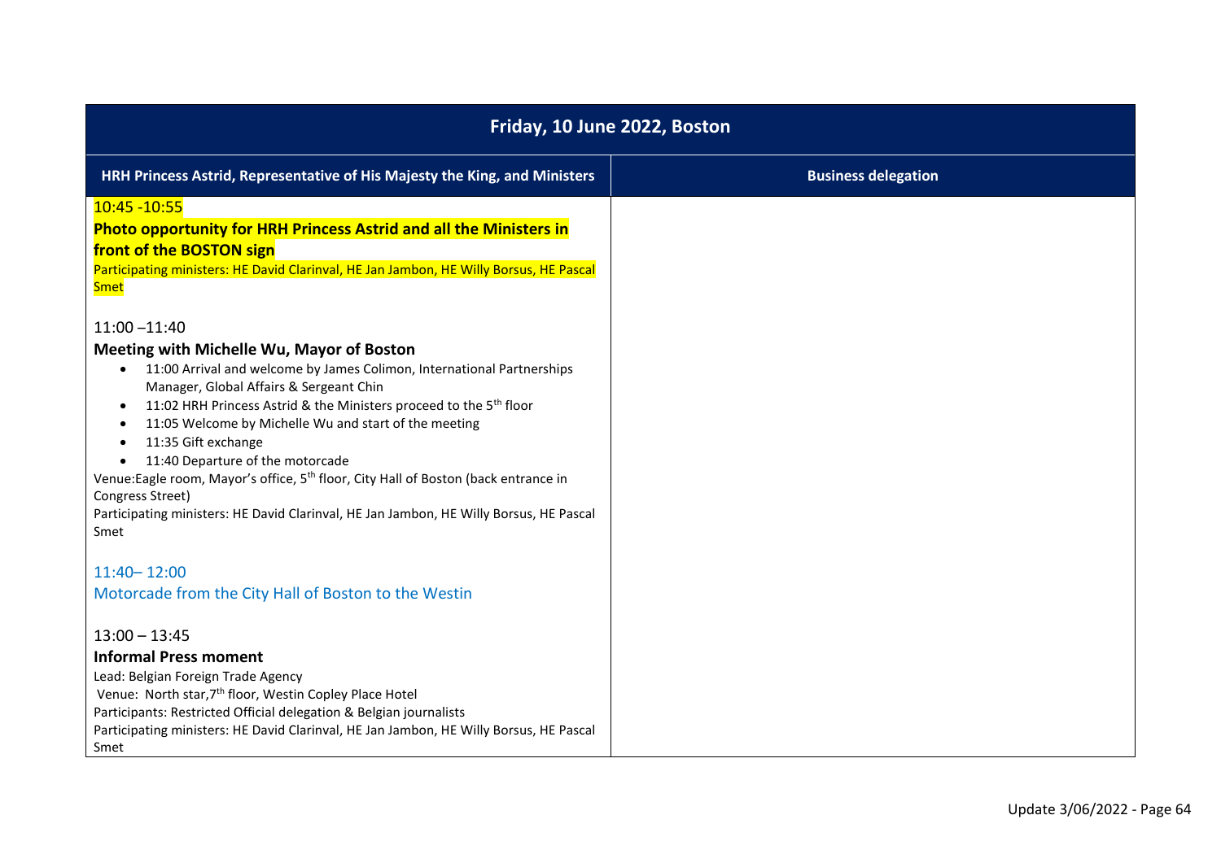| Friday, 10 June 2022, Boston | |
|---|---|
| **HRH Princess Astrid, Representative of His Majesty the King, and Ministers** | **Business delegation** |
| 10:45 -10:55<br>**Photo opportunity for HRH Princess Astrid and all the Ministers in front of the BOSTON sign**<br>Participating ministers: HE David Clarinval, HE Jan Jambon, HE Willy Borsus, HE Pascal Smet<br><br>11:00 –11:40<br>**Meeting with Michelle Wu, Mayor of Boston**<br>• 11:00 Arrival and welcome by James Colimon, International Partnerships Manager, Global Affairs & Sergeant Chin<br>• 11:02 HRH Princess Astrid & the Ministers proceed to the 5th floor<br>• 11:05 Welcome by Michelle Wu and start of the meeting<br>• 11:35 Gift exchange<br>• 11:40 Departure of the motorcade<br>Venue:Eagle room, Mayor's office, 5th floor, City Hall of Boston (back entrance in Congress Street)<br>Participating ministers: HE David Clarinval, HE Jan Jambon, HE Willy Borsus, HE Pascal Smet<br><br>11:40– 12:00<br>Motorcade from the City Hall of Boston to the Westin<br><br>13:00 – 13:45<br>**Informal Press moment**<br>Lead: Belgian Foreign Trade Agency<br>Venue: North star,7th floor, Westin Copley Place Hotel<br>Participants: Restricted Official delegation & Belgian journalists<br>Participating ministers: HE David Clarinval, HE Jan Jambon, HE Willy Borsus, HE Pascal Smet | |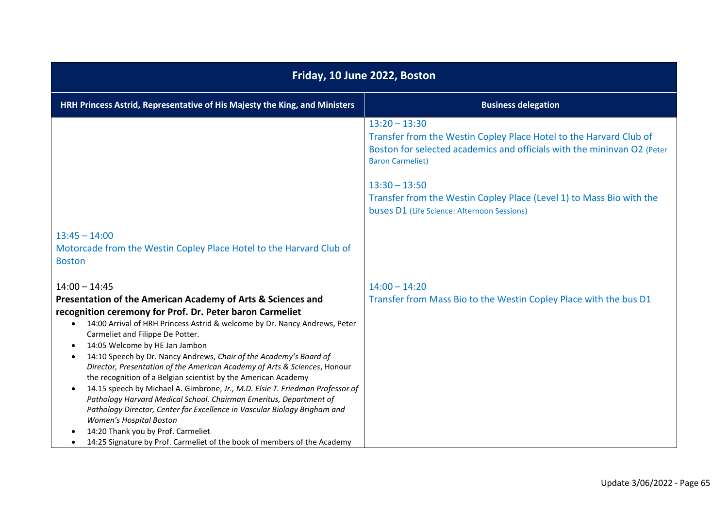| Friday, 10 June 2022, Boston | |
|---|---|
| **HRH Princess Astrid, Representative of His Majesty the King, and Ministers** | **Business delegation** |
| | 13:20 – 13:30<br>Transfer from the Westin Copley Place Hotel to the Harvard Club of Boston for selected academics and officials with the mininvan O2 (Peter Baron Carmeliet)<br><br>13:30 – 13:50<br>Transfer from the Westin Copley Place (Level 1) to Mass Bio with the buses D1 (Life Science: Afternoon Sessions) |
| 13:45 – 14:00<br>Motorcade from the Westin Copley Place Hotel to the Harvard Club of Boston | |
| 14:00 – 14:45<br>**Presentation of the American Academy of Arts & Sciences and recognition ceremony for Prof. Dr. Peter baron Carmeliet**<br>• 14:00 Arrival of HRH Princess Astrid & welcome by Dr. Nancy Andrews, Peter Carmeliet and Filippe De Potter.<br>• 14:05 Welcome by HE Jan Jambon<br>• 14:10 Speech by Dr. Nancy Andrews, *Chair of the Academy's Board of Director, Presentation of the American Academy of Arts & Sciences*, Honour the recognition of a Belgian scientist by the American Academy<br>• 14.15 speech by Michael A. Gimbrone, *Jr., M.D. Elsie T. Friedman Professor of Pathology Harvard Medical School. Chairman Emeritus, Department of Pathology Director, Center for Excellence in Vascular Biology Brigham and Women's Hospital Boston*<br>• 14:20 Thank you by Prof. Carmeliet<br>• 14:25 Signature by Prof. Carmeliet of the book of members of the Academy | 14:00 – 14:20<br>Transfer from Mass Bio to the Westin Copley Place with the bus D1 |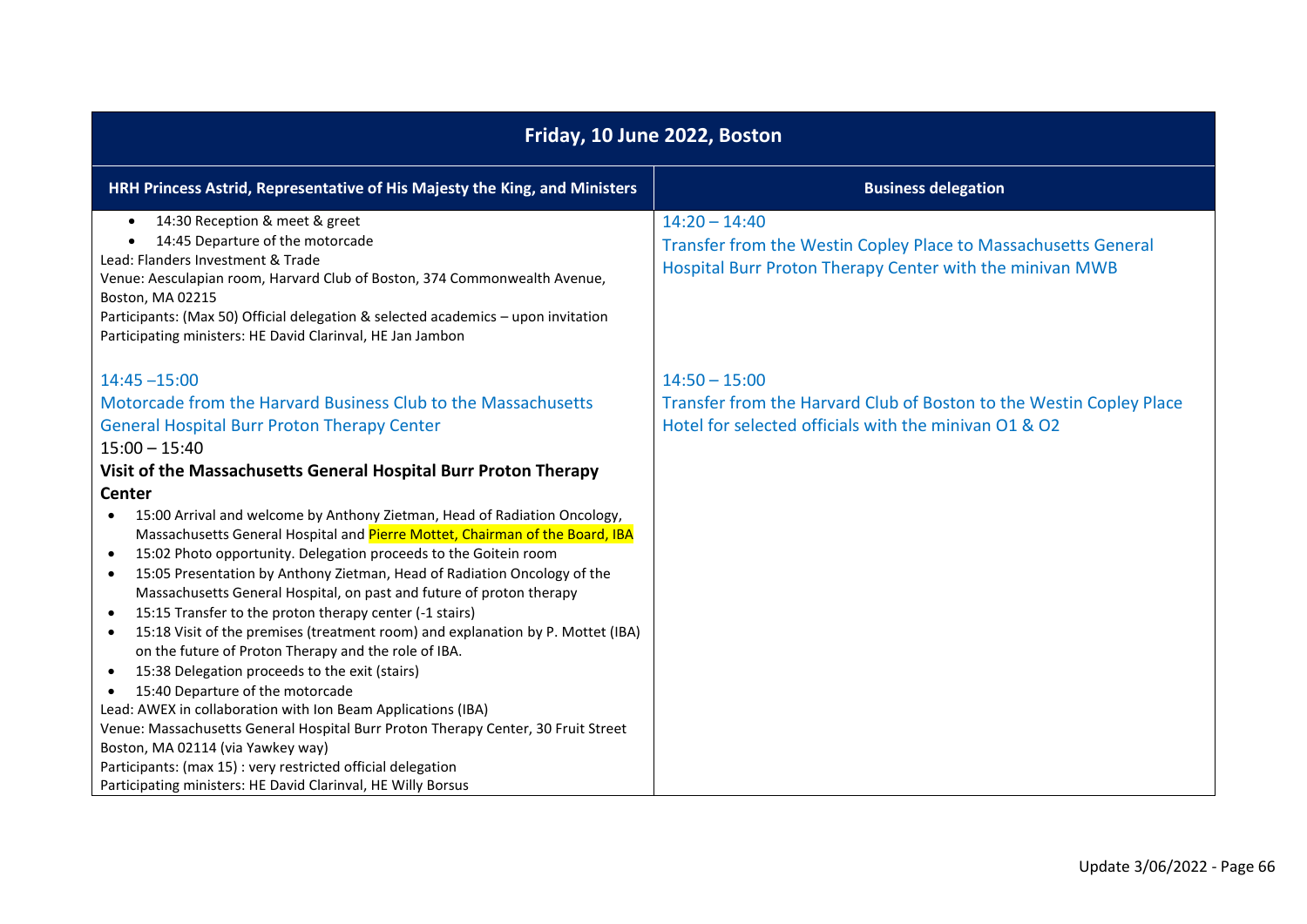| Friday, 10 June 2022, Boston | |
|---|---|
| **HRH Princess Astrid, Representative of His Majesty the King, and Ministers** | **Business delegation** |
| • 14:30 Reception & meet & greet<br>• 14:45 Departure of the motorcade<br>Lead: Flanders Investment & Trade<br>Venue: Aesculapian room, Harvard Club of Boston, 374 Commonwealth Avenue, Boston, MA 02215<br>Participants: (Max 50) Official delegation & selected academics – upon invitation<br>Participating ministers: HE David Clarinval, HE Jan Jambon<br><br>14:45 –15:00<br>Motorcade from the Harvard Business Club to the Massachusetts General Hospital Burr Proton Therapy Center<br>15:00 – 15:40<br>**Visit of the Massachusetts General Hospital Burr Proton Therapy Center**<br>• 15:00 Arrival and welcome by Anthony Zietman, Head of Radiation Oncology, Massachusetts General Hospital and Pierre Mottet, Chairman of the Board, IBA<br>• 15:02 Photo opportunity. Delegation proceeds to the Goitein room<br>• 15:05 Presentation by Anthony Zietman, Head of Radiation Oncology of the Massachusetts General Hospital, on past and future of proton therapy<br>• 15:15 Transfer to the proton therapy center (-1 stairs)<br>• 15:18 Visit of the premises (treatment room) and explanation by P. Mottet (IBA) on the future of Proton Therapy and the role of IBA.<br>• 15:38 Delegation proceeds to the exit (stairs)<br>• 15:40 Departure of the motorcade<br>Lead: AWEX in collaboration with Ion Beam Applications (IBA)<br>Venue: Massachusetts General Hospital Burr Proton Therapy Center, 30 Fruit Street Boston, MA 02114 (via Yawkey way)<br>Participants: (max 15) : very restricted official delegation<br>Participating ministers: HE David Clarinval, HE Willy Borsus | 14:20 – 14:40<br>Transfer from the Westin Copley Place to Massachusetts General Hospital Burr Proton Therapy Center with the minivan MWB<br><br>14:50 – 15:00<br>Transfer from the Harvard Club of Boston to the Westin Copley Place Hotel for selected officials with the minivan O1 & O2 |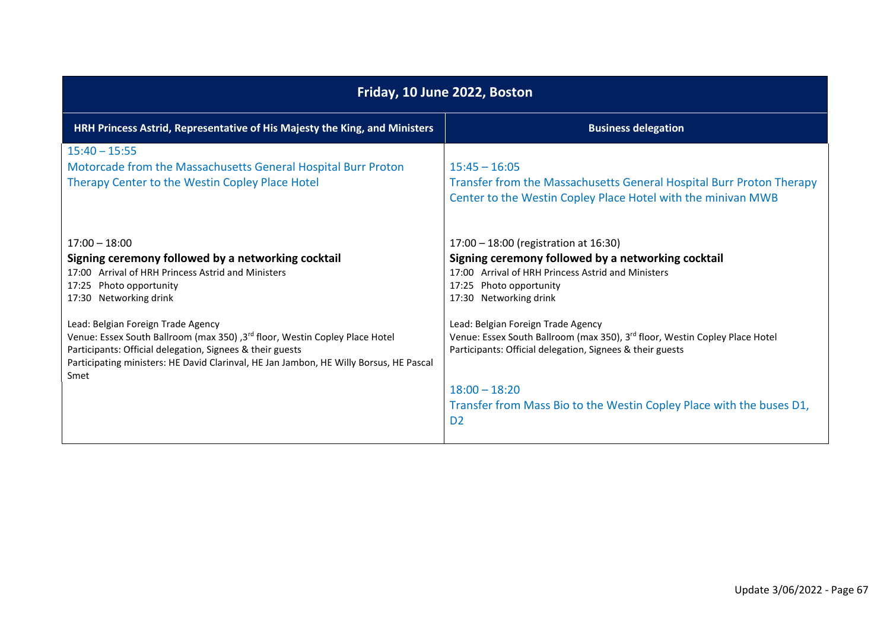| Friday, 10 June 2022, Boston | |
|---|---|
| **HRH Princess Astrid, Representative of His Majesty the King, and Ministers** | **Business delegation** |
| 15:40 – 15:55<br>Motorcade from the Massachusetts General Hospital Burr Proton Therapy Center to the Westin Copley Place Hotel | 15:45 – 16:05<br>Transfer from the Massachusetts General Hospital Burr Proton Therapy Center to the Westin Copley Place Hotel with the minivan MWB |
| 17:00 – 18:00<br>**Signing ceremony followed by a networking cocktail**<br>17:00 Arrival of HRH Princess Astrid and Ministers<br>17:25 Photo opportunity<br>17:30 Networking drink<br><br>Lead: Belgian Foreign Trade Agency<br>Venue: Essex South Ballroom (max 350) ,3rd floor, Westin Copley Place Hotel<br>Participants: Official delegation, Signees & their guests<br>Participating ministers: HE David Clarinval, HE Jan Jambon, HE Willy Borsus, HE Pascal Smet | 17:00 – 18:00 (registration at 16:30)<br>**Signing ceremony followed by a networking cocktail**<br>17:00 Arrival of HRH Princess Astrid and Ministers<br>17:25 Photo opportunity<br>17:30 Networking drink<br><br>Lead: Belgian Foreign Trade Agency<br>Venue: Essex South Ballroom (max 350), 3rd floor, Westin Copley Place Hotel<br>Participants: Official delegation, Signees & their guests<br><br>18:00 – 18:20<br>Transfer from Mass Bio to the Westin Copley Place with the buses D1, D2 |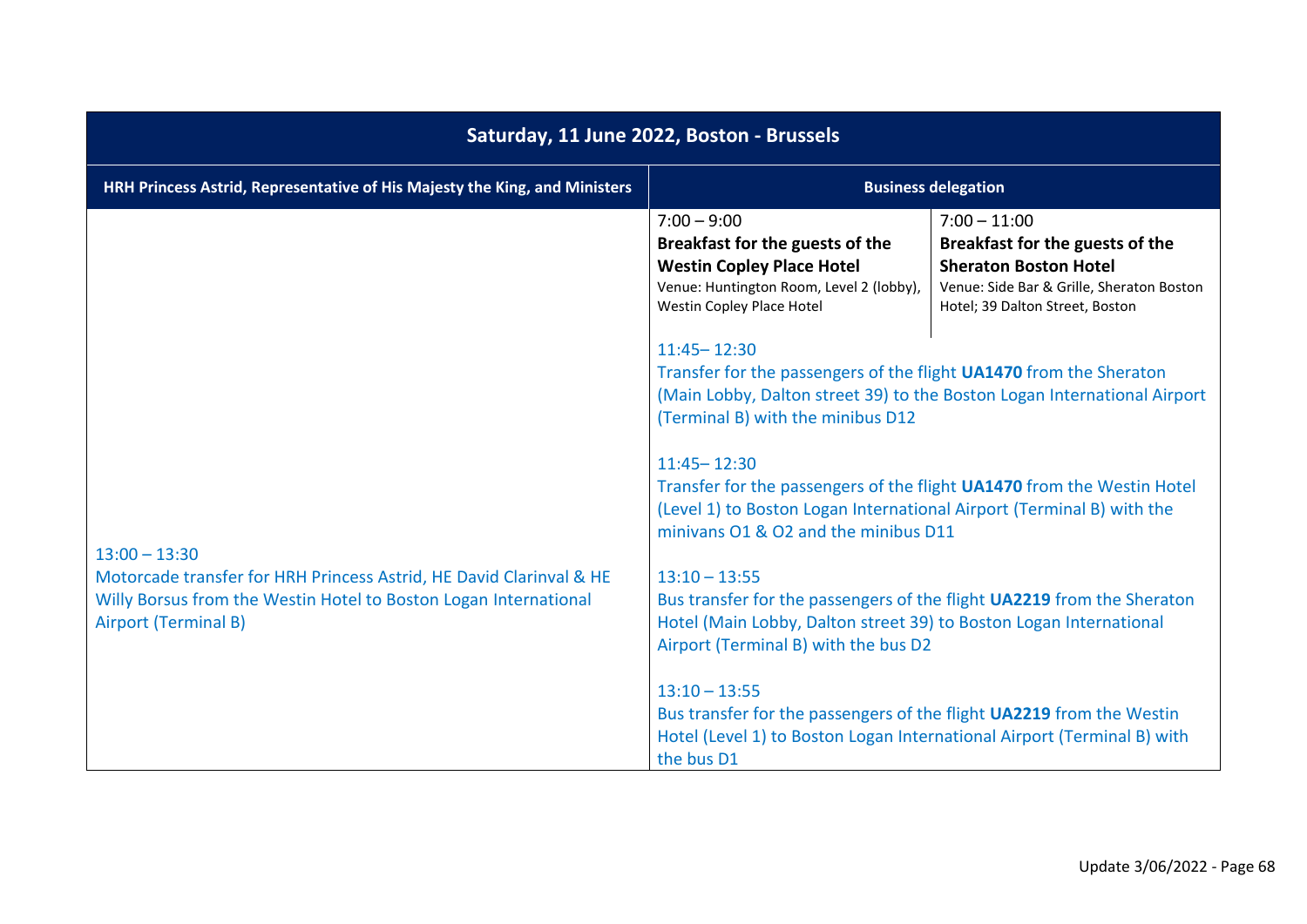| Saturday, 11 June 2022, Boston - Brussels | | |
|---|---|---|
| **HRH Princess Astrid, Representative of His Majesty the King, and Ministers** | **Business delegation** | |
| | 7:00 – 9:00<br>**Breakfast for the guests of the Westin Copley Place Hotel**<br>Venue: Huntington Room, Level 2 (lobby), Westin Copley Place Hotel | 7:00 – 11:00<br>**Breakfast for the guests of the Sheraton Boston Hotel**<br>Venue: Side Bar & Grille, Sheraton Boston Hotel; 39 Dalton Street, Boston |
| | 11:45– 12:30<br>Transfer for the passengers of the flight **UA1470** from the Sheraton (Main Lobby, Dalton street 39) to the Boston Logan International Airport (Terminal B) with the minibus D12 | |
| | 11:45– 12:30<br>Transfer for the passengers of the flight **UA1470** from the Westin Hotel (Level 1) to Boston Logan International Airport (Terminal B) with the minivans O1 & O2 and the minibus D11 | |
| 13:00 – 13:30<br>Motorcade transfer for HRH Princess Astrid, HE David Clarinval & HE Willy Borsus from the Westin Hotel to Boston Logan International Airport (Terminal B) | 13:10 – 13:55<br>Bus transfer for the passengers of the flight **UA2219** from the Sheraton Hotel (Main Lobby, Dalton street 39) to Boston Logan International Airport (Terminal B) with the bus D2 | |
| | 13:10 – 13:55<br>Bus transfer for the passengers of the flight **UA2219** from the Westin Hotel (Level 1) to Boston Logan International Airport (Terminal B) with the bus D1 | |

Update 3/06/2022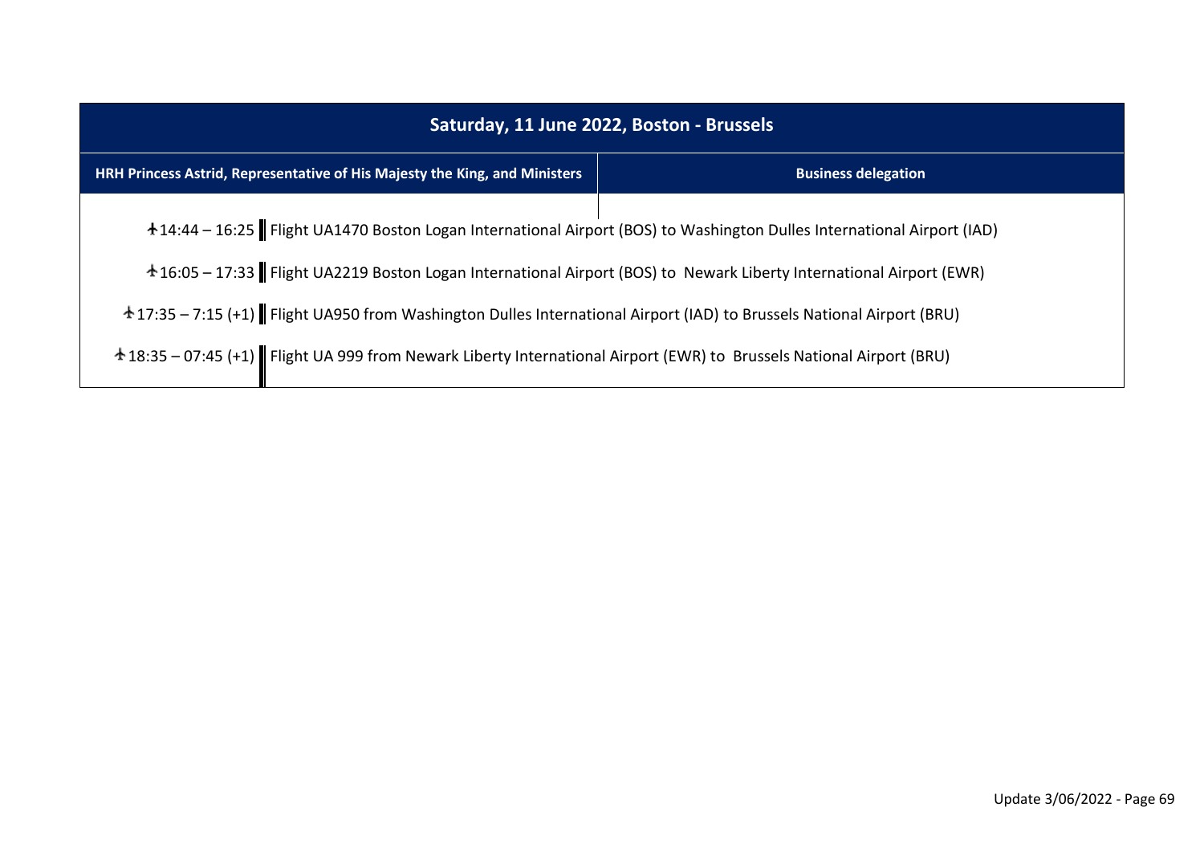| Saturday, 11 June 2022, Boston - Brussels | |
|---|---|
| **HRH Princess Astrid, Representative of His Majesty the King, and Ministers** | **Business delegation** |

✈14:44 – 16:25 | Flight UA1470 Boston Logan International Airport (BOS) to Washington Dulles International Airport (IAD)

✈16:05 – 17:33 | Flight UA2219 Boston Logan International Airport (BOS) to Newark Liberty International Airport (EWR)

✈17:35 – 7:15 (+1) | Flight UA950 from Washington Dulles International Airport (IAD) to Brussels National Airport (BRU)

✈18:35 – 07:45 (+1) | Flight UA 999 from Newark Liberty International Airport (EWR) to Brussels National Airport (BRU)

Update 3/06/2022